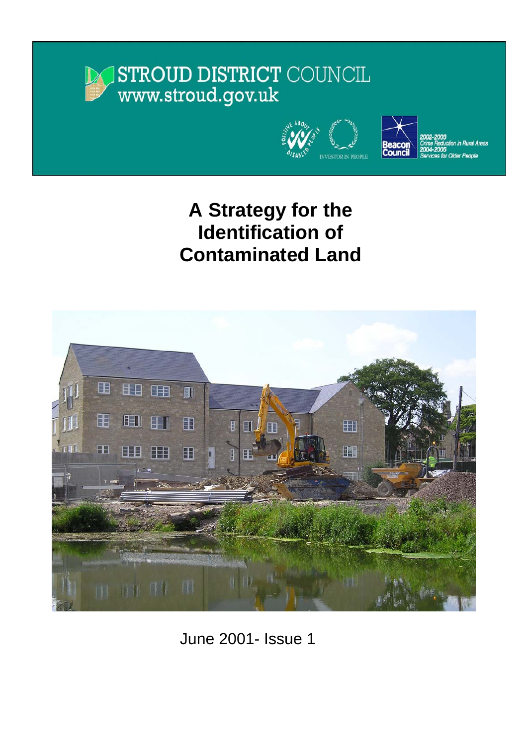STROUD DISTRICT COUNCIL
www.stroud.gov.uk

POSITIVE ABOUT DISABLED PEOPLE

INVESTOR IN PEOPLE

Beacon Council

2002-2003
Crime Reduction in Rural Areas
2004-2005
Services for Older People

# A Strategy for the Identification of Contaminated Land

June 2001- Issue 1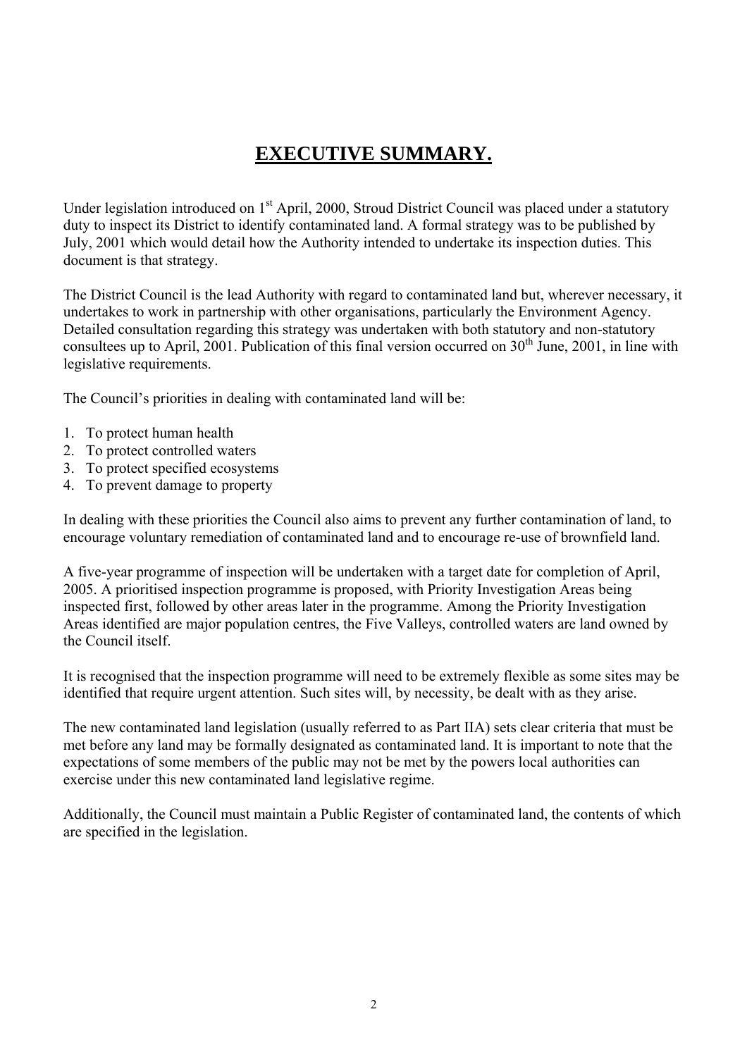# EXECUTIVE SUMMARY.

Under legislation introduced on 1st April, 2000, Stroud District Council was placed under a statutory duty to inspect its District to identify contaminated land. A formal strategy was to be published by July, 2001 which would detail how the Authority intended to undertake its inspection duties. This document is that strategy.

The District Council is the lead Authority with regard to contaminated land but, wherever necessary, it undertakes to work in partnership with other organisations, particularly the Environment Agency. Detailed consultation regarding this strategy was undertaken with both statutory and non-statutory consultees up to April, 2001. Publication of this final version occurred on 30th June, 2001, in line with legislative requirements.

The Council's priorities in dealing with contaminated land will be:

1. To protect human health
2. To protect controlled waters
3. To protect specified ecosystems
4. To prevent damage to property

In dealing with these priorities the Council also aims to prevent any further contamination of land, to encourage voluntary remediation of contaminated land and to encourage re-use of brownfield land.

A five-year programme of inspection will be undertaken with a target date for completion of April, 2005. A prioritised inspection programme is proposed, with Priority Investigation Areas being inspected first, followed by other areas later in the programme. Among the Priority Investigation Areas identified are major population centres, the Five Valleys, controlled waters are land owned by the Council itself.

It is recognised that the inspection programme will need to be extremely flexible as some sites may be identified that require urgent attention. Such sites will, by necessity, be dealt with as they arise.

The new contaminated land legislation (usually referred to as Part IIA) sets clear criteria that must be met before any land may be formally designated as contaminated land. It is important to note that the expectations of some members of the public may not be met by the powers local authorities can exercise under this new contaminated land legislative regime.

Additionally, the Council must maintain a Public Register of contaminated land, the contents of which are specified in the legislation.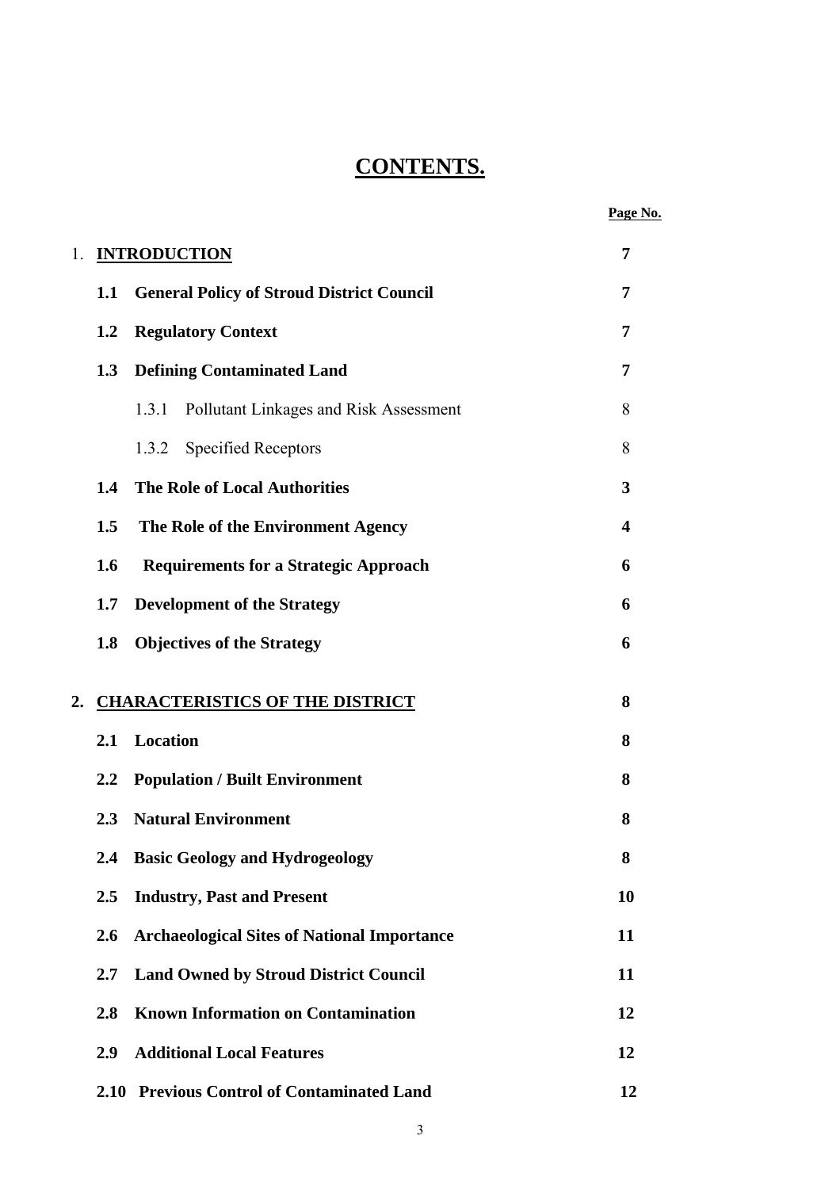# CONTENTS.

| | | Page No. |
|---|---|---|
| 1. | **INTRODUCTION** | **7** |
| **1.1** | **General Policy of Stroud District Council** | **7** |
| **1.2** | **Regulatory Context** | **7** |
| **1.3** | **Defining Contaminated Land** | **7** |
| | 1.3.1 Pollutant Linkages and Risk Assessment | 8 |
| | 1.3.2 Specified Receptors | 8 |
| **1.4** | **The Role of Local Authorities** | **3** |
| **1.5** | **The Role of the Environment Agency** | **4** |
| **1.6** | **Requirements for a Strategic Approach** | **6** |
| **1.7** | **Development of the Strategy** | **6** |
| **1.8** | **Objectives of the Strategy** | **6** |
| **2.** | **CHARACTERISTICS OF THE DISTRICT** | **8** |
| **2.1** | **Location** | **8** |
| **2.2** | **Population / Built Environment** | **8** |
| **2.3** | **Natural Environment** | **8** |
| **2.4** | **Basic Geology and Hydrogeology** | **8** |
| **2.5** | **Industry, Past and Present** | **10** |
| **2.6** | **Archaeological Sites of National Importance** | **11** |
| **2.7** | **Land Owned by Stroud District Council** | **11** |
| **2.8** | **Known Information on Contamination** | **12** |
| **2.9** | **Additional Local Features** | **12** |
| **2.10** | **Previous Control of Contaminated Land** | **12** |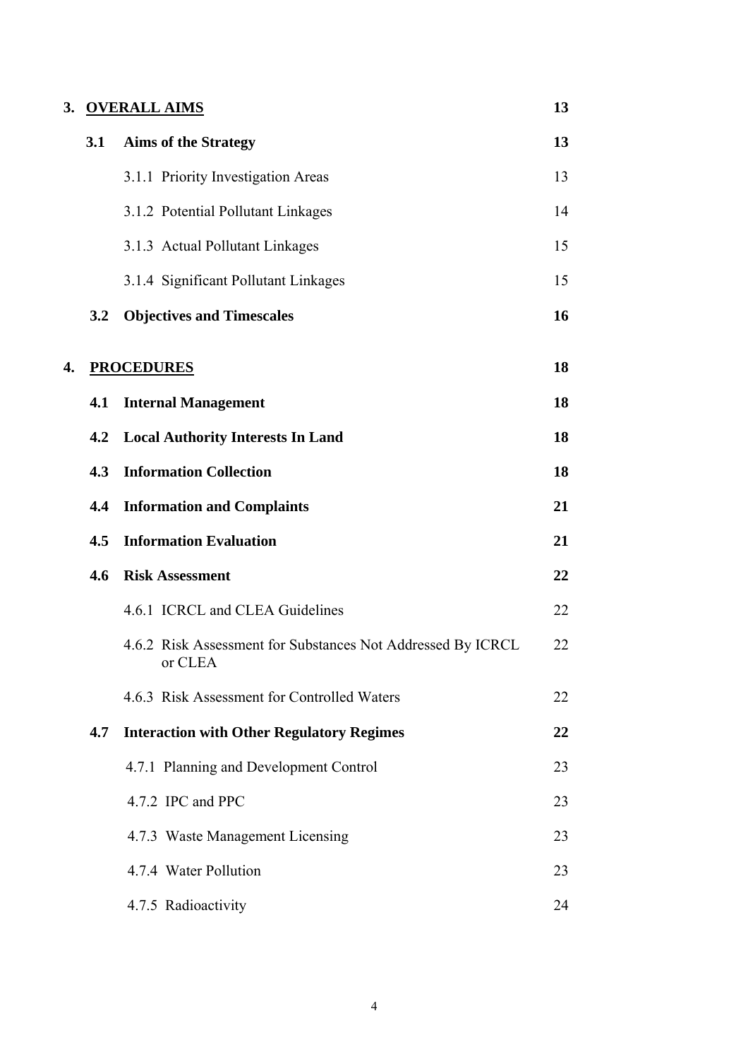| | | | |
|---|---|---|---|
| **3.** | **<u>OVERALL AIMS</u>** | | **13** |
| | **3.1** | **Aims of the Strategy** | **13** |
| | | 3.1.1 Priority Investigation Areas | 13 |
| | | 3.1.2 Potential Pollutant Linkages | 14 |
| | | 3.1.3 Actual Pollutant Linkages | 15 |
| | | 3.1.4 Significant Pollutant Linkages | 15 |
| | **3.2** | **Objectives and Timescales** | **16** |
| **4.** | **<u>PROCEDURES</u>** | | **18** |
| | **4.1** | **Internal Management** | **18** |
| | **4.2** | **Local Authority Interests In Land** | **18** |
| | **4.3** | **Information Collection** | **18** |
| | **4.4** | **Information and Complaints** | **21** |
| | **4.5** | **Information Evaluation** | **21** |
| | **4.6** | **Risk Assessment** | **22** |
| | | 4.6.1 ICRCL and CLEA Guidelines | 22 |
| | | 4.6.2 Risk Assessment for Substances Not Addressed By ICRCL or CLEA | 22 |
| | | 4.6.3 Risk Assessment for Controlled Waters | 22 |
| | **4.7** | **Interaction with Other Regulatory Regimes** | **22** |
| | | 4.7.1 Planning and Development Control | 23 |
| | | 4.7.2 IPC and PPC | 23 |
| | | 4.7.3 Waste Management Licensing | 23 |
| | | 4.7.4 Water Pollution | 23 |
| | | 4.7.5 Radioactivity | 24 |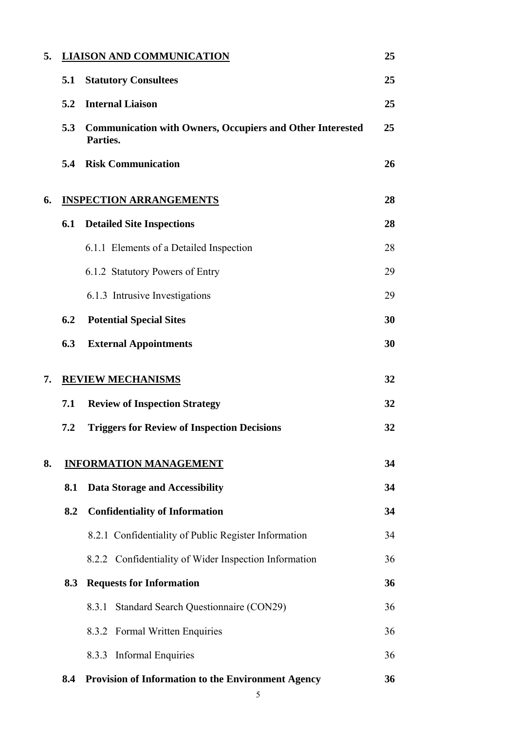| | | |
|---|---|---|
| **5.** | **LIAISON AND COMMUNICATION** | **25** |
| **5.1** | **Statutory Consultees** | **25** |
| **5.2** | **Internal Liaison** | **25** |
| **5.3** | **Communication with Owners, Occupiers and Other Interested Parties.** | **25** |
| **5.4** | **Risk Communication** | **26** |
| **6.** | **INSPECTION ARRANGEMENTS** | **28** |
| **6.1** | **Detailed Site Inspections** | **28** |
| | 6.1.1 Elements of a Detailed Inspection | 28 |
| | 6.1.2 Statutory Powers of Entry | 29 |
| | 6.1.3 Intrusive Investigations | 29 |
| **6.2** | **Potential Special Sites** | **30** |
| **6.3** | **External Appointments** | **30** |
| **7.** | **REVIEW MECHANISMS** | **32** |
| **7.1** | **Review of Inspection Strategy** | **32** |
| **7.2** | **Triggers for Review of Inspection Decisions** | **32** |
| **8.** | **INFORMATION MANAGEMENT** | **34** |
| **8.1** | **Data Storage and Accessibility** | **34** |
| **8.2** | **Confidentiality of Information** | **34** |
| | 8.2.1 Confidentiality of Public Register Information | 34 |
| | 8.2.2 Confidentiality of Wider Inspection Information | 36 |
| **8.3** | **Requests for Information** | **36** |
| | 8.3.1 Standard Search Questionnaire (CON29) | 36 |
| | 8.3.2 Formal Written Enquiries | 36 |
| | 8.3.3 Informal Enquiries | 36 |
| **8.4** | **Provision of Information to the Environment Agency** | **36** |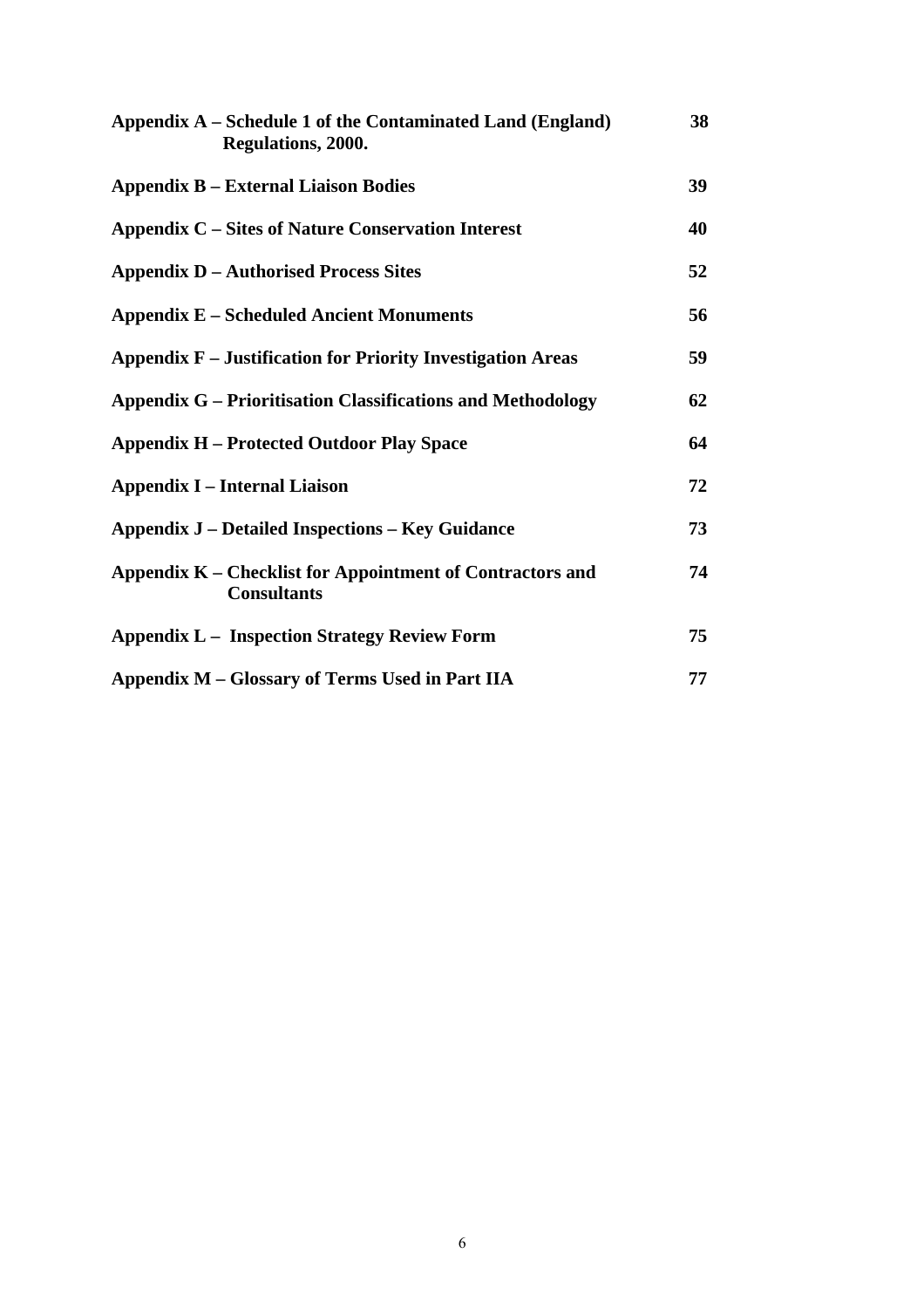| | |
|---|---|
| **Appendix A – Schedule 1 of the Contaminated Land (England) Regulations, 2000.** | **38** |
| **Appendix B – External Liaison Bodies** | **39** |
| **Appendix C – Sites of Nature Conservation Interest** | **40** |
| **Appendix D – Authorised Process Sites** | **52** |
| **Appendix E – Scheduled Ancient Monuments** | **56** |
| **Appendix F – Justification for Priority Investigation Areas** | **59** |
| **Appendix G – Prioritisation Classifications and Methodology** | **62** |
| **Appendix H – Protected Outdoor Play Space** | **64** |
| **Appendix I – Internal Liaison** | **72** |
| **Appendix J – Detailed Inspections – Key Guidance** | **73** |
| **Appendix K – Checklist for Appointment of Contractors and Consultants** | **74** |
| **Appendix L – Inspection Strategy Review Form** | **75** |
| **Appendix M – Glossary of Terms Used in Part IIA** | **77** |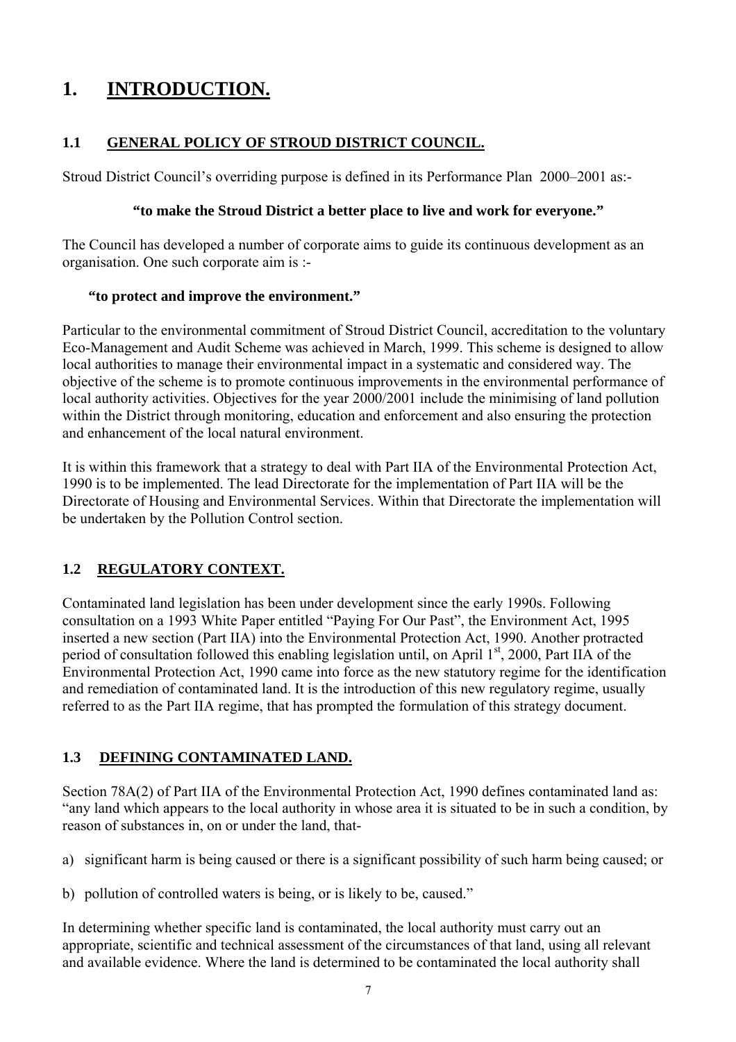# 1. INTRODUCTION.

## 1.1 GENERAL POLICY OF STROUD DISTRICT COUNCIL.

Stroud District Council's overriding purpose is defined in its Performance Plan 2000–2001 as:-

**"to make the Stroud District a better place to live and work for everyone."**

The Council has developed a number of corporate aims to guide its continuous development as an organisation. One such corporate aim is :-

**"to protect and improve the environment."**

Particular to the environmental commitment of Stroud District Council, accreditation to the voluntary Eco-Management and Audit Scheme was achieved in March, 1999. This scheme is designed to allow local authorities to manage their environmental impact in a systematic and considered way. The objective of the scheme is to promote continuous improvements in the environmental performance of local authority activities. Objectives for the year 2000/2001 include the minimising of land pollution within the District through monitoring, education and enforcement and also ensuring the protection and enhancement of the local natural environment.

It is within this framework that a strategy to deal with Part IIA of the Environmental Protection Act, 1990 is to be implemented. The lead Directorate for the implementation of Part IIA will be the Directorate of Housing and Environmental Services. Within that Directorate the implementation will be undertaken by the Pollution Control section.

## 1.2 REGULATORY CONTEXT.

Contaminated land legislation has been under development since the early 1990s. Following consultation on a 1993 White Paper entitled "Paying For Our Past", the Environment Act, 1995 inserted a new section (Part IIA) into the Environmental Protection Act, 1990. Another protracted period of consultation followed this enabling legislation until, on April 1st, 2000, Part IIA of the Environmental Protection Act, 1990 came into force as the new statutory regime for the identification and remediation of contaminated land. It is the introduction of this new regulatory regime, usually referred to as the Part IIA regime, that has prompted the formulation of this strategy document.

## 1.3 DEFINING CONTAMINATED LAND.

Section 78A(2) of Part IIA of the Environmental Protection Act, 1990 defines contaminated land as: "any land which appears to the local authority in whose area it is situated to be in such a condition, by reason of substances in, on or under the land, that-

a) significant harm is being caused or there is a significant possibility of such harm being caused; or

b) pollution of controlled waters is being, or is likely to be, caused."

In determining whether specific land is contaminated, the local authority must carry out an appropriate, scientific and technical assessment of the circumstances of that land, using all relevant and available evidence. Where the land is determined to be contaminated the local authority shall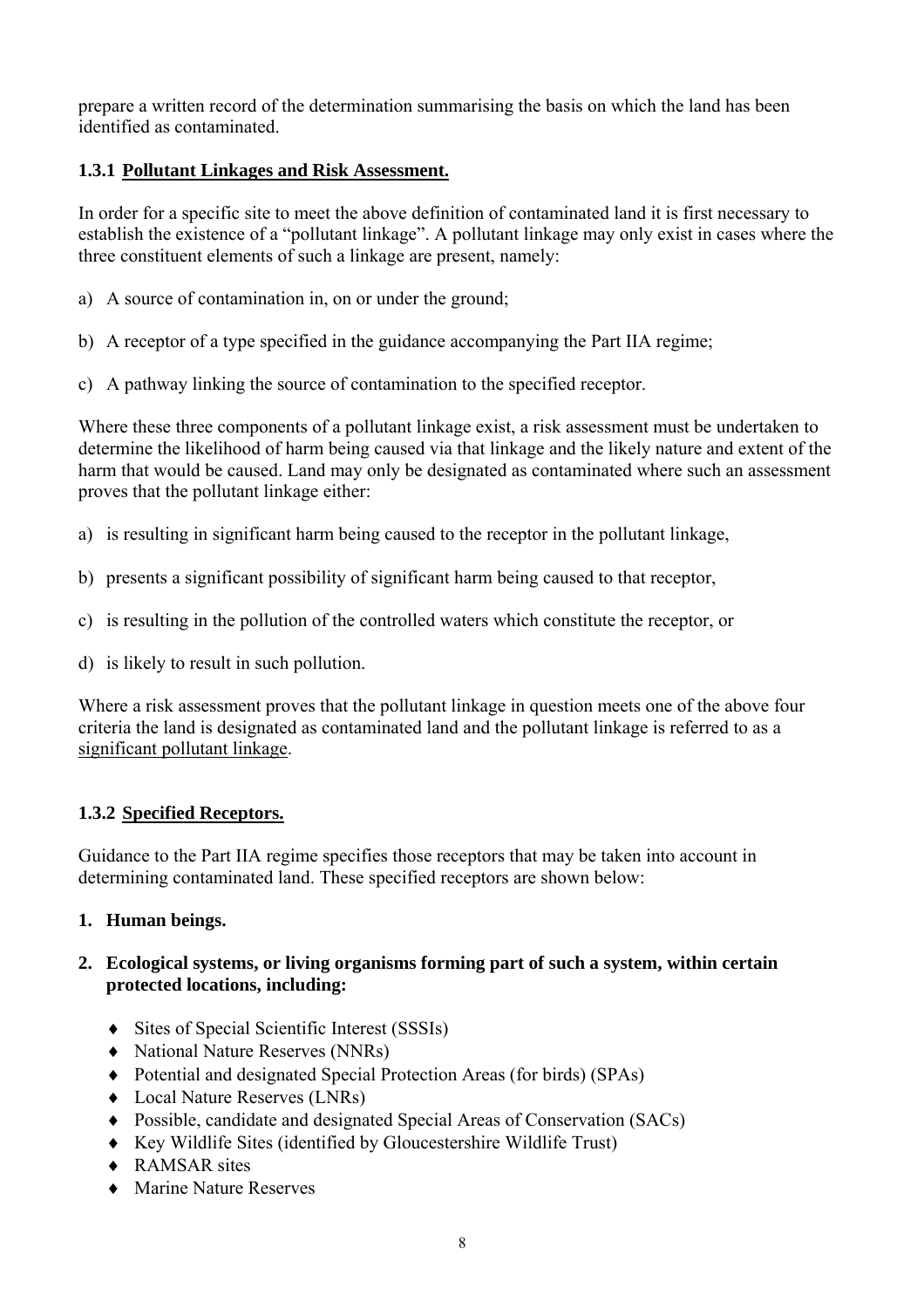prepare a written record of the determination summarising the basis on which the land has been identified as contaminated.

### 1.3.1 Pollutant Linkages and Risk Assessment.

In order for a specific site to meet the above definition of contaminated land it is first necessary to establish the existence of a "pollutant linkage". A pollutant linkage may only exist in cases where the three constituent elements of such a linkage are present, namely:

a) A source of contamination in, on or under the ground;

b) A receptor of a type specified in the guidance accompanying the Part IIA regime;

c) A pathway linking the source of contamination to the specified receptor.

Where these three components of a pollutant linkage exist, a risk assessment must be undertaken to determine the likelihood of harm being caused via that linkage and the likely nature and extent of the harm that would be caused. Land may only be designated as contaminated where such an assessment proves that the pollutant linkage either:

a) is resulting in significant harm being caused to the receptor in the pollutant linkage,

b) presents a significant possibility of significant harm being caused to that receptor,

c) is resulting in the pollution of the controlled waters which constitute the receptor, or

d) is likely to result in such pollution.

Where a risk assessment proves that the pollutant linkage in question meets one of the above four criteria the land is designated as contaminated land and the pollutant linkage is referred to as a significant pollutant linkage.

### 1.3.2 Specified Receptors.

Guidance to the Part IIA regime specifies those receptors that may be taken into account in determining contaminated land. These specified receptors are shown below:

1. **Human beings.**

2. **Ecological systems, or living organisms forming part of such a system, within certain protected locations, including:**

    - Sites of Special Scientific Interest (SSSIs)
    - National Nature Reserves (NNRs)
    - Potential and designated Special Protection Areas (for birds) (SPAs)
    - Local Nature Reserves (LNRs)
    - Possible, candidate and designated Special Areas of Conservation (SACs)
    - Key Wildlife Sites (identified by Gloucestershire Wildlife Trust)
    - RAMSAR sites
    - Marine Nature Reserves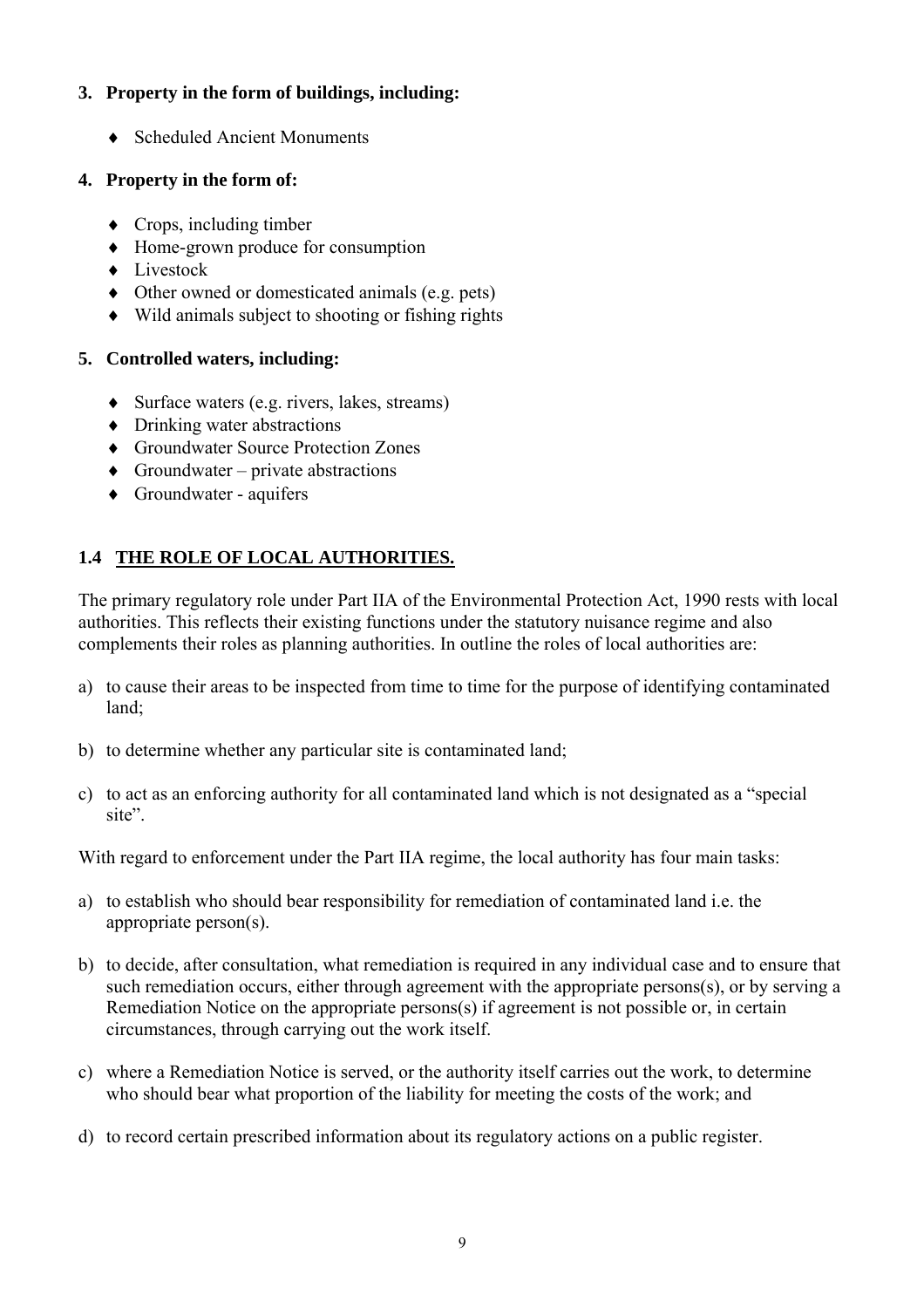**3. Property in the form of buildings, including:**

- Scheduled Ancient Monuments

**4. Property in the form of:**

- Crops, including timber
- Home-grown produce for consumption
- Livestock
- Other owned or domesticated animals (e.g. pets)
- Wild animals subject to shooting or fishing rights

**5. Controlled waters, including:**

- Surface waters (e.g. rivers, lakes, streams)
- Drinking water abstractions
- Groundwater Source Protection Zones
- Groundwater – private abstractions
- Groundwater - aquifers

## 1.4 THE ROLE OF LOCAL AUTHORITIES.

The primary regulatory role under Part IIA of the Environmental Protection Act, 1990 rests with local authorities. This reflects their existing functions under the statutory nuisance regime and also complements their roles as planning authorities. In outline the roles of local authorities are:

a) to cause their areas to be inspected from time to time for the purpose of identifying contaminated land;

b) to determine whether any particular site is contaminated land;

c) to act as an enforcing authority for all contaminated land which is not designated as a "special site".

With regard to enforcement under the Part IIA regime, the local authority has four main tasks:

a) to establish who should bear responsibility for remediation of contaminated land i.e. the appropriate person(s).

b) to decide, after consultation, what remediation is required in any individual case and to ensure that such remediation occurs, either through agreement with the appropriate persons(s), or by serving a Remediation Notice on the appropriate persons(s) if agreement is not possible or, in certain circumstances, through carrying out the work itself.

c) where a Remediation Notice is served, or the authority itself carries out the work, to determine who should bear what proportion of the liability for meeting the costs of the work; and

d) to record certain prescribed information about its regulatory actions on a public register.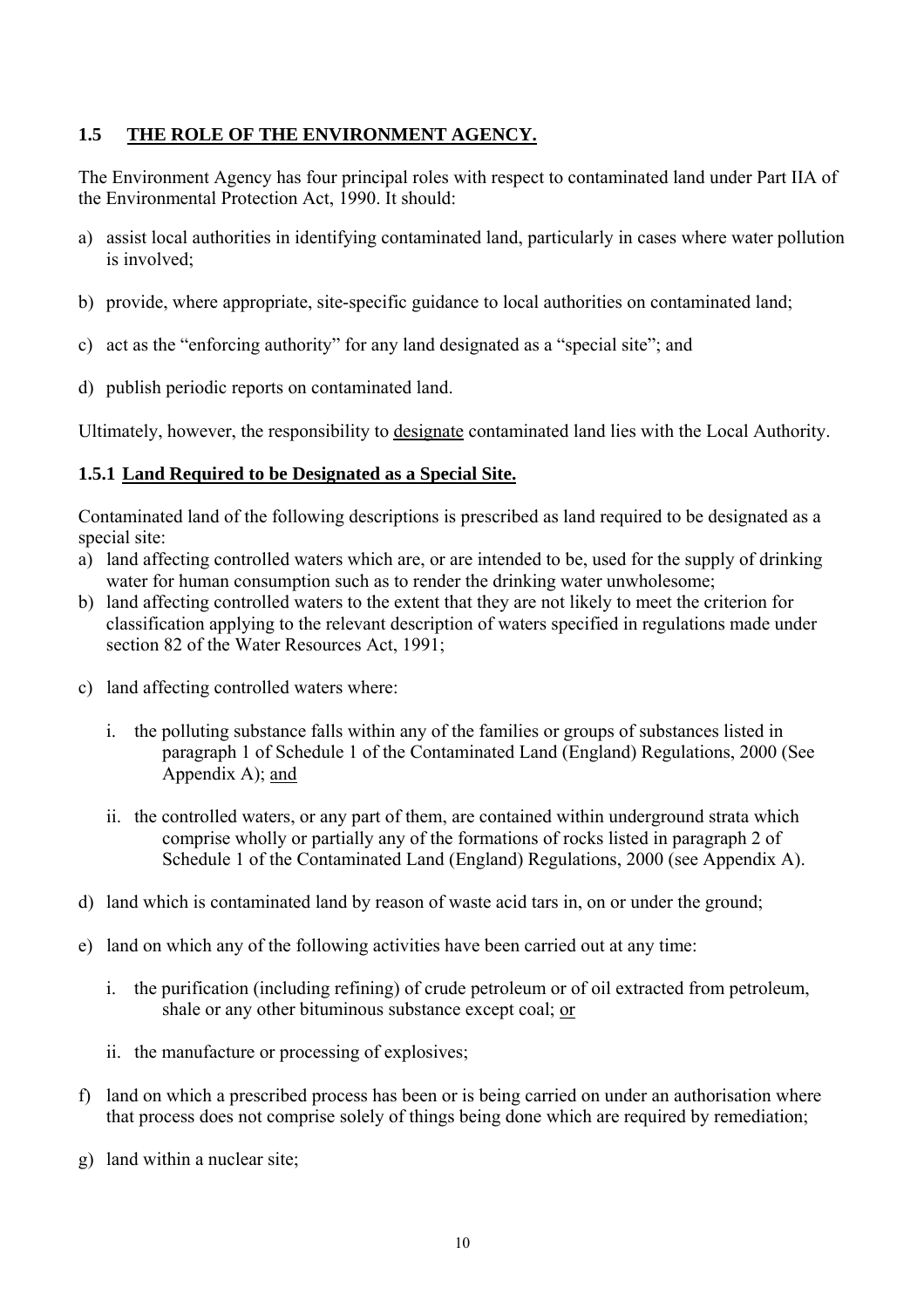## 1.5 THE ROLE OF THE ENVIRONMENT AGENCY.

The Environment Agency has four principal roles with respect to contaminated land under Part IIA of the Environmental Protection Act, 1990. It should:

a) assist local authorities in identifying contaminated land, particularly in cases where water pollution is involved;

b) provide, where appropriate, site-specific guidance to local authorities on contaminated land;

c) act as the "enforcing authority" for any land designated as a "special site"; and

d) publish periodic reports on contaminated land.

Ultimately, however, the responsibility to <u>designate</u> contaminated land lies with the Local Authority.

### 1.5.1 Land Required to be Designated as a Special Site.

Contaminated land of the following descriptions is prescribed as land required to be designated as a special site:

a) land affecting controlled waters which are, or are intended to be, used for the supply of drinking water for human consumption such as to render the drinking water unwholesome;

b) land affecting controlled waters to the extent that they are not likely to meet the criterion for classification applying to the relevant description of waters specified in regulations made under section 82 of the Water Resources Act, 1991;

c) land affecting controlled waters where:

   i. the polluting substance falls within any of the families or groups of substances listed in paragraph 1 of Schedule 1 of the Contaminated Land (England) Regulations, 2000 (See Appendix A); <u>and</u>

   ii. the controlled waters, or any part of them, are contained within underground strata which comprise wholly or partially any of the formations of rocks listed in paragraph 2 of Schedule 1 of the Contaminated Land (England) Regulations, 2000 (see Appendix A).

d) land which is contaminated land by reason of waste acid tars in, on or under the ground;

e) land on which any of the following activities have been carried out at any time:

   i. the purification (including refining) of crude petroleum or of oil extracted from petroleum, shale or any other bituminous substance except coal; <u>or</u>

   ii. the manufacture or processing of explosives;

f) land on which a prescribed process has been or is being carried on under an authorisation where that process does not comprise solely of things being done which are required by remediation;

g) land within a nuclear site;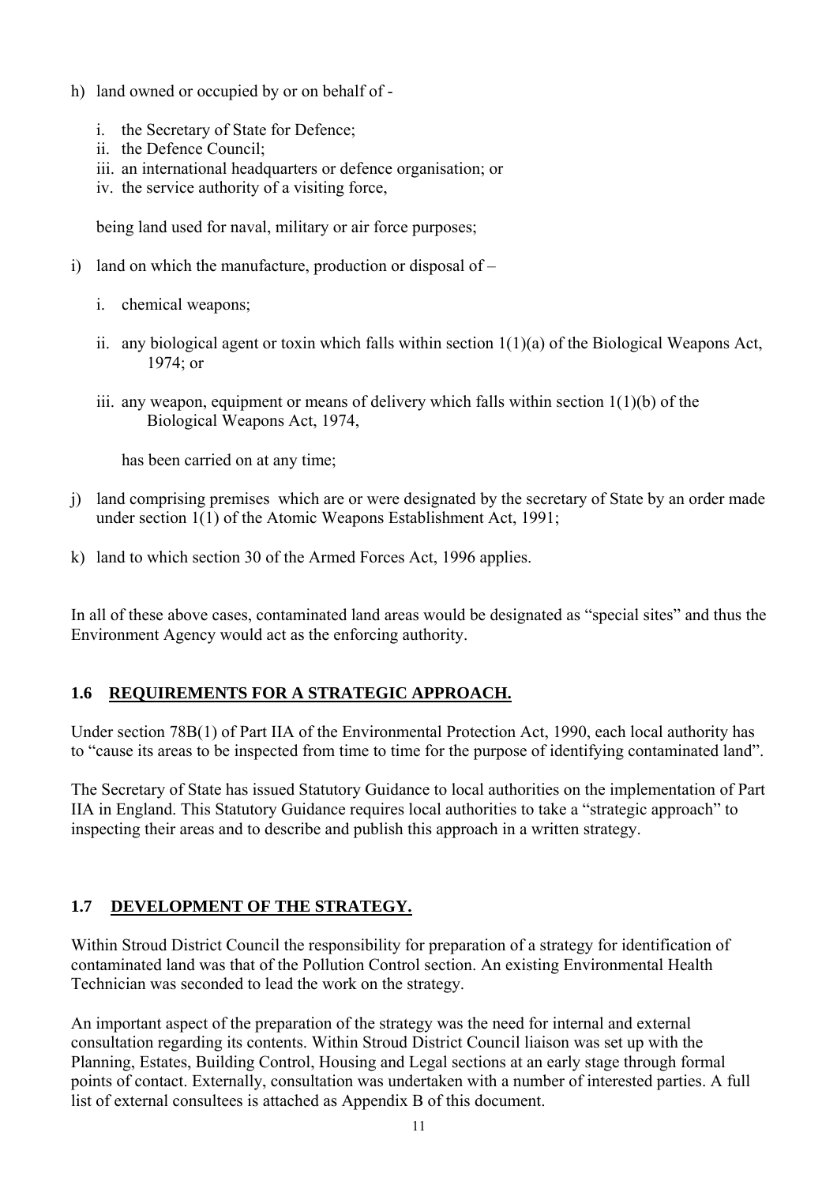h) land owned or occupied by or on behalf of -

   i. the Secretary of State for Defence;
   ii. the Defence Council;
   iii. an international headquarters or defence organisation; or
   iv. the service authority of a visiting force,

   being land used for naval, military or air force purposes;

i) land on which the manufacture, production or disposal of –

   i. chemical weapons;

   ii. any biological agent or toxin which falls within section 1(1)(a) of the Biological Weapons Act, 1974; or

   iii. any weapon, equipment or means of delivery which falls within section 1(1)(b) of the Biological Weapons Act, 1974,

   has been carried on at any time;

j) land comprising premises which are or were designated by the secretary of State by an order made under section 1(1) of the Atomic Weapons Establishment Act, 1991;

k) land to which section 30 of the Armed Forces Act, 1996 applies.

In all of these above cases, contaminated land areas would be designated as "special sites" and thus the Environment Agency would act as the enforcing authority.

## 1.6 REQUIREMENTS FOR A STRATEGIC APPROACH.

Under section 78B(1) of Part IIA of the Environmental Protection Act, 1990, each local authority has to "cause its areas to be inspected from time to time for the purpose of identifying contaminated land".

The Secretary of State has issued Statutory Guidance to local authorities on the implementation of Part IIA in England. This Statutory Guidance requires local authorities to take a "strategic approach" to inspecting their areas and to describe and publish this approach in a written strategy.

## 1.7 DEVELOPMENT OF THE STRATEGY.

Within Stroud District Council the responsibility for preparation of a strategy for identification of contaminated land was that of the Pollution Control section. An existing Environmental Health Technician was seconded to lead the work on the strategy.

An important aspect of the preparation of the strategy was the need for internal and external consultation regarding its contents. Within Stroud District Council liaison was set up with the Planning, Estates, Building Control, Housing and Legal sections at an early stage through formal points of contact. Externally, consultation was undertaken with a number of interested parties. A full list of external consultees is attached as Appendix B of this document.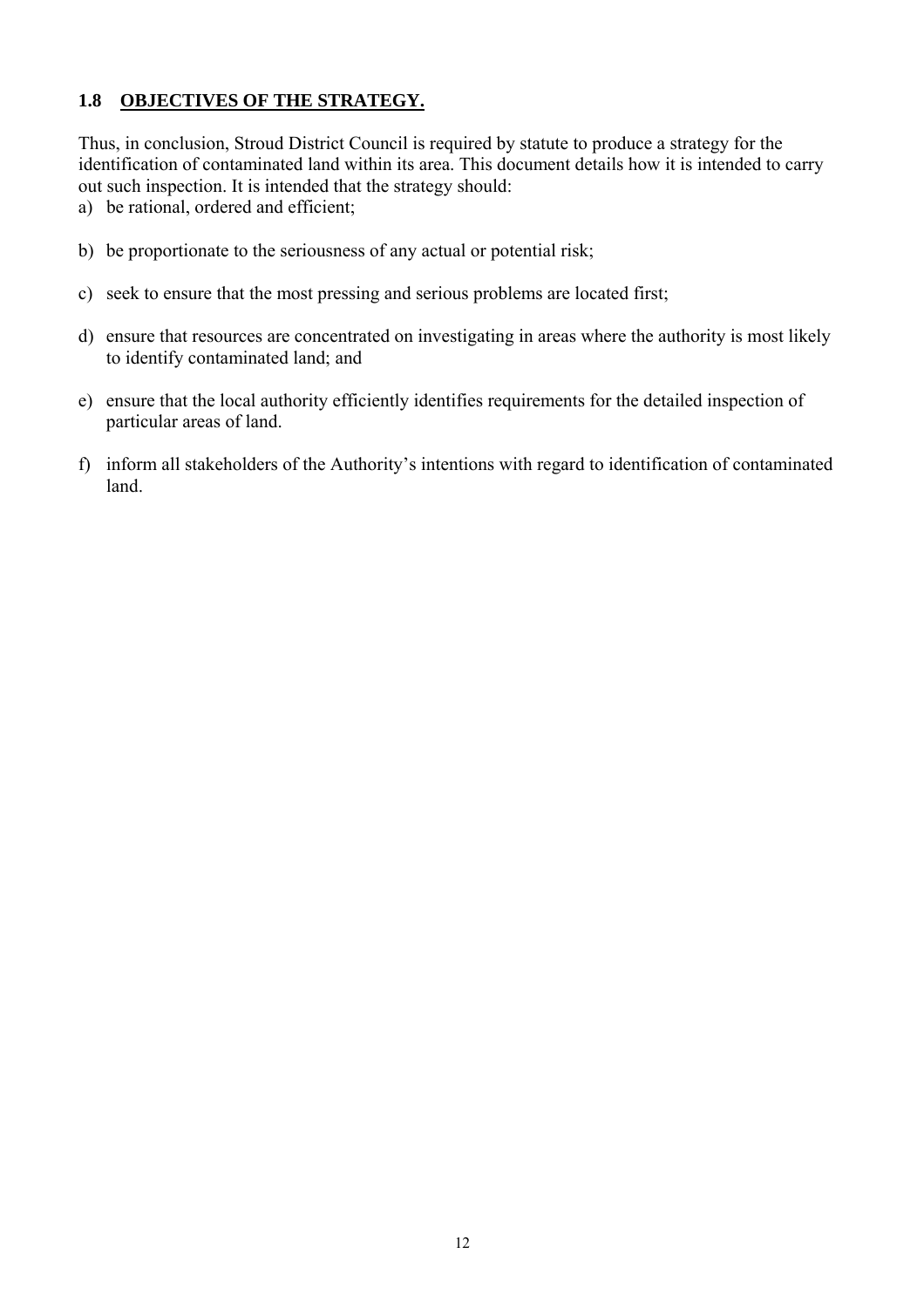## 1.8 OBJECTIVES OF THE STRATEGY.

Thus, in conclusion, Stroud District Council is required by statute to produce a strategy for the identification of contaminated land within its area. This document details how it is intended to carry out such inspection. It is intended that the strategy should:

a) be rational, ordered and efficient;

b) be proportionate to the seriousness of any actual or potential risk;

c) seek to ensure that the most pressing and serious problems are located first;

d) ensure that resources are concentrated on investigating in areas where the authority is most likely to identify contaminated land; and

e) ensure that the local authority efficiently identifies requirements for the detailed inspection of particular areas of land.

f) inform all stakeholders of the Authority's intentions with regard to identification of contaminated land.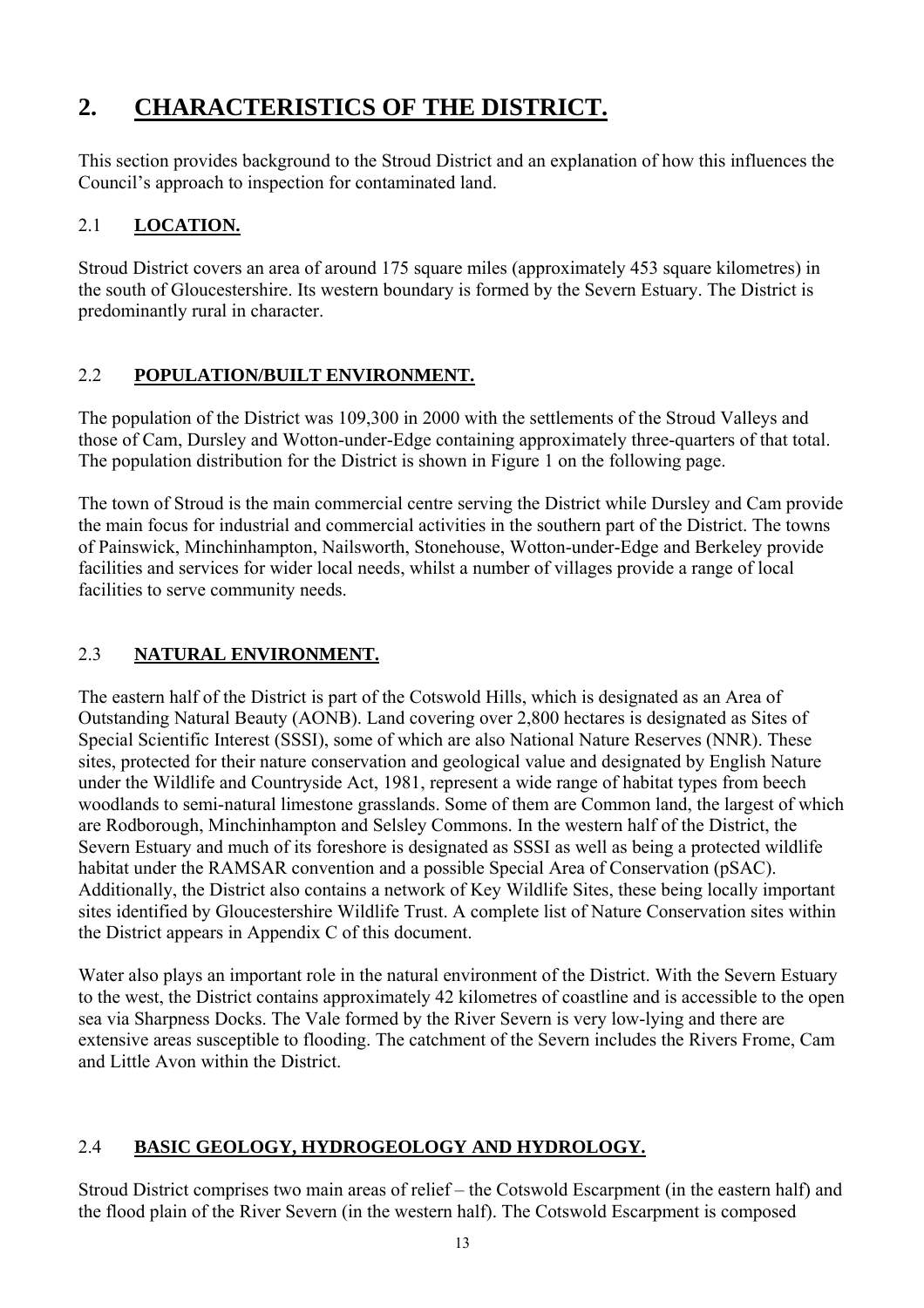# 2. CHARACTERISTICS OF THE DISTRICT.

This section provides background to the Stroud District and an explanation of how this influences the Council's approach to inspection for contaminated land.

## 2.1 LOCATION.

Stroud District covers an area of around 175 square miles (approximately 453 square kilometres) in the south of Gloucestershire. Its western boundary is formed by the Severn Estuary. The District is predominantly rural in character.

## 2.2 POPULATION/BUILT ENVIRONMENT.

The population of the District was 109,300 in 2000 with the settlements of the Stroud Valleys and those of Cam, Dursley and Wotton-under-Edge containing approximately three-quarters of that total. The population distribution for the District is shown in Figure 1 on the following page.

The town of Stroud is the main commercial centre serving the District while Dursley and Cam provide the main focus for industrial and commercial activities in the southern part of the District. The towns of Painswick, Minchinhampton, Nailsworth, Stonehouse, Wotton-under-Edge and Berkeley provide facilities and services for wider local needs, whilst a number of villages provide a range of local facilities to serve community needs.

## 2.3 NATURAL ENVIRONMENT.

The eastern half of the District is part of the Cotswold Hills, which is designated as an Area of Outstanding Natural Beauty (AONB). Land covering over 2,800 hectares is designated as Sites of Special Scientific Interest (SSSI), some of which are also National Nature Reserves (NNR). These sites, protected for their nature conservation and geological value and designated by English Nature under the Wildlife and Countryside Act, 1981, represent a wide range of habitat types from beech woodlands to semi-natural limestone grasslands. Some of them are Common land, the largest of which are Rodborough, Minchinhampton and Selsley Commons. In the western half of the District, the Severn Estuary and much of its foreshore is designated as SSSI as well as being a protected wildlife habitat under the RAMSAR convention and a possible Special Area of Conservation (pSAC). Additionally, the District also contains a network of Key Wildlife Sites, these being locally important sites identified by Gloucestershire Wildlife Trust. A complete list of Nature Conservation sites within the District appears in Appendix C of this document.

Water also plays an important role in the natural environment of the District. With the Severn Estuary to the west, the District contains approximately 42 kilometres of coastline and is accessible to the open sea via Sharpness Docks. The Vale formed by the River Severn is very low-lying and there are extensive areas susceptible to flooding. The catchment of the Severn includes the Rivers Frome, Cam and Little Avon within the District.

## 2.4 BASIC GEOLOGY, HYDROGEOLOGY AND HYDROLOGY.

Stroud District comprises two main areas of relief – the Cotswold Escarpment (in the eastern half) and the flood plain of the River Severn (in the western half). The Cotswold Escarpment is composed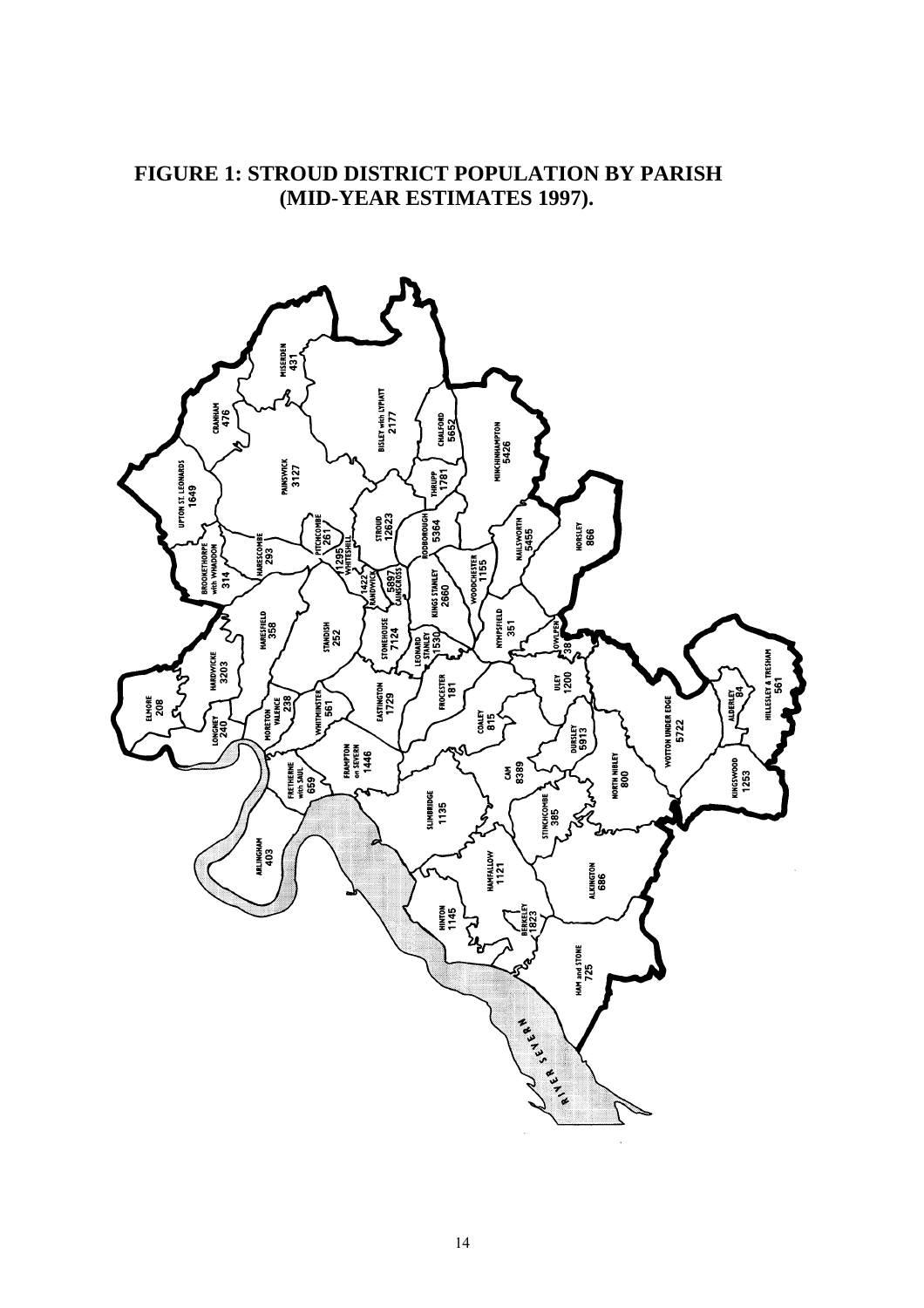**FIGURE 1: STROUD DISTRICT POPULATION BY PARISH (MID-YEAR ESTIMATES 1997).**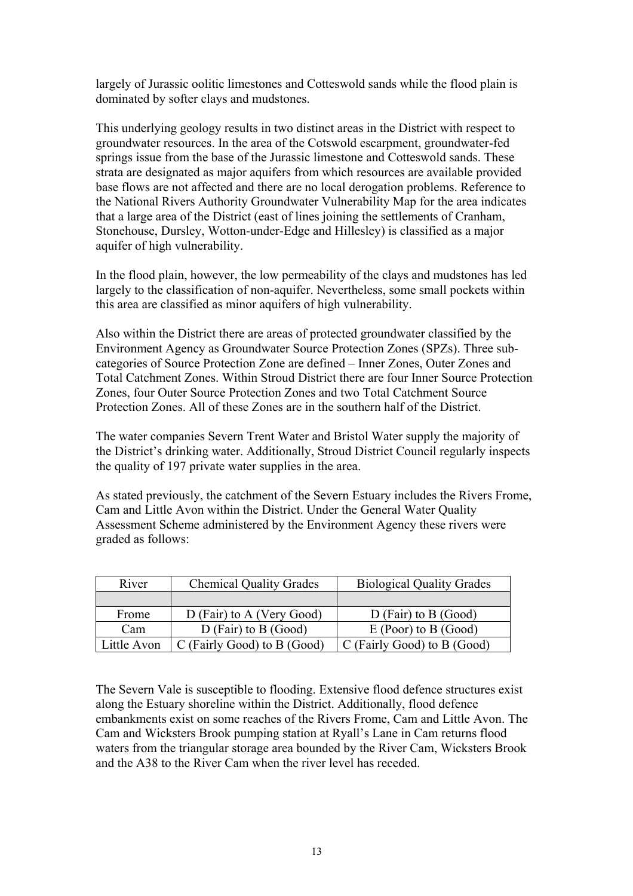largely of Jurassic oolitic limestones and Cotteswold sands while the flood plain is dominated by softer clays and mudstones.

This underlying geology results in two distinct areas in the District with respect to groundwater resources. In the area of the Cotswold escarpment, groundwater-fed springs issue from the base of the Jurassic limestone and Cotteswold sands. These strata are designated as major aquifers from which resources are available provided base flows are not affected and there are no local derogation problems. Reference to the National Rivers Authority Groundwater Vulnerability Map for the area indicates that a large area of the District (east of lines joining the settlements of Cranham, Stonehouse, Dursley, Wotton-under-Edge and Hillesley) is classified as a major aquifer of high vulnerability.

In the flood plain, however, the low permeability of the clays and mudstones has led largely to the classification of non-aquifer. Nevertheless, some small pockets within this area are classified as minor aquifers of high vulnerability.

Also within the District there are areas of protected groundwater classified by the Environment Agency as Groundwater Source Protection Zones (SPZs). Three sub-categories of Source Protection Zone are defined – Inner Zones, Outer Zones and Total Catchment Zones. Within Stroud District there are four Inner Source Protection Zones, four Outer Source Protection Zones and two Total Catchment Source Protection Zones. All of these Zones are in the southern half of the District.

The water companies Severn Trent Water and Bristol Water supply the majority of the District's drinking water. Additionally, Stroud District Council regularly inspects the quality of 197 private water supplies in the area.

As stated previously, the catchment of the Severn Estuary includes the Rivers Frome, Cam and Little Avon within the District. Under the General Water Quality Assessment Scheme administered by the Environment Agency these rivers were graded as follows:

| River | Chemical Quality Grades | Biological Quality Grades |
|---|---|---|
| | | |
| Frome | D (Fair) to A (Very Good) | D (Fair) to B (Good) |
| Cam | D (Fair) to B (Good) | E (Poor) to B (Good) |
| Little Avon | C (Fairly Good) to B (Good) | C (Fairly Good) to B (Good) |

The Severn Vale is susceptible to flooding. Extensive flood defence structures exist along the Estuary shoreline within the District. Additionally, flood defence embankments exist on some reaches of the Rivers Frome, Cam and Little Avon. The Cam and Wicksters Brook pumping station at Ryall's Lane in Cam returns flood waters from the triangular storage area bounded by the River Cam, Wicksters Brook and the A38 to the River Cam when the river level has receded.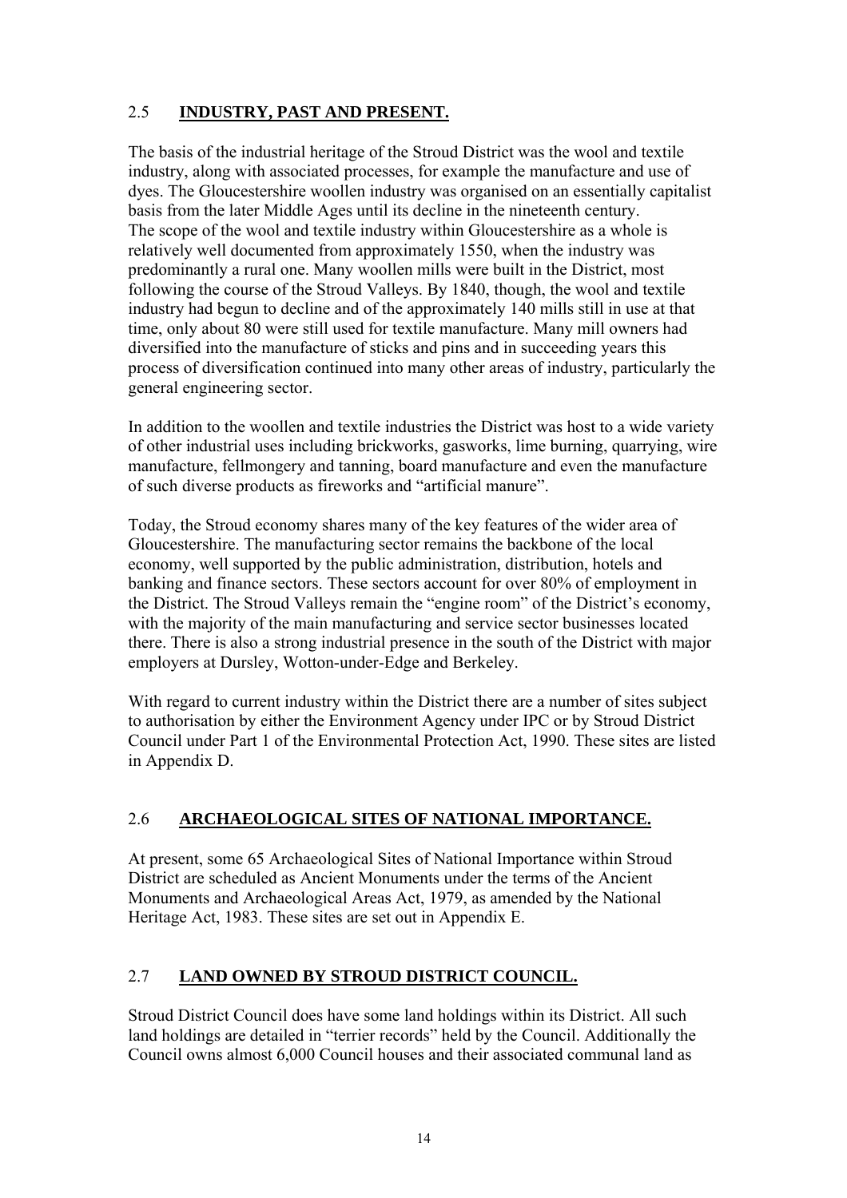## 2.5 **INDUSTRY, PAST AND PRESENT.**

The basis of the industrial heritage of the Stroud District was the wool and textile industry, along with associated processes, for example the manufacture and use of dyes. The Gloucestershire woollen industry was organised on an essentially capitalist basis from the later Middle Ages until its decline in the nineteenth century. The scope of the wool and textile industry within Gloucestershire as a whole is relatively well documented from approximately 1550, when the industry was predominantly a rural one. Many woollen mills were built in the District, most following the course of the Stroud Valleys. By 1840, though, the wool and textile industry had begun to decline and of the approximately 140 mills still in use at that time, only about 80 were still used for textile manufacture. Many mill owners had diversified into the manufacture of sticks and pins and in succeeding years this process of diversification continued into many other areas of industry, particularly the general engineering sector.

In addition to the woollen and textile industries the District was host to a wide variety of other industrial uses including brickworks, gasworks, lime burning, quarrying, wire manufacture, fellmongery and tanning, board manufacture and even the manufacture of such diverse products as fireworks and "artificial manure".

Today, the Stroud economy shares many of the key features of the wider area of Gloucestershire. The manufacturing sector remains the backbone of the local economy, well supported by the public administration, distribution, hotels and banking and finance sectors. These sectors account for over 80% of employment in the District. The Stroud Valleys remain the "engine room" of the District's economy, with the majority of the main manufacturing and service sector businesses located there. There is also a strong industrial presence in the south of the District with major employers at Dursley, Wotton-under-Edge and Berkeley.

With regard to current industry within the District there are a number of sites subject to authorisation by either the Environment Agency under IPC or by Stroud District Council under Part 1 of the Environmental Protection Act, 1990. These sites are listed in Appendix D.

## 2.6 **ARCHAEOLOGICAL SITES OF NATIONAL IMPORTANCE.**

At present, some 65 Archaeological Sites of National Importance within Stroud District are scheduled as Ancient Monuments under the terms of the Ancient Monuments and Archaeological Areas Act, 1979, as amended by the National Heritage Act, 1983. These sites are set out in Appendix E.

## 2.7 **LAND OWNED BY STROUD DISTRICT COUNCIL.**

Stroud District Council does have some land holdings within its District. All such land holdings are detailed in "terrier records" held by the Council. Additionally the Council owns almost 6,000 Council houses and their associated communal land as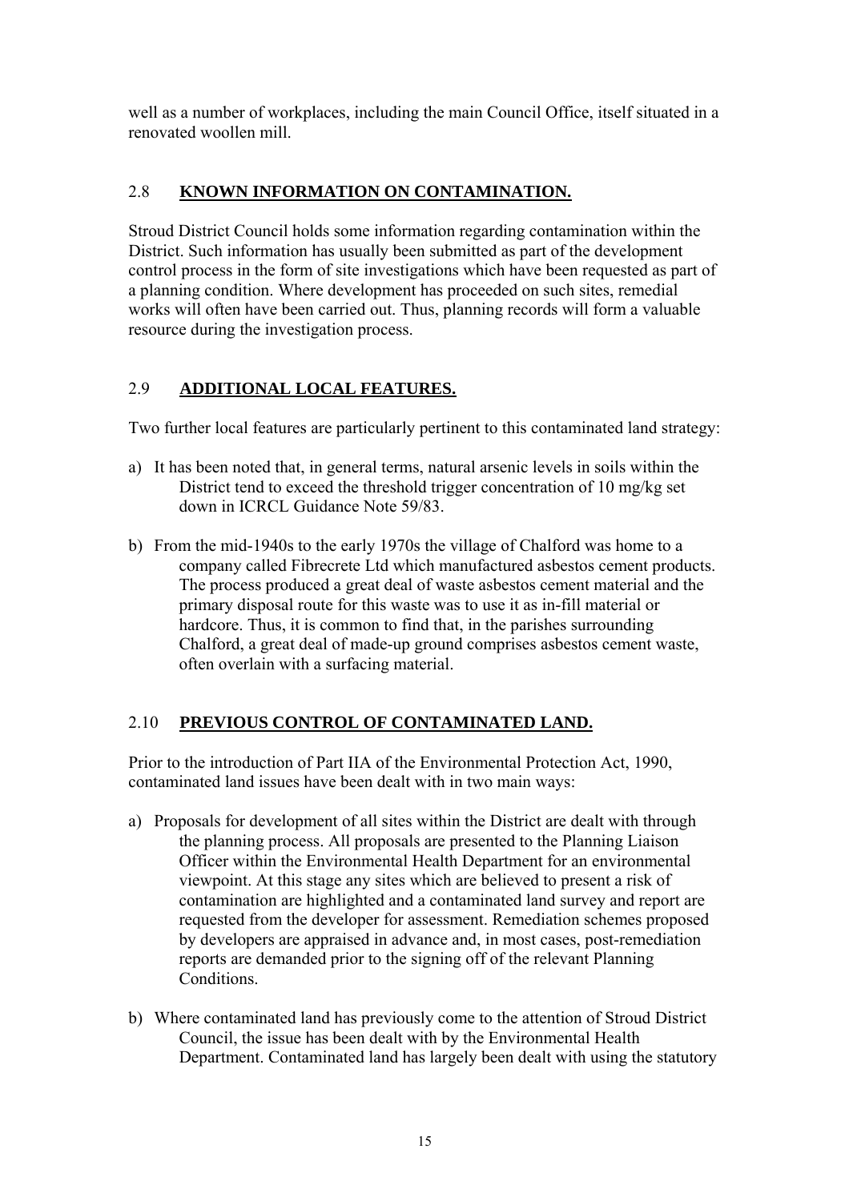well as a number of workplaces, including the main Council Office, itself situated in a renovated woollen mill.

## 2.8 **KNOWN INFORMATION ON CONTAMINATION.**

Stroud District Council holds some information regarding contamination within the District. Such information has usually been submitted as part of the development control process in the form of site investigations which have been requested as part of a planning condition. Where development has proceeded on such sites, remedial works will often have been carried out. Thus, planning records will form a valuable resource during the investigation process.

## 2.9 **ADDITIONAL LOCAL FEATURES.**

Two further local features are particularly pertinent to this contaminated land strategy:

a) It has been noted that, in general terms, natural arsenic levels in soils within the District tend to exceed the threshold trigger concentration of 10 mg/kg set down in ICRCL Guidance Note 59/83.

b) From the mid-1940s to the early 1970s the village of Chalford was home to a company called Fibrecrete Ltd which manufactured asbestos cement products. The process produced a great deal of waste asbestos cement material and the primary disposal route for this waste was to use it as in-fill material or hardcore. Thus, it is common to find that, in the parishes surrounding Chalford, a great deal of made-up ground comprises asbestos cement waste, often overlain with a surfacing material.

## 2.10 **PREVIOUS CONTROL OF CONTAMINATED LAND.**

Prior to the introduction of Part IIA of the Environmental Protection Act, 1990, contaminated land issues have been dealt with in two main ways:

a) Proposals for development of all sites within the District are dealt with through the planning process. All proposals are presented to the Planning Liaison Officer within the Environmental Health Department for an environmental viewpoint. At this stage any sites which are believed to present a risk of contamination are highlighted and a contaminated land survey and report are requested from the developer for assessment. Remediation schemes proposed by developers are appraised in advance and, in most cases, post-remediation reports are demanded prior to the signing off of the relevant Planning Conditions.

b) Where contaminated land has previously come to the attention of Stroud District Council, the issue has been dealt with by the Environmental Health Department. Contaminated land has largely been dealt with using the statutory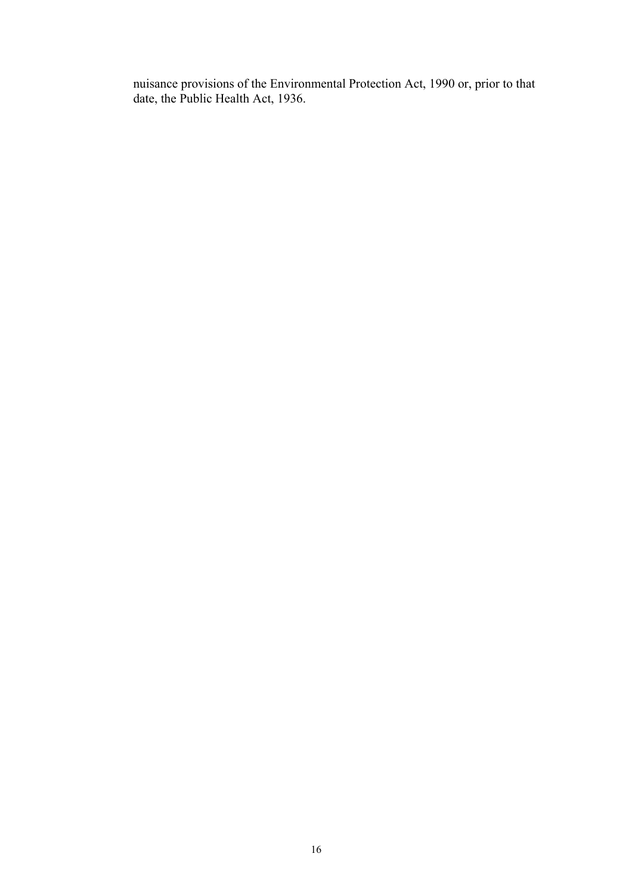nuisance provisions of the Environmental Protection Act, 1990 or, prior to that date, the Public Health Act, 1936.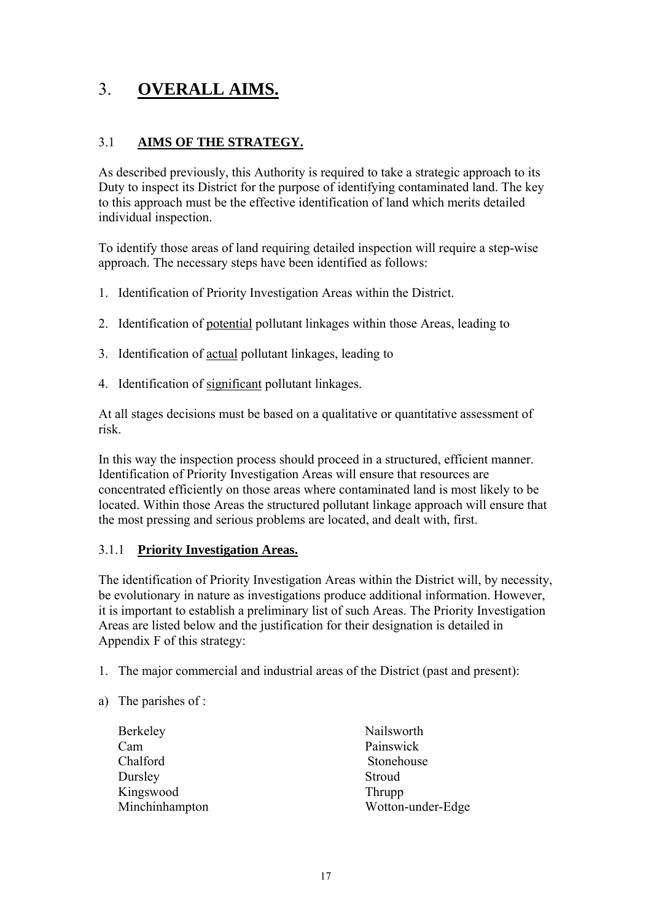# 3. **OVERALL AIMS.**

## 3.1 **AIMS OF THE STRATEGY.**

As described previously, this Authority is required to take a strategic approach to its Duty to inspect its District for the purpose of identifying contaminated land. The key to this approach must be the effective identification of land which merits detailed individual inspection.

To identify those areas of land requiring detailed inspection will require a step-wise approach. The necessary steps have been identified as follows:

1. Identification of Priority Investigation Areas within the District.
2. Identification of potential pollutant linkages within those Areas, leading to
3. Identification of actual pollutant linkages, leading to
4. Identification of significant pollutant linkages.

At all stages decisions must be based on a qualitative or quantitative assessment of risk.

In this way the inspection process should proceed in a structured, efficient manner. Identification of Priority Investigation Areas will ensure that resources are concentrated efficiently on those areas where contaminated land is most likely to be located. Within those Areas the structured pollutant linkage approach will ensure that the most pressing and serious problems are located, and dealt with, first.

### 3.1.1 **Priority Investigation Areas.**

The identification of Priority Investigation Areas within the District will, by necessity, be evolutionary in nature as investigations produce additional information. However, it is important to establish a preliminary list of such Areas. The Priority Investigation Areas are listed below and the justification for their designation is detailed in Appendix F of this strategy:

1. The major commercial and industrial areas of the District (past and present):

a) The parishes of :

- Berkeley
- Cam
- Chalford
- Dursley
- Kingswood
- Minchinhampton
- Nailsworth
- Painswick
- Stonehouse
- Stroud
- Thrupp
- Wotton-under-Edge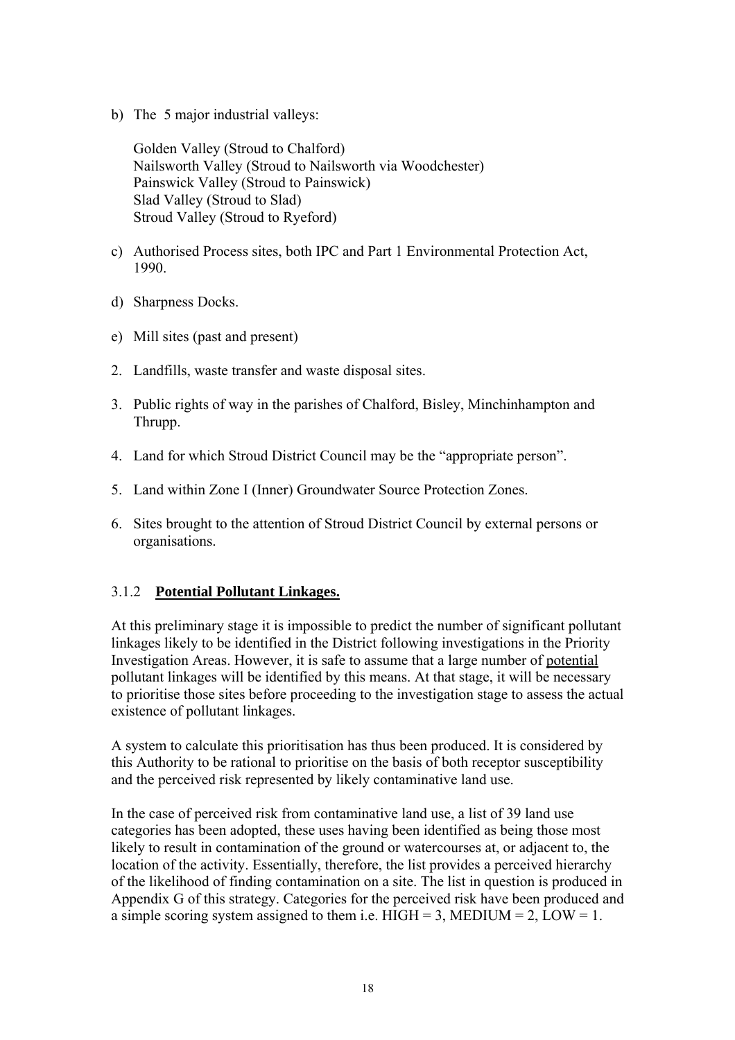b) The 5 major industrial valleys:

   Golden Valley (Stroud to Chalford)
   Nailsworth Valley (Stroud to Nailsworth via Woodchester)
   Painswick Valley (Stroud to Painswick)
   Slad Valley (Stroud to Slad)
   Stroud Valley (Stroud to Ryeford)

c) Authorised Process sites, both IPC and Part 1 Environmental Protection Act, 1990.

d) Sharpness Docks.

e) Mill sites (past and present)

2. Landfills, waste transfer and waste disposal sites.

3. Public rights of way in the parishes of Chalford, Bisley, Minchinhampton and Thrupp.

4. Land for which Stroud District Council may be the "appropriate person".

5. Land within Zone I (Inner) Groundwater Source Protection Zones.

6. Sites brought to the attention of Stroud District Council by external persons or organisations.

### 3.1.2 **Potential Pollutant Linkages.**

At this preliminary stage it is impossible to predict the number of significant pollutant linkages likely to be identified in the District following investigations in the Priority Investigation Areas. However, it is safe to assume that a large number of potential pollutant linkages will be identified by this means. At that stage, it will be necessary to prioritise those sites before proceeding to the investigation stage to assess the actual existence of pollutant linkages.

A system to calculate this prioritisation has thus been produced. It is considered by this Authority to be rational to prioritise on the basis of both receptor susceptibility and the perceived risk represented by likely contaminative land use.

In the case of perceived risk from contaminative land use, a list of 39 land use categories has been adopted, these uses having been identified as being those most likely to result in contamination of the ground or watercourses at, or adjacent to, the location of the activity. Essentially, therefore, the list provides a perceived hierarchy of the likelihood of finding contamination on a site. The list in question is produced in Appendix G of this strategy. Categories for the perceived risk have been produced and a simple scoring system assigned to them i.e. HIGH = 3, MEDIUM = 2, LOW = 1.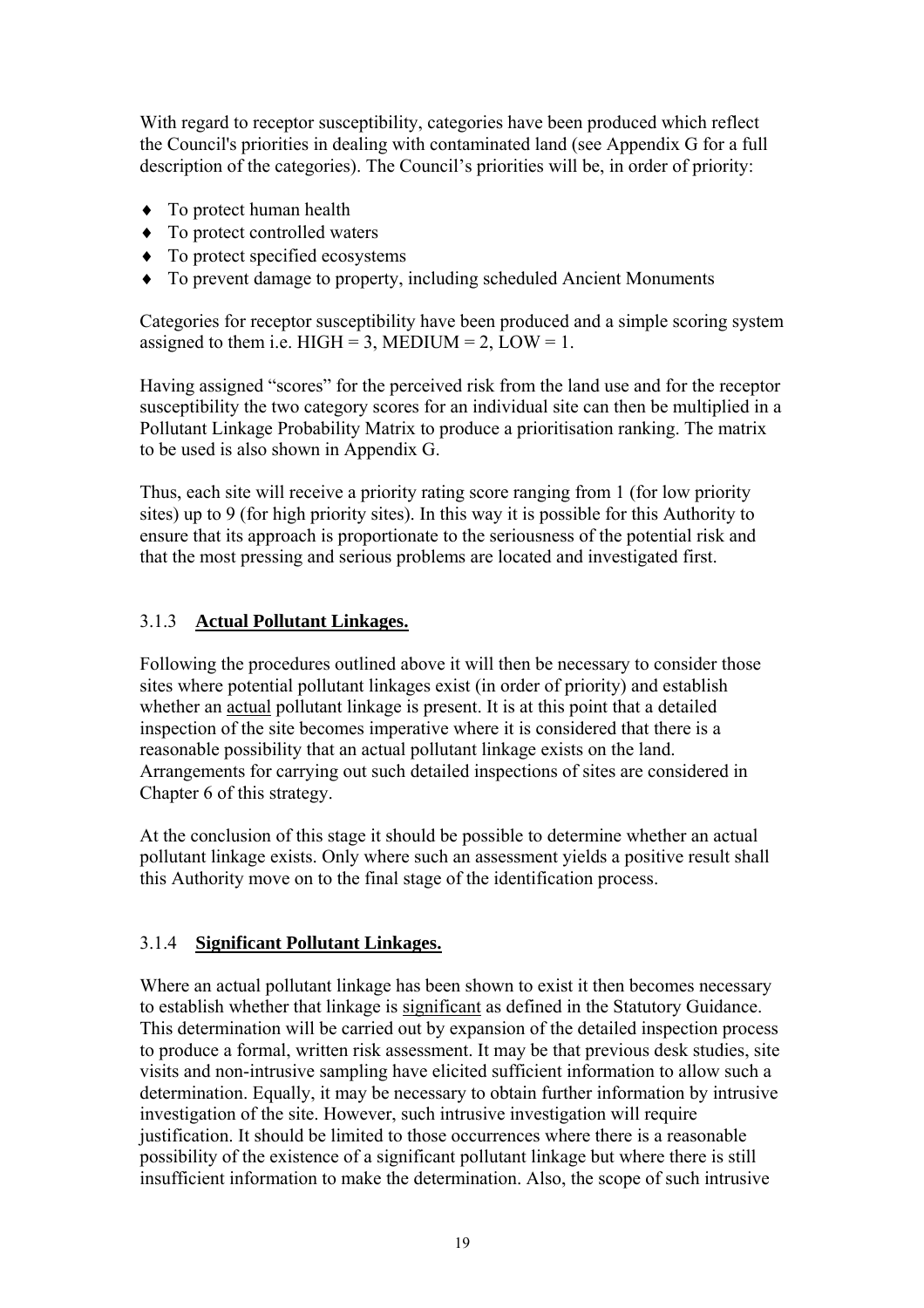With regard to receptor susceptibility, categories have been produced which reflect the Council's priorities in dealing with contaminated land (see Appendix G for a full description of the categories). The Council's priorities will be, in order of priority:

- To protect human health
- To protect controlled waters
- To protect specified ecosystems
- To prevent damage to property, including scheduled Ancient Monuments

Categories for receptor susceptibility have been produced and a simple scoring system assigned to them i.e. HIGH = 3, MEDIUM = 2, LOW = 1.

Having assigned "scores" for the perceived risk from the land use and for the receptor susceptibility the two category scores for an individual site can then be multiplied in a Pollutant Linkage Probability Matrix to produce a prioritisation ranking. The matrix to be used is also shown in Appendix G.

Thus, each site will receive a priority rating score ranging from 1 (for low priority sites) up to 9 (for high priority sites). In this way it is possible for this Authority to ensure that its approach is proportionate to the seriousness of the potential risk and that the most pressing and serious problems are located and investigated first.

### 3.1.3 **Actual Pollutant Linkages.**

Following the procedures outlined above it will then be necessary to consider those sites where potential pollutant linkages exist (in order of priority) and establish whether an actual pollutant linkage is present. It is at this point that a detailed inspection of the site becomes imperative where it is considered that there is a reasonable possibility that an actual pollutant linkage exists on the land. Arrangements for carrying out such detailed inspections of sites are considered in Chapter 6 of this strategy.

At the conclusion of this stage it should be possible to determine whether an actual pollutant linkage exists. Only where such an assessment yields a positive result shall this Authority move on to the final stage of the identification process.

### 3.1.4 **Significant Pollutant Linkages.**

Where an actual pollutant linkage has been shown to exist it then becomes necessary to establish whether that linkage is significant as defined in the Statutory Guidance. This determination will be carried out by expansion of the detailed inspection process to produce a formal, written risk assessment. It may be that previous desk studies, site visits and non-intrusive sampling have elicited sufficient information to allow such a determination. Equally, it may be necessary to obtain further information by intrusive investigation of the site. However, such intrusive investigation will require justification. It should be limited to those occurrences where there is a reasonable possibility of the existence of a significant pollutant linkage but where there is still insufficient information to make the determination. Also, the scope of such intrusive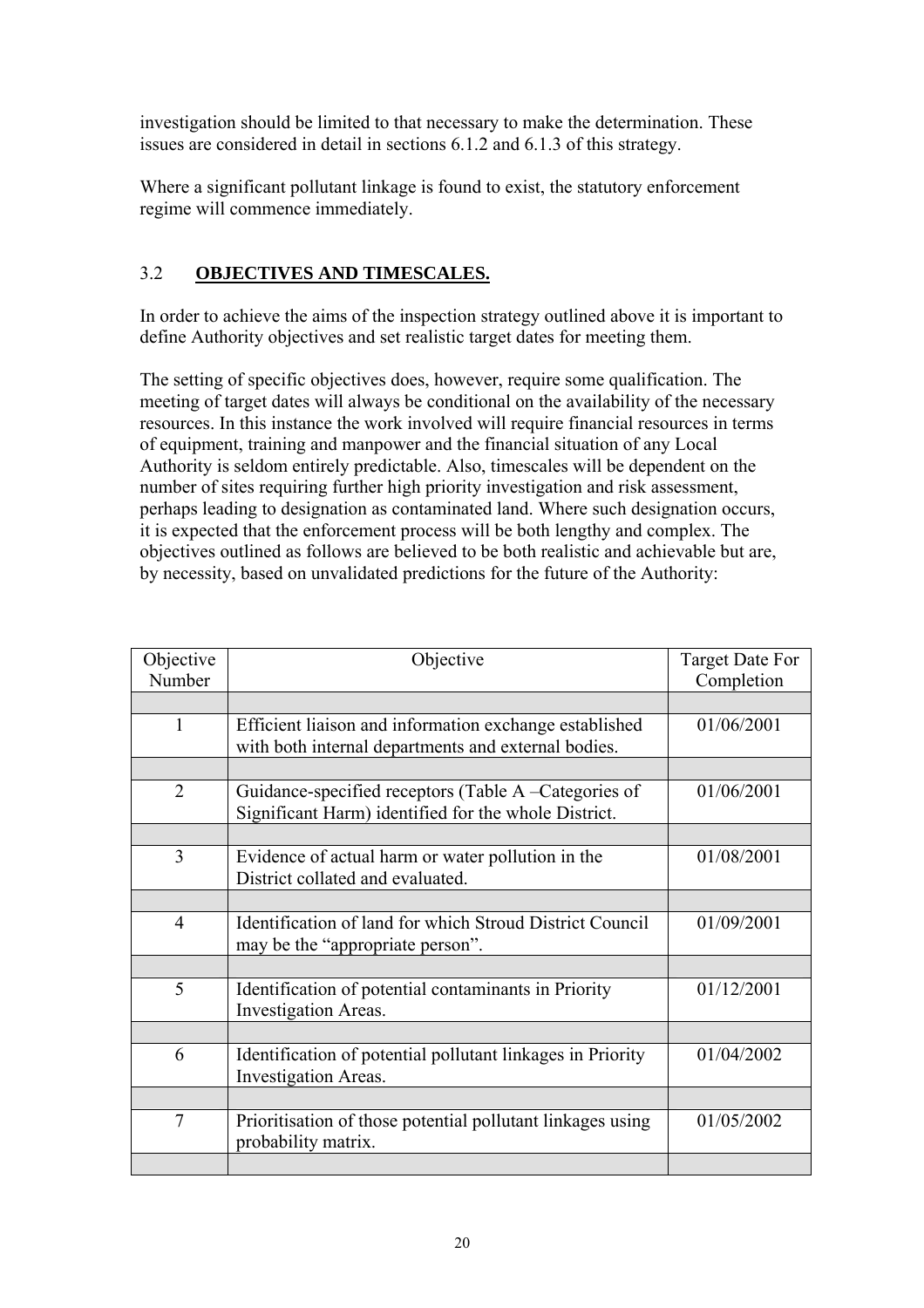investigation should be limited to that necessary to make the determination. These issues are considered in detail in sections 6.1.2 and 6.1.3 of this strategy.

Where a significant pollutant linkage is found to exist, the statutory enforcement regime will commence immediately.

## 3.2 **OBJECTIVES AND TIMESCALES.**

In order to achieve the aims of the inspection strategy outlined above it is important to define Authority objectives and set realistic target dates for meeting them.

The setting of specific objectives does, however, require some qualification. The meeting of target dates will always be conditional on the availability of the necessary resources. In this instance the work involved will require financial resources in terms of equipment, training and manpower and the financial situation of any Local Authority is seldom entirely predictable. Also, timescales will be dependent on the number of sites requiring further high priority investigation and risk assessment, perhaps leading to designation as contaminated land. Where such designation occurs, it is expected that the enforcement process will be both lengthy and complex. The objectives outlined as follows are believed to be both realistic and achievable but are, by necessity, based on unvalidated predictions for the future of the Authority:

| Objective Number | Objective | Target Date For Completion |
|---|---|---|
| | | |
| 1 | Efficient liaison and information exchange established with both internal departments and external bodies. | 01/06/2001 |
| | | |
| 2 | Guidance-specified receptors (Table A –Categories of Significant Harm) identified for the whole District. | 01/06/2001 |
| | | |
| 3 | Evidence of actual harm or water pollution in the District collated and evaluated. | 01/08/2001 |
| | | |
| 4 | Identification of land for which Stroud District Council may be the "appropriate person". | 01/09/2001 |
| | | |
| 5 | Identification of potential contaminants in Priority Investigation Areas. | 01/12/2001 |
| | | |
| 6 | Identification of potential pollutant linkages in Priority Investigation Areas. | 01/04/2002 |
| | | |
| 7 | Prioritisation of those potential pollutant linkages using probability matrix. | 01/05/2002 |
| | | |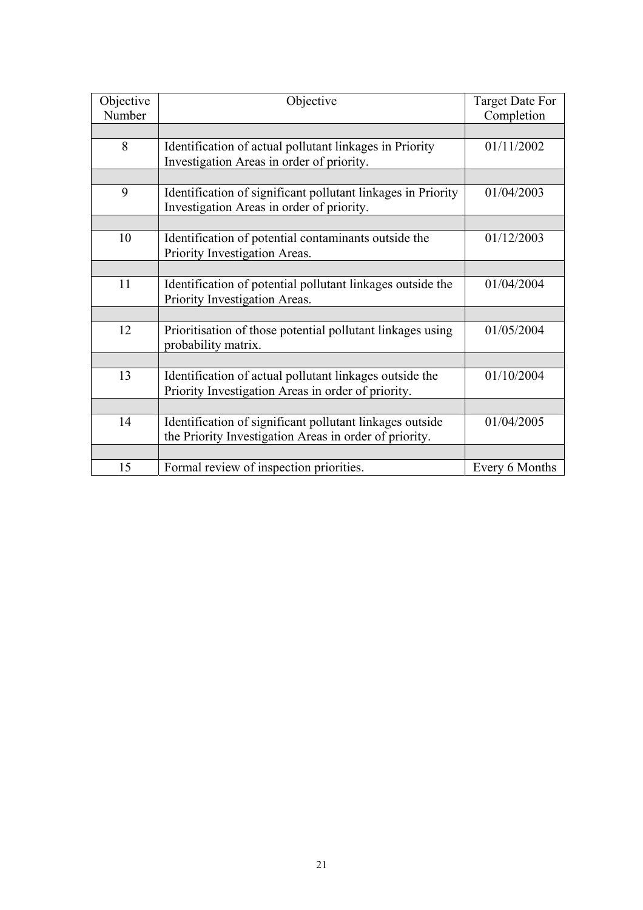| Objective Number | Objective | Target Date For Completion |
|---|---|---|
| | | |
| 8 | Identification of actual pollutant linkages in Priority Investigation Areas in order of priority. | 01/11/2002 |
| | | |
| 9 | Identification of significant pollutant linkages in Priority Investigation Areas in order of priority. | 01/04/2003 |
| | | |
| 10 | Identification of potential contaminants outside the Priority Investigation Areas. | 01/12/2003 |
| | | |
| 11 | Identification of potential pollutant linkages outside the Priority Investigation Areas. | 01/04/2004 |
| | | |
| 12 | Prioritisation of those potential pollutant linkages using probability matrix. | 01/05/2004 |
| | | |
| 13 | Identification of actual pollutant linkages outside the Priority Investigation Areas in order of priority. | 01/10/2004 |
| | | |
| 14 | Identification of significant pollutant linkages outside the Priority Investigation Areas in order of priority. | 01/04/2005 |
| | | |
| 15 | Formal review of inspection priorities. | Every 6 Months |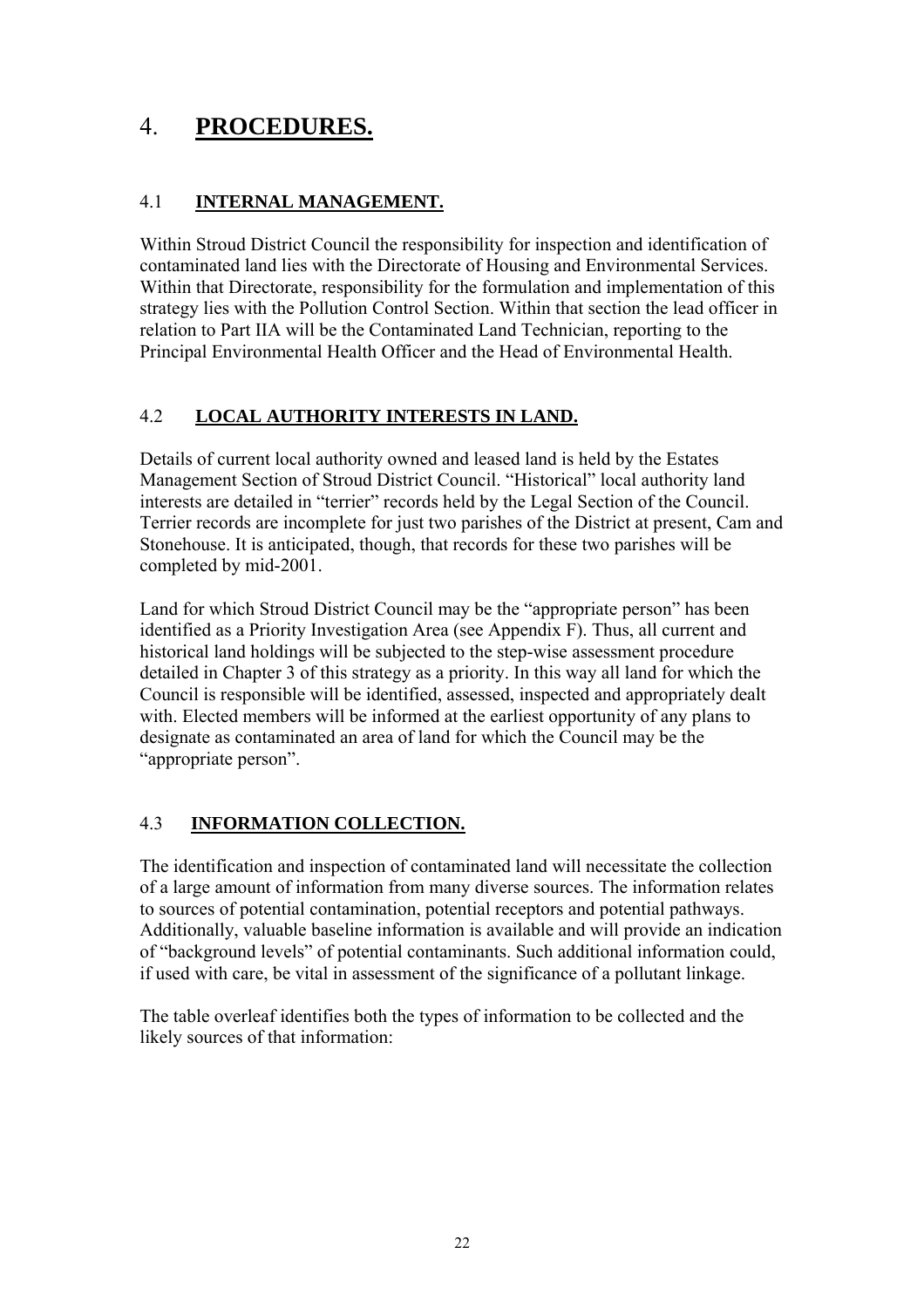# 4. **PROCEDURES.**

## 4.1 **INTERNAL MANAGEMENT.**

Within Stroud District Council the responsibility for inspection and identification of contaminated land lies with the Directorate of Housing and Environmental Services. Within that Directorate, responsibility for the formulation and implementation of this strategy lies with the Pollution Control Section. Within that section the lead officer in relation to Part IIA will be the Contaminated Land Technician, reporting to the Principal Environmental Health Officer and the Head of Environmental Health.

## 4.2 **LOCAL AUTHORITY INTERESTS IN LAND.**

Details of current local authority owned and leased land is held by the Estates Management Section of Stroud District Council. "Historical" local authority land interests are detailed in "terrier" records held by the Legal Section of the Council. Terrier records are incomplete for just two parishes of the District at present, Cam and Stonehouse. It is anticipated, though, that records for these two parishes will be completed by mid-2001.

Land for which Stroud District Council may be the "appropriate person" has been identified as a Priority Investigation Area (see Appendix F). Thus, all current and historical land holdings will be subjected to the step-wise assessment procedure detailed in Chapter 3 of this strategy as a priority. In this way all land for which the Council is responsible will be identified, assessed, inspected and appropriately dealt with. Elected members will be informed at the earliest opportunity of any plans to designate as contaminated an area of land for which the Council may be the "appropriate person".

## 4.3 **INFORMATION COLLECTION.**

The identification and inspection of contaminated land will necessitate the collection of a large amount of information from many diverse sources. The information relates to sources of potential contamination, potential receptors and potential pathways. Additionally, valuable baseline information is available and will provide an indication of "background levels" of potential contaminants. Such additional information could, if used with care, be vital in assessment of the significance of a pollutant linkage.

The table overleaf identifies both the types of information to be collected and the likely sources of that information: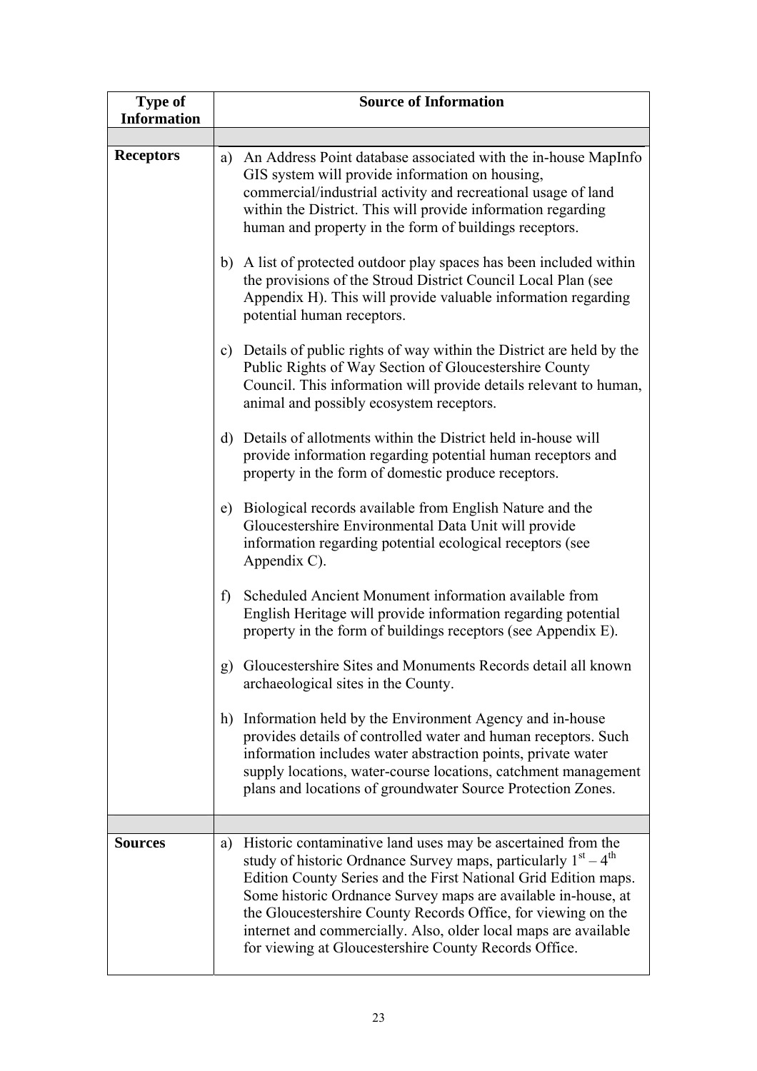| Type of Information | Source of Information |
|---|---|
| | |
| **Receptors** | a) An Address Point database associated with the in-house MapInfo GIS system will provide information on housing, commercial/industrial activity and recreational usage of land within the District. This will provide information regarding human and property in the form of buildings receptors.<br><br>b) A list of protected outdoor play spaces has been included within the provisions of the Stroud District Council Local Plan (see Appendix H). This will provide valuable information regarding potential human receptors.<br><br>c) Details of public rights of way within the District are held by the Public Rights of Way Section of Gloucestershire County Council. This information will provide details relevant to human, animal and possibly ecosystem receptors.<br><br>d) Details of allotments within the District held in-house will provide information regarding potential human receptors and property in the form of domestic produce receptors.<br><br>e) Biological records available from English Nature and the Gloucestershire Environmental Data Unit will provide information regarding potential ecological receptors (see Appendix C).<br><br>f) Scheduled Ancient Monument information available from English Heritage will provide information regarding potential property in the form of buildings receptors (see Appendix E).<br><br>g) Gloucestershire Sites and Monuments Records detail all known archaeological sites in the County.<br><br>h) Information held by the Environment Agency and in-house provides details of controlled water and human receptors. Such information includes water abstraction points, private water supply locations, water-course locations, catchment management plans and locations of groundwater Source Protection Zones. |
| | |
| **Sources** | a) Historic contaminative land uses may be ascertained from the study of historic Ordnance Survey maps, particularly 1st – 4th Edition County Series and the First National Grid Edition maps. Some historic Ordnance Survey maps are available in-house, at the Gloucestershire County Records Office, for viewing on the internet and commercially. Also, older local maps are available for viewing at Gloucestershire County Records Office. |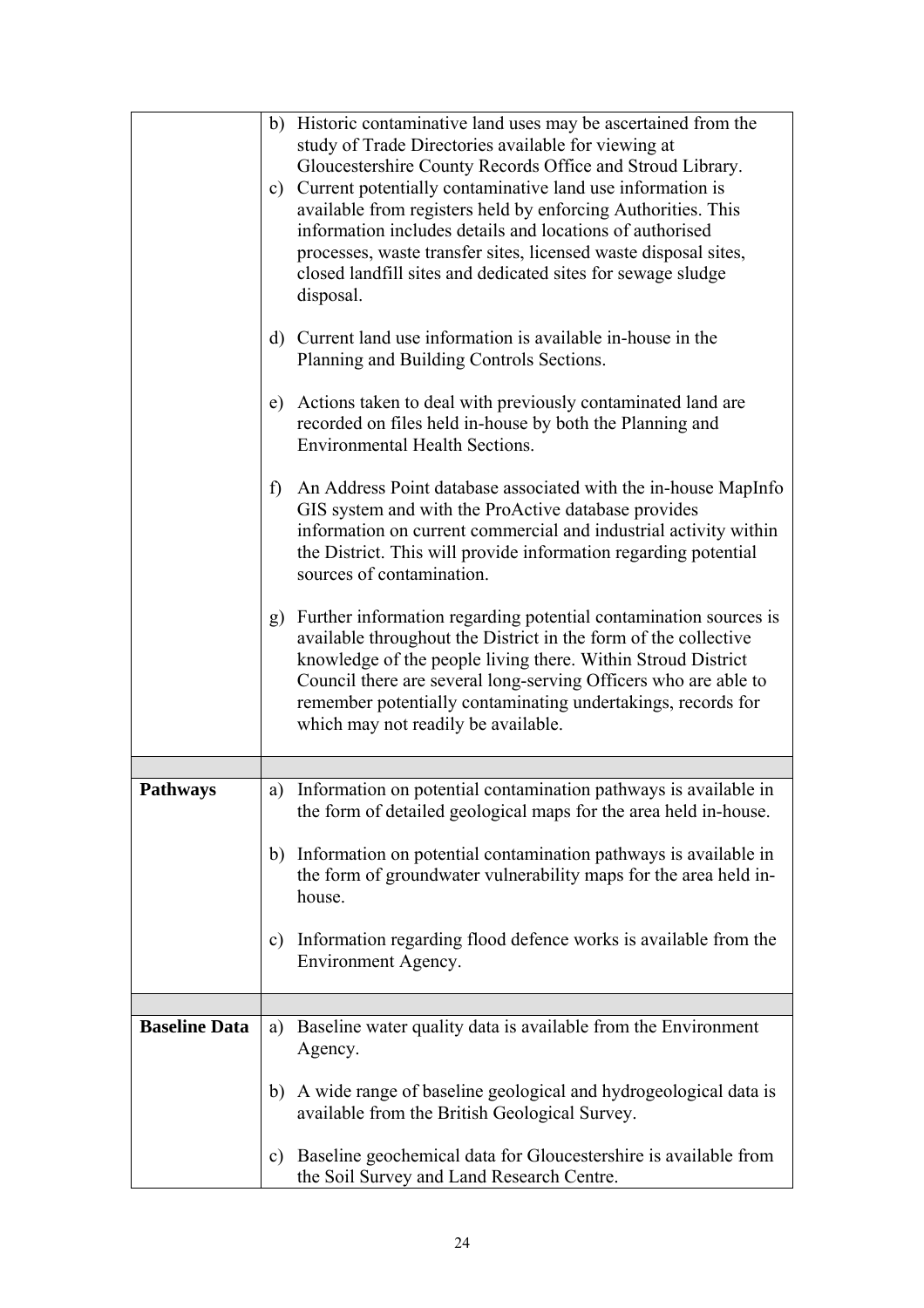| | |
|---|---|
| | b) Historic contaminative land uses may be ascertained from the study of Trade Directories available for viewing at Gloucestershire County Records Office and Stroud Library.<br>c) Current potentially contaminative land use information is available from registers held by enforcing Authorities. This information includes details and locations of authorised processes, waste transfer sites, licensed waste disposal sites, closed landfill sites and dedicated sites for sewage sludge disposal.<br><br>d) Current land use information is available in-house in the Planning and Building Controls Sections.<br><br>e) Actions taken to deal with previously contaminated land are recorded on files held in-house by both the Planning and Environmental Health Sections.<br><br>f) An Address Point database associated with the in-house MapInfo GIS system and with the ProActive database provides information on current commercial and industrial activity within the District. This will provide information regarding potential sources of contamination.<br><br>g) Further information regarding potential contamination sources is available throughout the District in the form of the collective knowledge of the people living there. Within Stroud District Council there are several long-serving Officers who are able to remember potentially contaminating undertakings, records for which may not readily be available. |
| | |
| **Pathways** | a) Information on potential contamination pathways is available in the form of detailed geological maps for the area held in-house.<br><br>b) Information on potential contamination pathways is available in the form of groundwater vulnerability maps for the area held in-house.<br><br>c) Information regarding flood defence works is available from the Environment Agency. |
| | |
| **Baseline Data** | a) Baseline water quality data is available from the Environment Agency.<br><br>b) A wide range of baseline geological and hydrogeological data is available from the British Geological Survey.<br><br>c) Baseline geochemical data for Gloucestershire is available from the Soil Survey and Land Research Centre. |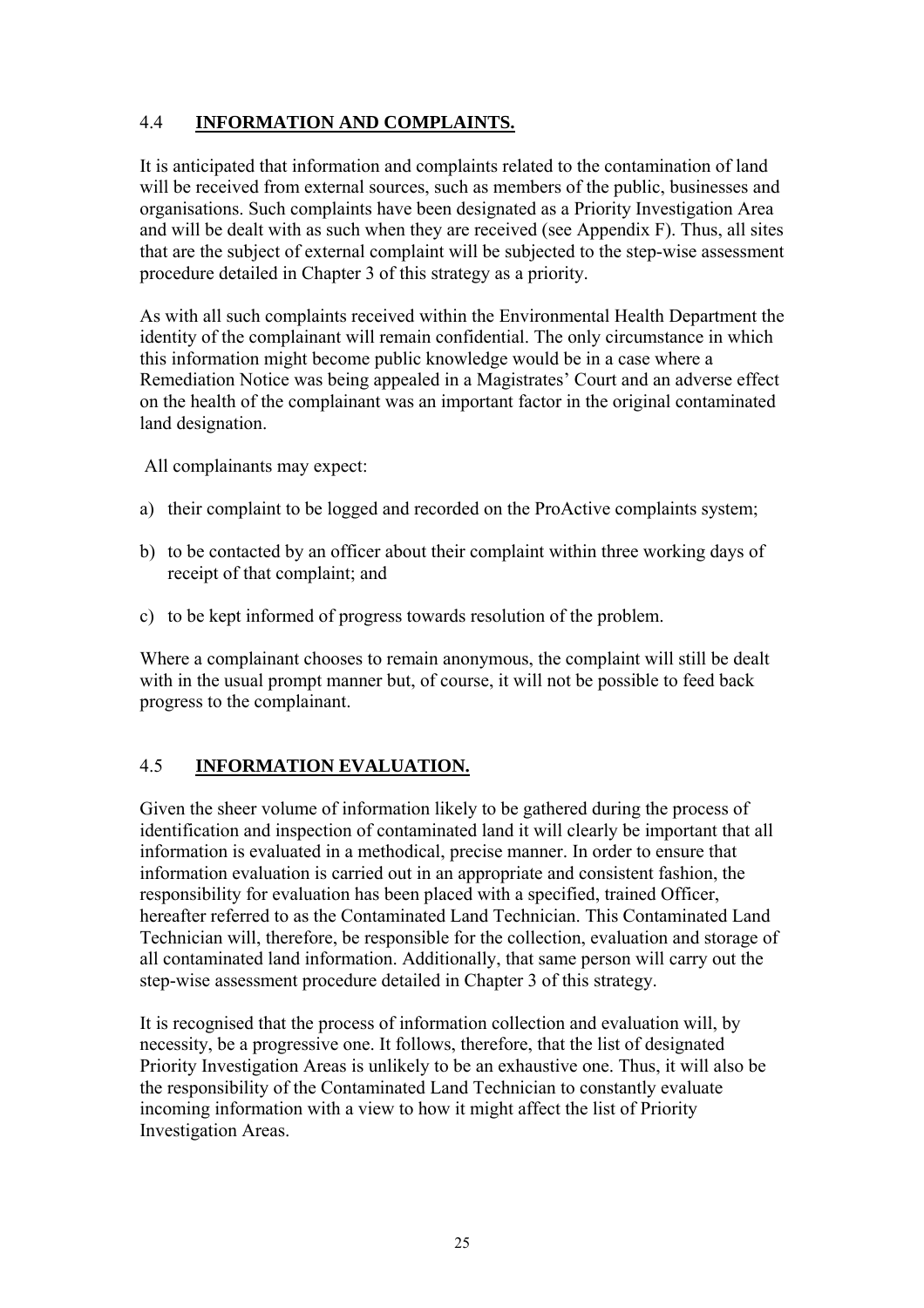## 4.4 **INFORMATION AND COMPLAINTS.**

It is anticipated that information and complaints related to the contamination of land will be received from external sources, such as members of the public, businesses and organisations. Such complaints have been designated as a Priority Investigation Area and will be dealt with as such when they are received (see Appendix F). Thus, all sites that are the subject of external complaint will be subjected to the step-wise assessment procedure detailed in Chapter 3 of this strategy as a priority.

As with all such complaints received within the Environmental Health Department the identity of the complainant will remain confidential. The only circumstance in which this information might become public knowledge would be in a case where a Remediation Notice was being appealed in a Magistrates' Court and an adverse effect on the health of the complainant was an important factor in the original contaminated land designation.

All complainants may expect:

a) their complaint to be logged and recorded on the ProActive complaints system;

b) to be contacted by an officer about their complaint within three working days of receipt of that complaint; and

c) to be kept informed of progress towards resolution of the problem.

Where a complainant chooses to remain anonymous, the complaint will still be dealt with in the usual prompt manner but, of course, it will not be possible to feed back progress to the complainant.

## 4.5 **INFORMATION EVALUATION.**

Given the sheer volume of information likely to be gathered during the process of identification and inspection of contaminated land it will clearly be important that all information is evaluated in a methodical, precise manner. In order to ensure that information evaluation is carried out in an appropriate and consistent fashion, the responsibility for evaluation has been placed with a specified, trained Officer, hereafter referred to as the Contaminated Land Technician. This Contaminated Land Technician will, therefore, be responsible for the collection, evaluation and storage of all contaminated land information. Additionally, that same person will carry out the step-wise assessment procedure detailed in Chapter 3 of this strategy.

It is recognised that the process of information collection and evaluation will, by necessity, be a progressive one. It follows, therefore, that the list of designated Priority Investigation Areas is unlikely to be an exhaustive one. Thus, it will also be the responsibility of the Contaminated Land Technician to constantly evaluate incoming information with a view to how it might affect the list of Priority Investigation Areas.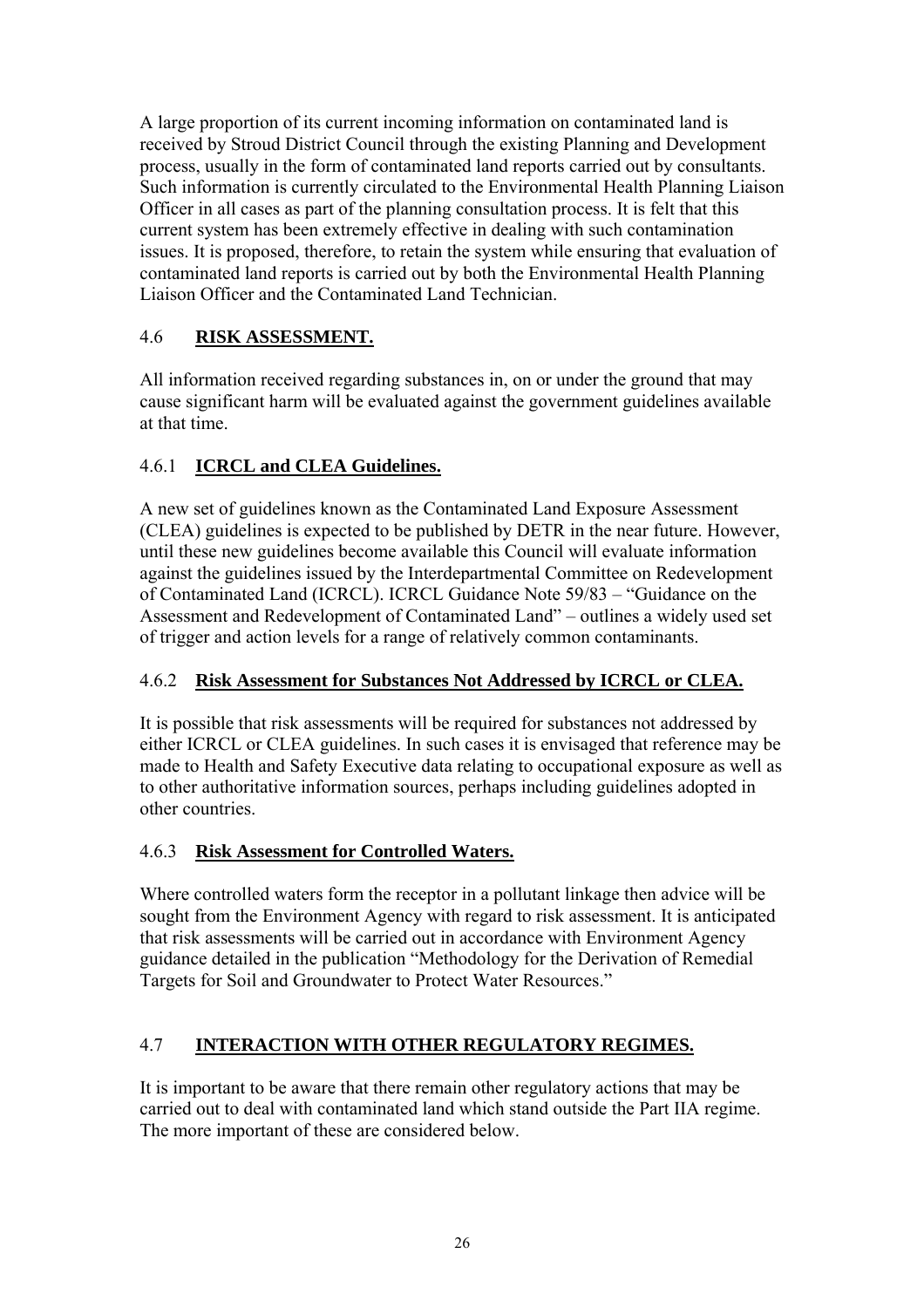A large proportion of its current incoming information on contaminated land is received by Stroud District Council through the existing Planning and Development process, usually in the form of contaminated land reports carried out by consultants. Such information is currently circulated to the Environmental Health Planning Liaison Officer in all cases as part of the planning consultation process. It is felt that this current system has been extremely effective in dealing with such contamination issues. It is proposed, therefore, to retain the system while ensuring that evaluation of contaminated land reports is carried out by both the Environmental Health Planning Liaison Officer and the Contaminated Land Technician.

## 4.6 **RISK ASSESSMENT.**

All information received regarding substances in, on or under the ground that may cause significant harm will be evaluated against the government guidelines available at that time.

### 4.6.1 **ICRCL and CLEA Guidelines.**

A new set of guidelines known as the Contaminated Land Exposure Assessment (CLEA) guidelines is expected to be published by DETR in the near future. However, until these new guidelines become available this Council will evaluate information against the guidelines issued by the Interdepartmental Committee on Redevelopment of Contaminated Land (ICRCL). ICRCL Guidance Note 59/83 – "Guidance on the Assessment and Redevelopment of Contaminated Land" – outlines a widely used set of trigger and action levels for a range of relatively common contaminants.

### 4.6.2 **Risk Assessment for Substances Not Addressed by ICRCL or CLEA.**

It is possible that risk assessments will be required for substances not addressed by either ICRCL or CLEA guidelines. In such cases it is envisaged that reference may be made to Health and Safety Executive data relating to occupational exposure as well as to other authoritative information sources, perhaps including guidelines adopted in other countries.

### 4.6.3 **Risk Assessment for Controlled Waters.**

Where controlled waters form the receptor in a pollutant linkage then advice will be sought from the Environment Agency with regard to risk assessment. It is anticipated that risk assessments will be carried out in accordance with Environment Agency guidance detailed in the publication "Methodology for the Derivation of Remedial Targets for Soil and Groundwater to Protect Water Resources."

## 4.7 **INTERACTION WITH OTHER REGULATORY REGIMES.**

It is important to be aware that there remain other regulatory actions that may be carried out to deal with contaminated land which stand outside the Part IIA regime. The more important of these are considered below.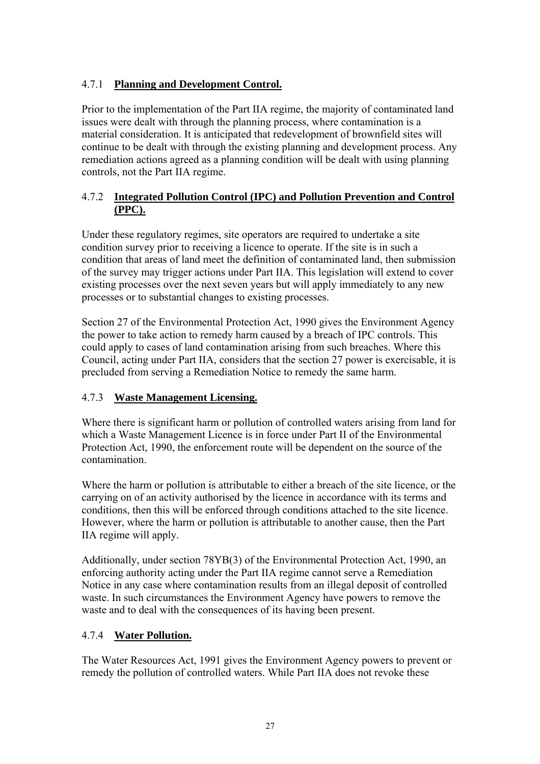#### 4.7.1 **Planning and Development Control.**

Prior to the implementation of the Part IIA regime, the majority of contaminated land issues were dealt with through the planning process, where contamination is a material consideration. It is anticipated that redevelopment of brownfield sites will continue to be dealt with through the existing planning and development process. Any remediation actions agreed as a planning condition will be dealt with using planning controls, not the Part IIA regime.

#### 4.7.2 **Integrated Pollution Control (IPC) and Pollution Prevention and Control (PPC).**

Under these regulatory regimes, site operators are required to undertake a site condition survey prior to receiving a licence to operate. If the site is in such a condition that areas of land meet the definition of contaminated land, then submission of the survey may trigger actions under Part IIA. This legislation will extend to cover existing processes over the next seven years but will apply immediately to any new processes or to substantial changes to existing processes.

Section 27 of the Environmental Protection Act, 1990 gives the Environment Agency the power to take action to remedy harm caused by a breach of IPC controls. This could apply to cases of land contamination arising from such breaches. Where this Council, acting under Part IIA, considers that the section 27 power is exercisable, it is precluded from serving a Remediation Notice to remedy the same harm.

#### 4.7.3 **Waste Management Licensing.**

Where there is significant harm or pollution of controlled waters arising from land for which a Waste Management Licence is in force under Part II of the Environmental Protection Act, 1990, the enforcement route will be dependent on the source of the contamination.

Where the harm or pollution is attributable to either a breach of the site licence, or the carrying on of an activity authorised by the licence in accordance with its terms and conditions, then this will be enforced through conditions attached to the site licence. However, where the harm or pollution is attributable to another cause, then the Part IIA regime will apply.

Additionally, under section 78YB(3) of the Environmental Protection Act, 1990, an enforcing authority acting under the Part IIA regime cannot serve a Remediation Notice in any case where contamination results from an illegal deposit of controlled waste. In such circumstances the Environment Agency have powers to remove the waste and to deal with the consequences of its having been present.

#### 4.7.4 **Water Pollution.**

The Water Resources Act, 1991 gives the Environment Agency powers to prevent or remedy the pollution of controlled waters. While Part IIA does not revoke these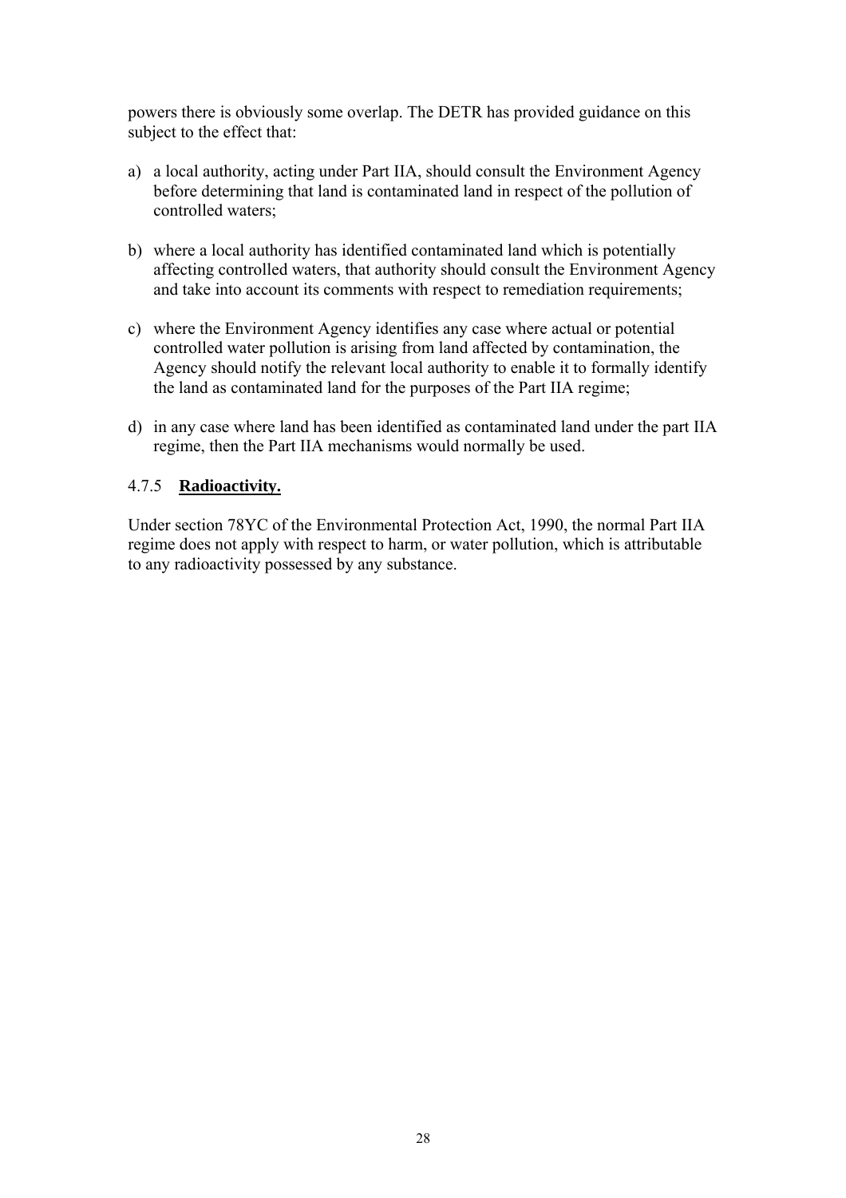powers there is obviously some overlap. The DETR has provided guidance on this subject to the effect that:

a) a local authority, acting under Part IIA, should consult the Environment Agency before determining that land is contaminated land in respect of the pollution of controlled waters;

b) where a local authority has identified contaminated land which is potentially affecting controlled waters, that authority should consult the Environment Agency and take into account its comments with respect to remediation requirements;

c) where the Environment Agency identifies any case where actual or potential controlled water pollution is arising from land affected by contamination, the Agency should notify the relevant local authority to enable it to formally identify the land as contaminated land for the purposes of the Part IIA regime;

d) in any case where land has been identified as contaminated land under the part IIA regime, then the Part IIA mechanisms would normally be used.

### 4.7.5 **Radioactivity.**

Under section 78YC of the Environmental Protection Act, 1990, the normal Part IIA regime does not apply with respect to harm, or water pollution, which is attributable to any radioactivity possessed by any substance.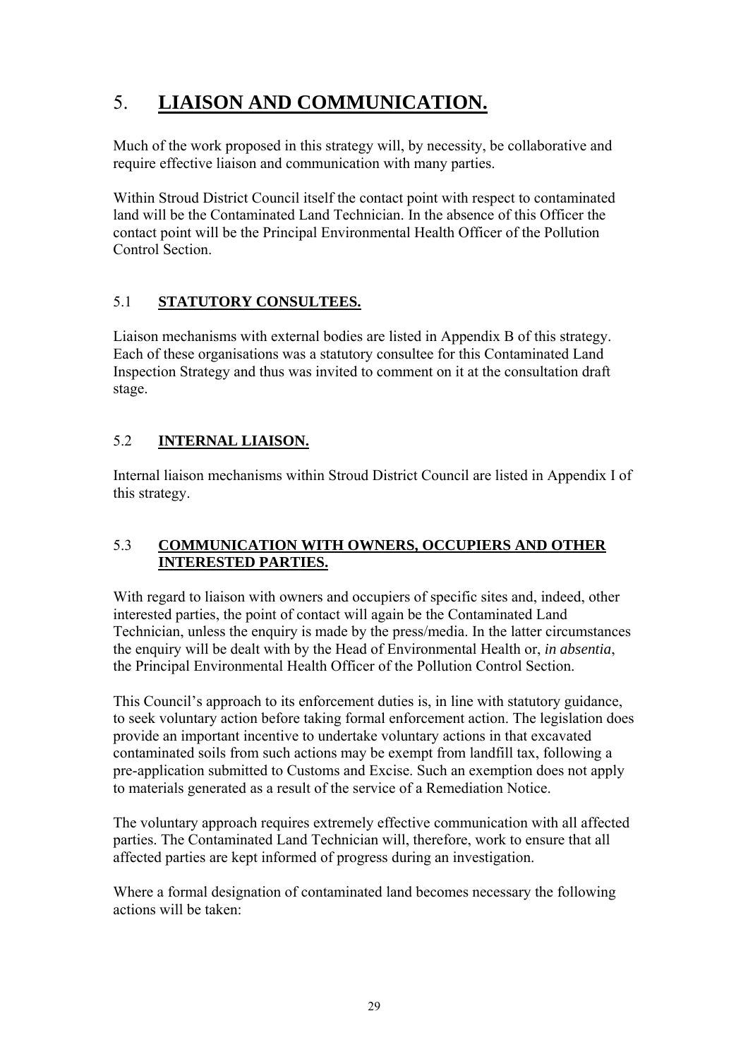# 5. **LIAISON AND COMMUNICATION.**

Much of the work proposed in this strategy will, by necessity, be collaborative and require effective liaison and communication with many parties.

Within Stroud District Council itself the contact point with respect to contaminated land will be the Contaminated Land Technician. In the absence of this Officer the contact point will be the Principal Environmental Health Officer of the Pollution Control Section.

## 5.1 **STATUTORY CONSULTEES.**

Liaison mechanisms with external bodies are listed in Appendix B of this strategy. Each of these organisations was a statutory consultee for this Contaminated Land Inspection Strategy and thus was invited to comment on it at the consultation draft stage.

## 5.2 **INTERNAL LIAISON.**

Internal liaison mechanisms within Stroud District Council are listed in Appendix I of this strategy.

## 5.3 **COMMUNICATION WITH OWNERS, OCCUPIERS AND OTHER INTERESTED PARTIES.**

With regard to liaison with owners and occupiers of specific sites and, indeed, other interested parties, the point of contact will again be the Contaminated Land Technician, unless the enquiry is made by the press/media. In the latter circumstances the enquiry will be dealt with by the Head of Environmental Health or, *in absentia*, the Principal Environmental Health Officer of the Pollution Control Section.

This Council's approach to its enforcement duties is, in line with statutory guidance, to seek voluntary action before taking formal enforcement action. The legislation does provide an important incentive to undertake voluntary actions in that excavated contaminated soils from such actions may be exempt from landfill tax, following a pre-application submitted to Customs and Excise. Such an exemption does not apply to materials generated as a result of the service of a Remediation Notice.

The voluntary approach requires extremely effective communication with all affected parties. The Contaminated Land Technician will, therefore, work to ensure that all affected parties are kept informed of progress during an investigation.

Where a formal designation of contaminated land becomes necessary the following actions will be taken: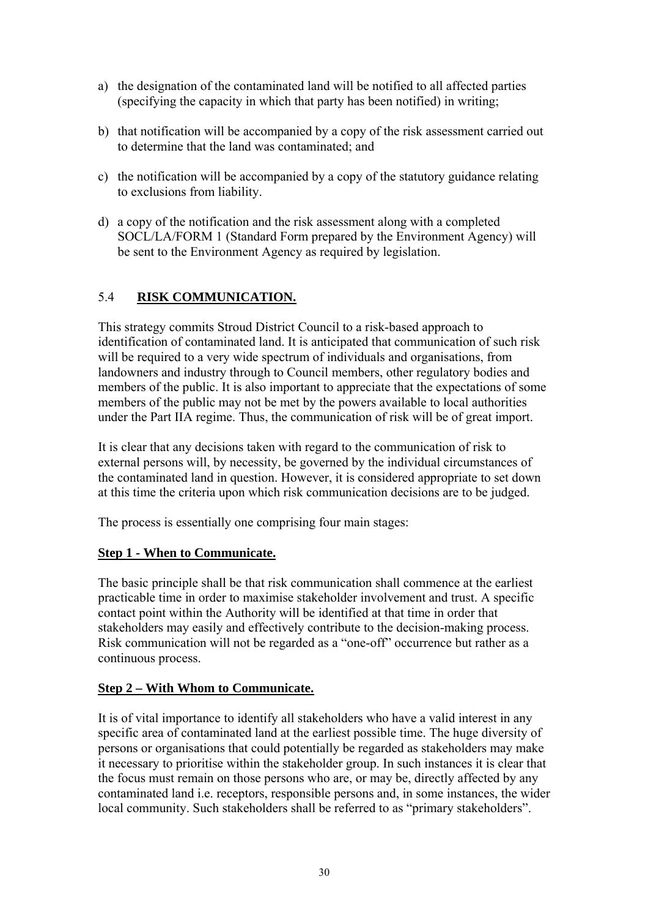a) the designation of the contaminated land will be notified to all affected parties (specifying the capacity in which that party has been notified) in writing;

b) that notification will be accompanied by a copy of the risk assessment carried out to determine that the land was contaminated; and

c) the notification will be accompanied by a copy of the statutory guidance relating to exclusions from liability.

d) a copy of the notification and the risk assessment along with a completed SOCL/LA/FORM 1 (Standard Form prepared by the Environment Agency) will be sent to the Environment Agency as required by legislation.

## 5.4 **RISK COMMUNICATION.**

This strategy commits Stroud District Council to a risk-based approach to identification of contaminated land. It is anticipated that communication of such risk will be required to a very wide spectrum of individuals and organisations, from landowners and industry through to Council members, other regulatory bodies and members of the public. It is also important to appreciate that the expectations of some members of the public may not be met by the powers available to local authorities under the Part IIA regime. Thus, the communication of risk will be of great import.

It is clear that any decisions taken with regard to the communication of risk to external persons will, by necessity, be governed by the individual circumstances of the contaminated land in question. However, it is considered appropriate to set down at this time the criteria upon which risk communication decisions are to be judged.

The process is essentially one comprising four main stages:

### **Step 1 - When to Communicate.**

The basic principle shall be that risk communication shall commence at the earliest practicable time in order to maximise stakeholder involvement and trust. A specific contact point within the Authority will be identified at that time in order that stakeholders may easily and effectively contribute to the decision-making process. Risk communication will not be regarded as a "one-off" occurrence but rather as a continuous process.

### **Step 2 – With Whom to Communicate.**

It is of vital importance to identify all stakeholders who have a valid interest in any specific area of contaminated land at the earliest possible time. The huge diversity of persons or organisations that could potentially be regarded as stakeholders may make it necessary to prioritise within the stakeholder group. In such instances it is clear that the focus must remain on those persons who are, or may be, directly affected by any contaminated land i.e. receptors, responsible persons and, in some instances, the wider local community. Such stakeholders shall be referred to as "primary stakeholders".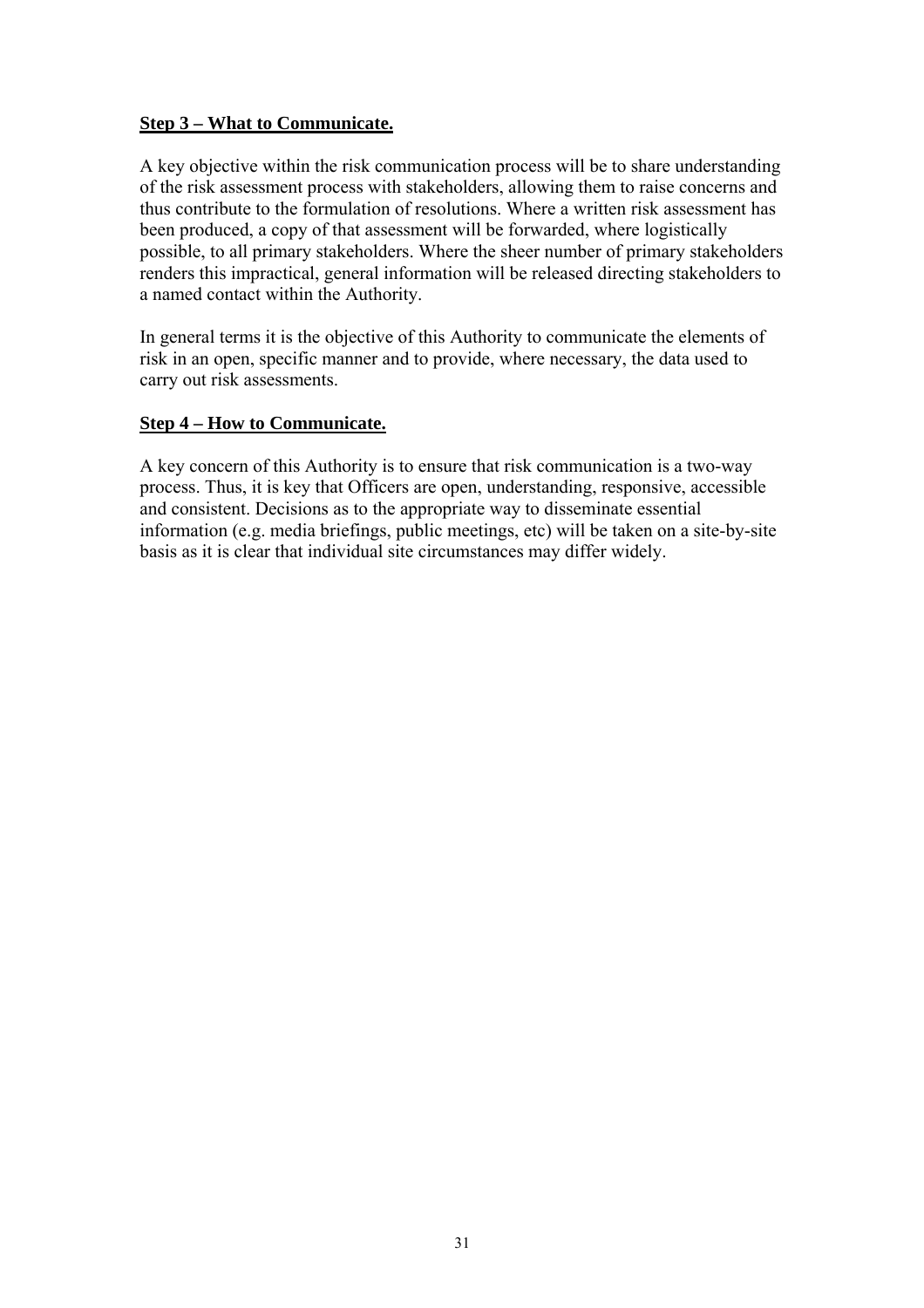**Step 3 – What to Communicate.**

A key objective within the risk communication process will be to share understanding of the risk assessment process with stakeholders, allowing them to raise concerns and thus contribute to the formulation of resolutions. Where a written risk assessment has been produced, a copy of that assessment will be forwarded, where logistically possible, to all primary stakeholders. Where the sheer number of primary stakeholders renders this impractical, general information will be released directing stakeholders to a named contact within the Authority.

In general terms it is the objective of this Authority to communicate the elements of risk in an open, specific manner and to provide, where necessary, the data used to carry out risk assessments.

**Step 4 – How to Communicate.**

A key concern of this Authority is to ensure that risk communication is a two-way process. Thus, it is key that Officers are open, understanding, responsive, accessible and consistent. Decisions as to the appropriate way to disseminate essential information (e.g. media briefings, public meetings, etc) will be taken on a site-by-site basis as it is clear that individual site circumstances may differ widely.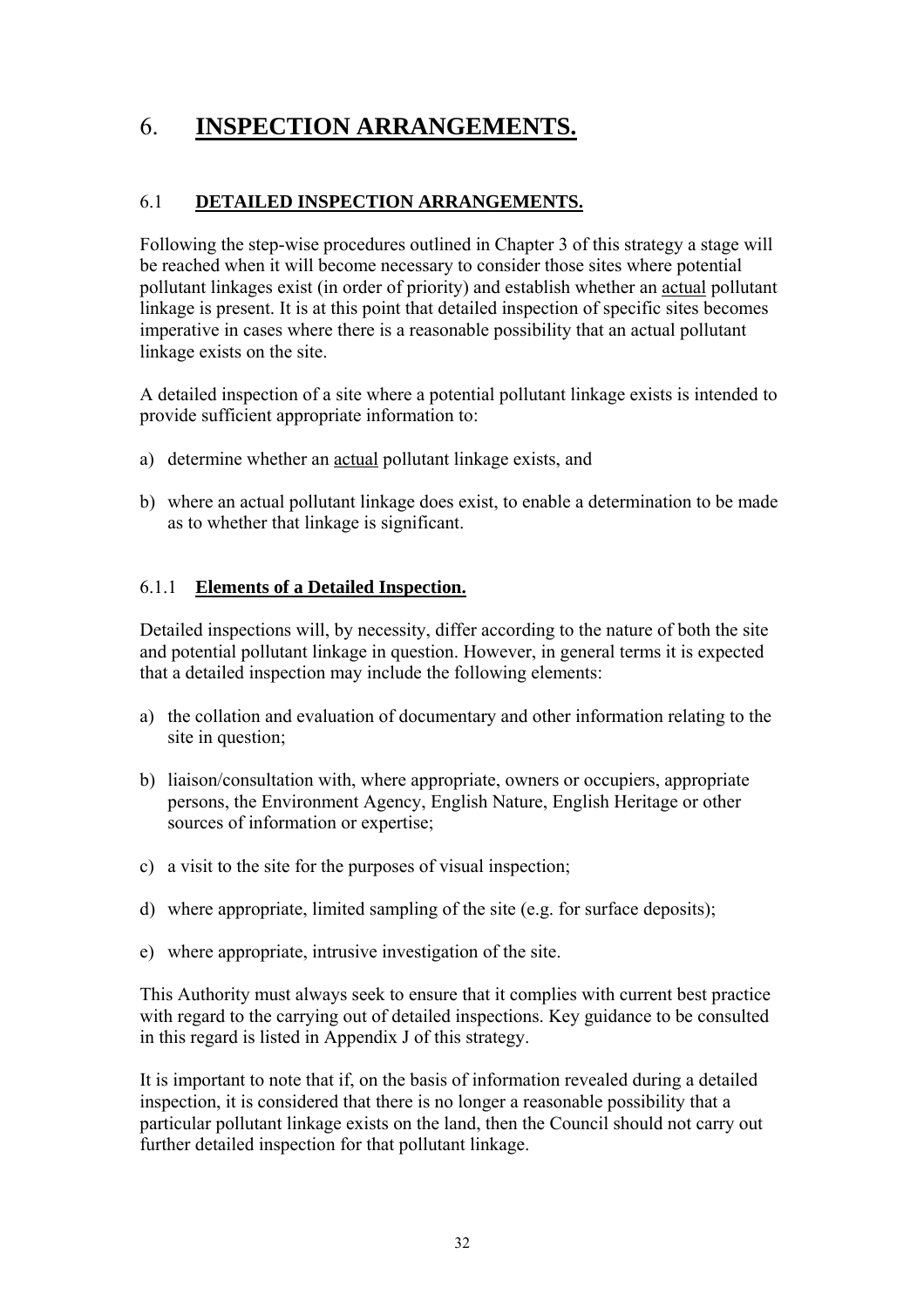# 6. **INSPECTION ARRANGEMENTS.**

## 6.1 **DETAILED INSPECTION ARRANGEMENTS.**

Following the step-wise procedures outlined in Chapter 3 of this strategy a stage will be reached when it will become necessary to consider those sites where potential pollutant linkages exist (in order of priority) and establish whether an actual pollutant linkage is present. It is at this point that detailed inspection of specific sites becomes imperative in cases where there is a reasonable possibility that an actual pollutant linkage exists on the site.

A detailed inspection of a site where a potential pollutant linkage exists is intended to provide sufficient appropriate information to:

a) determine whether an actual pollutant linkage exists, and

b) where an actual pollutant linkage does exist, to enable a determination to be made as to whether that linkage is significant.

### 6.1.1 **Elements of a Detailed Inspection.**

Detailed inspections will, by necessity, differ according to the nature of both the site and potential pollutant linkage in question. However, in general terms it is expected that a detailed inspection may include the following elements:

a) the collation and evaluation of documentary and other information relating to the site in question;

b) liaison/consultation with, where appropriate, owners or occupiers, appropriate persons, the Environment Agency, English Nature, English Heritage or other sources of information or expertise;

c) a visit to the site for the purposes of visual inspection;

d) where appropriate, limited sampling of the site (e.g. for surface deposits);

e) where appropriate, intrusive investigation of the site.

This Authority must always seek to ensure that it complies with current best practice with regard to the carrying out of detailed inspections. Key guidance to be consulted in this regard is listed in Appendix J of this strategy.

It is important to note that if, on the basis of information revealed during a detailed inspection, it is considered that there is no longer a reasonable possibility that a particular pollutant linkage exists on the land, then the Council should not carry out further detailed inspection for that pollutant linkage.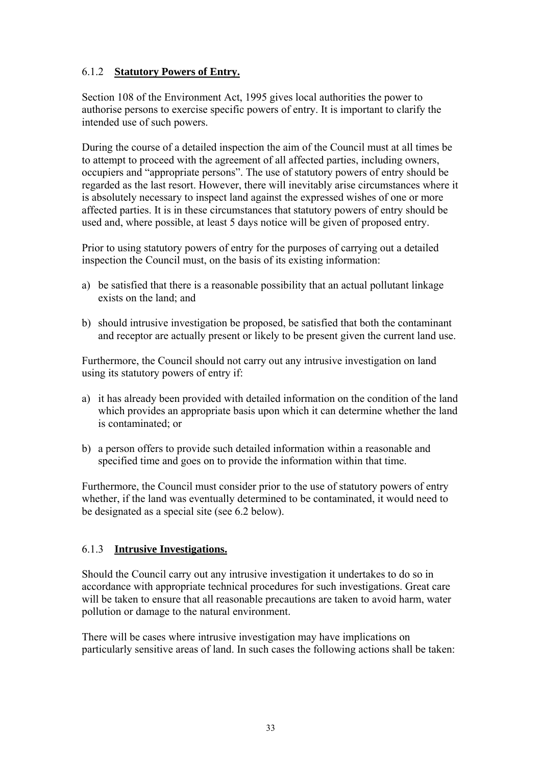### 6.1.2 **Statutory Powers of Entry.**

Section 108 of the Environment Act, 1995 gives local authorities the power to authorise persons to exercise specific powers of entry. It is important to clarify the intended use of such powers.

During the course of a detailed inspection the aim of the Council must at all times be to attempt to proceed with the agreement of all affected parties, including owners, occupiers and "appropriate persons". The use of statutory powers of entry should be regarded as the last resort. However, there will inevitably arise circumstances where it is absolutely necessary to inspect land against the expressed wishes of one or more affected parties. It is in these circumstances that statutory powers of entry should be used and, where possible, at least 5 days notice will be given of proposed entry.

Prior to using statutory powers of entry for the purposes of carrying out a detailed inspection the Council must, on the basis of its existing information:

a) be satisfied that there is a reasonable possibility that an actual pollutant linkage exists on the land; and

b) should intrusive investigation be proposed, be satisfied that both the contaminant and receptor are actually present or likely to be present given the current land use.

Furthermore, the Council should not carry out any intrusive investigation on land using its statutory powers of entry if:

a) it has already been provided with detailed information on the condition of the land which provides an appropriate basis upon which it can determine whether the land is contaminated; or

b) a person offers to provide such detailed information within a reasonable and specified time and goes on to provide the information within that time.

Furthermore, the Council must consider prior to the use of statutory powers of entry whether, if the land was eventually determined to be contaminated, it would need to be designated as a special site (see 6.2 below).

### 6.1.3 **Intrusive Investigations.**

Should the Council carry out any intrusive investigation it undertakes to do so in accordance with appropriate technical procedures for such investigations. Great care will be taken to ensure that all reasonable precautions are taken to avoid harm, water pollution or damage to the natural environment.

There will be cases where intrusive investigation may have implications on particularly sensitive areas of land. In such cases the following actions shall be taken: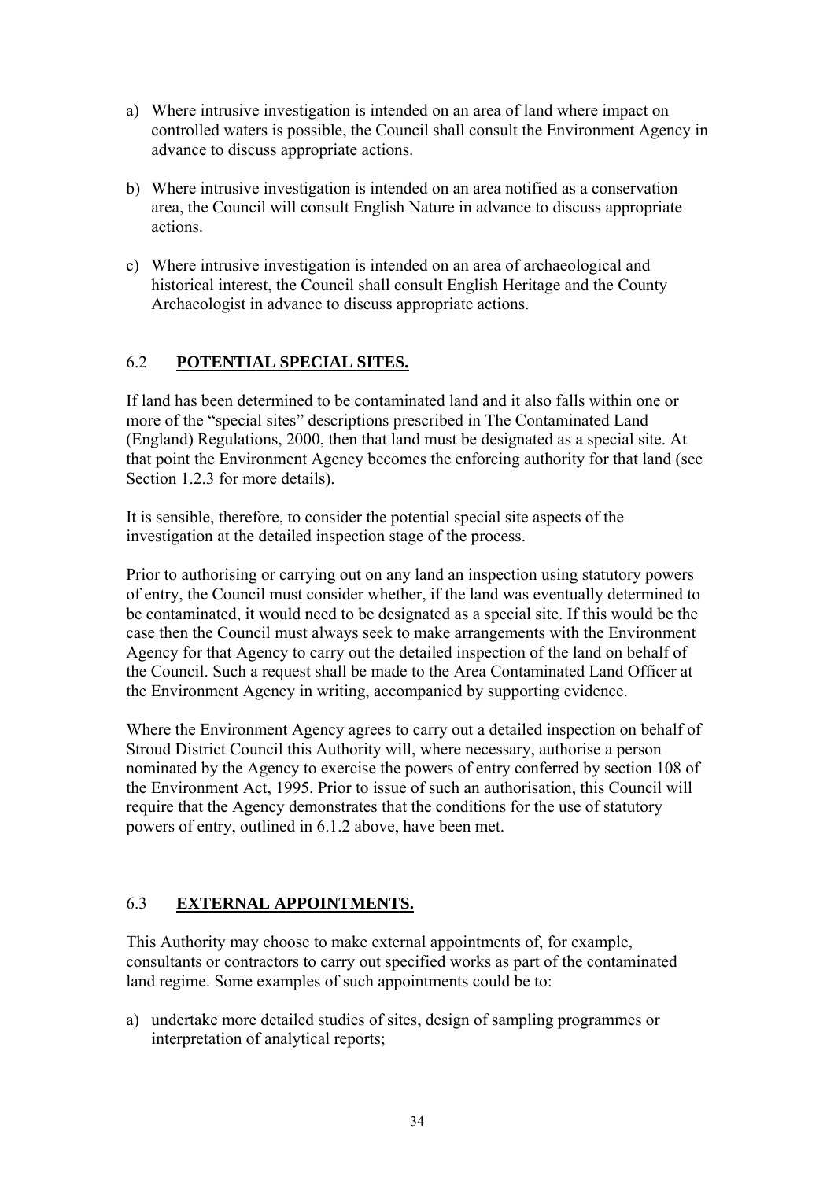a) Where intrusive investigation is intended on an area of land where impact on controlled waters is possible, the Council shall consult the Environment Agency in advance to discuss appropriate actions.

b) Where intrusive investigation is intended on an area notified as a conservation area, the Council will consult English Nature in advance to discuss appropriate actions.

c) Where intrusive investigation is intended on an area of archaeological and historical interest, the Council shall consult English Heritage and the County Archaeologist in advance to discuss appropriate actions.

## 6.2 **POTENTIAL SPECIAL SITES.**

If land has been determined to be contaminated land and it also falls within one or more of the "special sites" descriptions prescribed in The Contaminated Land (England) Regulations, 2000, then that land must be designated as a special site. At that point the Environment Agency becomes the enforcing authority for that land (see Section 1.2.3 for more details).

It is sensible, therefore, to consider the potential special site aspects of the investigation at the detailed inspection stage of the process.

Prior to authorising or carrying out on any land an inspection using statutory powers of entry, the Council must consider whether, if the land was eventually determined to be contaminated, it would need to be designated as a special site. If this would be the case then the Council must always seek to make arrangements with the Environment Agency for that Agency to carry out the detailed inspection of the land on behalf of the Council. Such a request shall be made to the Area Contaminated Land Officer at the Environment Agency in writing, accompanied by supporting evidence.

Where the Environment Agency agrees to carry out a detailed inspection on behalf of Stroud District Council this Authority will, where necessary, authorise a person nominated by the Agency to exercise the powers of entry conferred by section 108 of the Environment Act, 1995. Prior to issue of such an authorisation, this Council will require that the Agency demonstrates that the conditions for the use of statutory powers of entry, outlined in 6.1.2 above, have been met.

## 6.3 **EXTERNAL APPOINTMENTS.**

This Authority may choose to make external appointments of, for example, consultants or contractors to carry out specified works as part of the contaminated land regime. Some examples of such appointments could be to:

a) undertake more detailed studies of sites, design of sampling programmes or interpretation of analytical reports;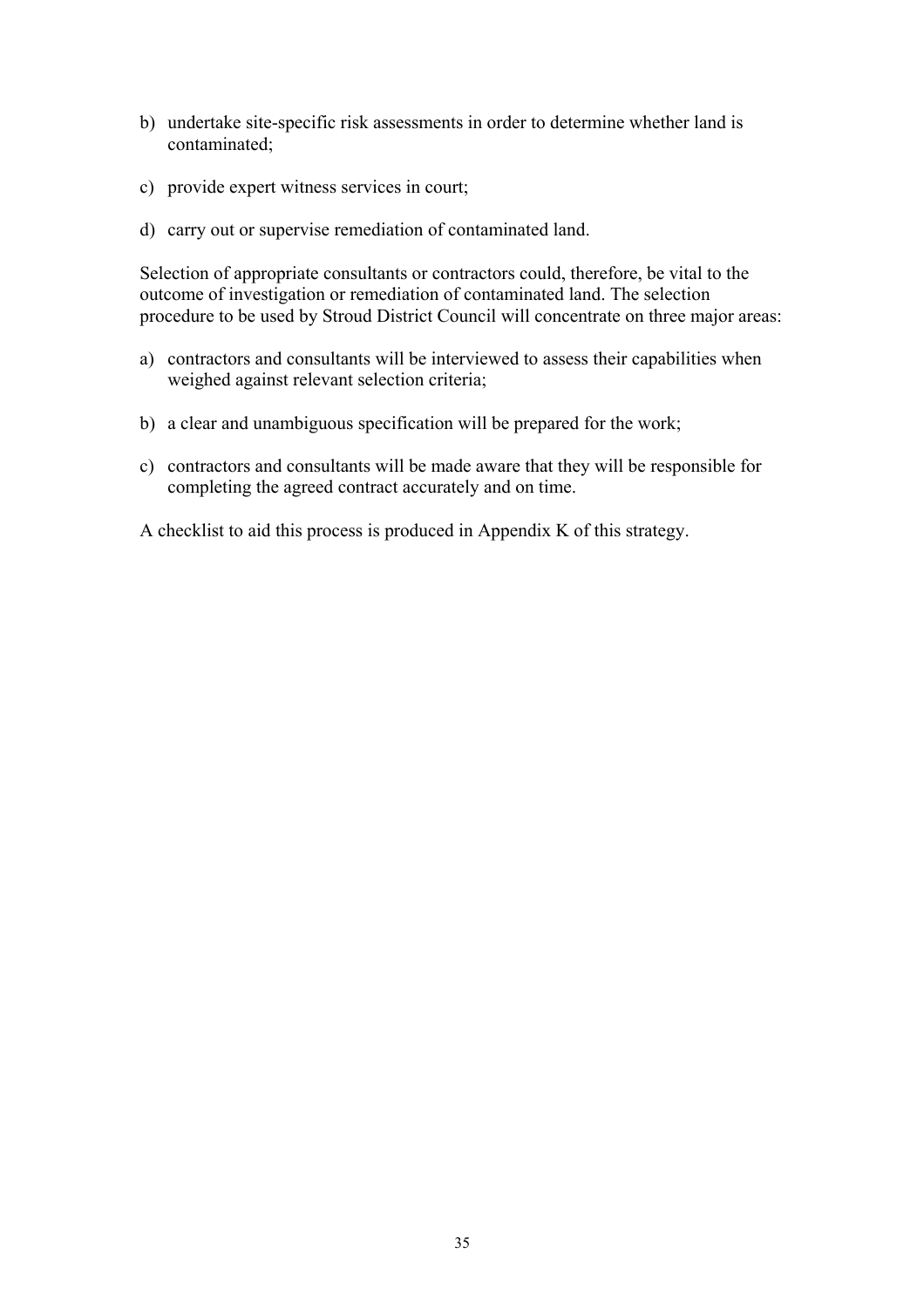b) undertake site-specific risk assessments in order to determine whether land is contaminated;

c) provide expert witness services in court;

d) carry out or supervise remediation of contaminated land.

Selection of appropriate consultants or contractors could, therefore, be vital to the outcome of investigation or remediation of contaminated land. The selection procedure to be used by Stroud District Council will concentrate on three major areas:

a) contractors and consultants will be interviewed to assess their capabilities when weighed against relevant selection criteria;

b) a clear and unambiguous specification will be prepared for the work;

c) contractors and consultants will be made aware that they will be responsible for completing the agreed contract accurately and on time.

A checklist to aid this process is produced in Appendix K of this strategy.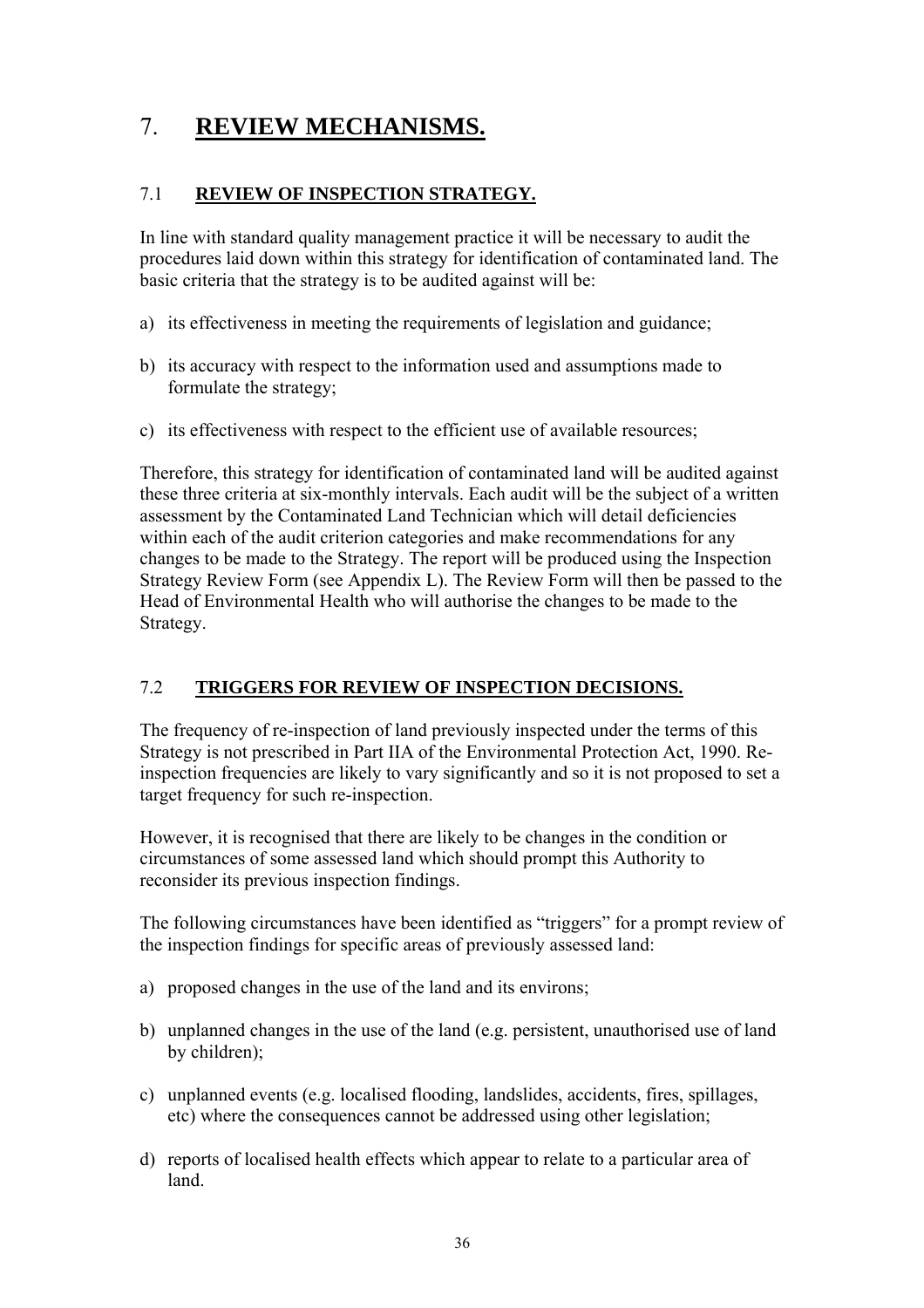# 7. **REVIEW MECHANISMS.**

## 7.1 **REVIEW OF INSPECTION STRATEGY.**

In line with standard quality management practice it will be necessary to audit the procedures laid down within this strategy for identification of contaminated land. The basic criteria that the strategy is to be audited against will be:

a) its effectiveness in meeting the requirements of legislation and guidance;

b) its accuracy with respect to the information used and assumptions made to formulate the strategy;

c) its effectiveness with respect to the efficient use of available resources;

Therefore, this strategy for identification of contaminated land will be audited against these three criteria at six-monthly intervals. Each audit will be the subject of a written assessment by the Contaminated Land Technician which will detail deficiencies within each of the audit criterion categories and make recommendations for any changes to be made to the Strategy. The report will be produced using the Inspection Strategy Review Form (see Appendix L). The Review Form will then be passed to the Head of Environmental Health who will authorise the changes to be made to the Strategy.

## 7.2 **TRIGGERS FOR REVIEW OF INSPECTION DECISIONS.**

The frequency of re-inspection of land previously inspected under the terms of this Strategy is not prescribed in Part IIA of the Environmental Protection Act, 1990. Re-inspection frequencies are likely to vary significantly and so it is not proposed to set a target frequency for such re-inspection.

However, it is recognised that there are likely to be changes in the condition or circumstances of some assessed land which should prompt this Authority to reconsider its previous inspection findings.

The following circumstances have been identified as "triggers" for a prompt review of the inspection findings for specific areas of previously assessed land:

a) proposed changes in the use of the land and its environs;

b) unplanned changes in the use of the land (e.g. persistent, unauthorised use of land by children);

c) unplanned events (e.g. localised flooding, landslides, accidents, fires, spillages, etc) where the consequences cannot be addressed using other legislation;

d) reports of localised health effects which appear to relate to a particular area of land.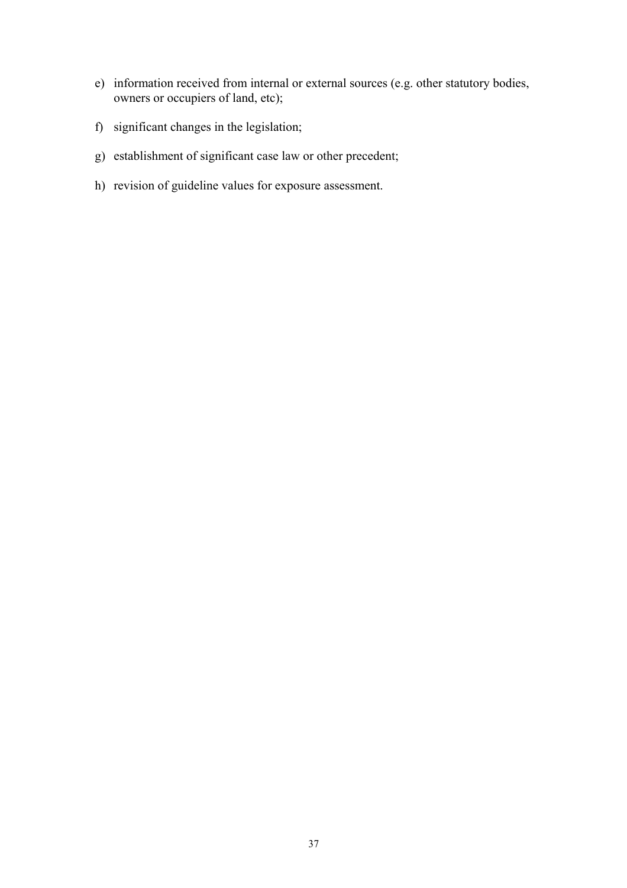e) information received from internal or external sources (e.g. other statutory bodies, owners or occupiers of land, etc);

f) significant changes in the legislation;

g) establishment of significant case law or other precedent;

h) revision of guideline values for exposure assessment.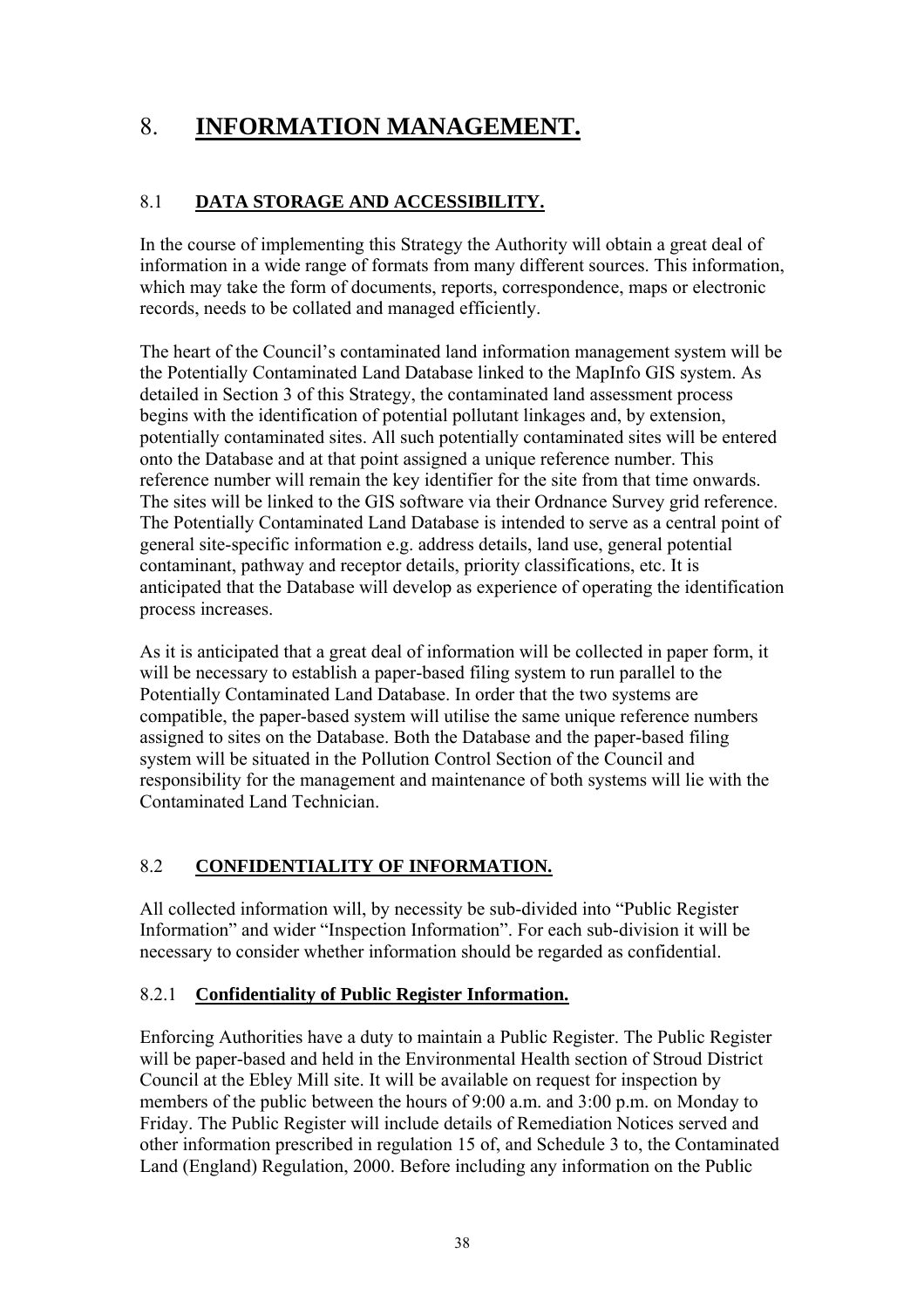# 8. **INFORMATION MANAGEMENT.**

## 8.1 **DATA STORAGE AND ACCESSIBILITY.**

In the course of implementing this Strategy the Authority will obtain a great deal of information in a wide range of formats from many different sources. This information, which may take the form of documents, reports, correspondence, maps or electronic records, needs to be collated and managed efficiently.

The heart of the Council's contaminated land information management system will be the Potentially Contaminated Land Database linked to the MapInfo GIS system. As detailed in Section 3 of this Strategy, the contaminated land assessment process begins with the identification of potential pollutant linkages and, by extension, potentially contaminated sites. All such potentially contaminated sites will be entered onto the Database and at that point assigned a unique reference number. This reference number will remain the key identifier for the site from that time onwards. The sites will be linked to the GIS software via their Ordnance Survey grid reference. The Potentially Contaminated Land Database is intended to serve as a central point of general site-specific information e.g. address details, land use, general potential contaminant, pathway and receptor details, priority classifications, etc. It is anticipated that the Database will develop as experience of operating the identification process increases.

As it is anticipated that a great deal of information will be collected in paper form, it will be necessary to establish a paper-based filing system to run parallel to the Potentially Contaminated Land Database. In order that the two systems are compatible, the paper-based system will utilise the same unique reference numbers assigned to sites on the Database. Both the Database and the paper-based filing system will be situated in the Pollution Control Section of the Council and responsibility for the management and maintenance of both systems will lie with the Contaminated Land Technician.

## 8.2 **CONFIDENTIALITY OF INFORMATION.**

All collected information will, by necessity be sub-divided into "Public Register Information" and wider "Inspection Information". For each sub-division it will be necessary to consider whether information should be regarded as confidential.

### 8.2.1 **Confidentiality of Public Register Information.**

Enforcing Authorities have a duty to maintain a Public Register. The Public Register will be paper-based and held in the Environmental Health section of Stroud District Council at the Ebley Mill site. It will be available on request for inspection by members of the public between the hours of 9:00 a.m. and 3:00 p.m. on Monday to Friday. The Public Register will include details of Remediation Notices served and other information prescribed in regulation 15 of, and Schedule 3 to, the Contaminated Land (England) Regulation, 2000. Before including any information on the Public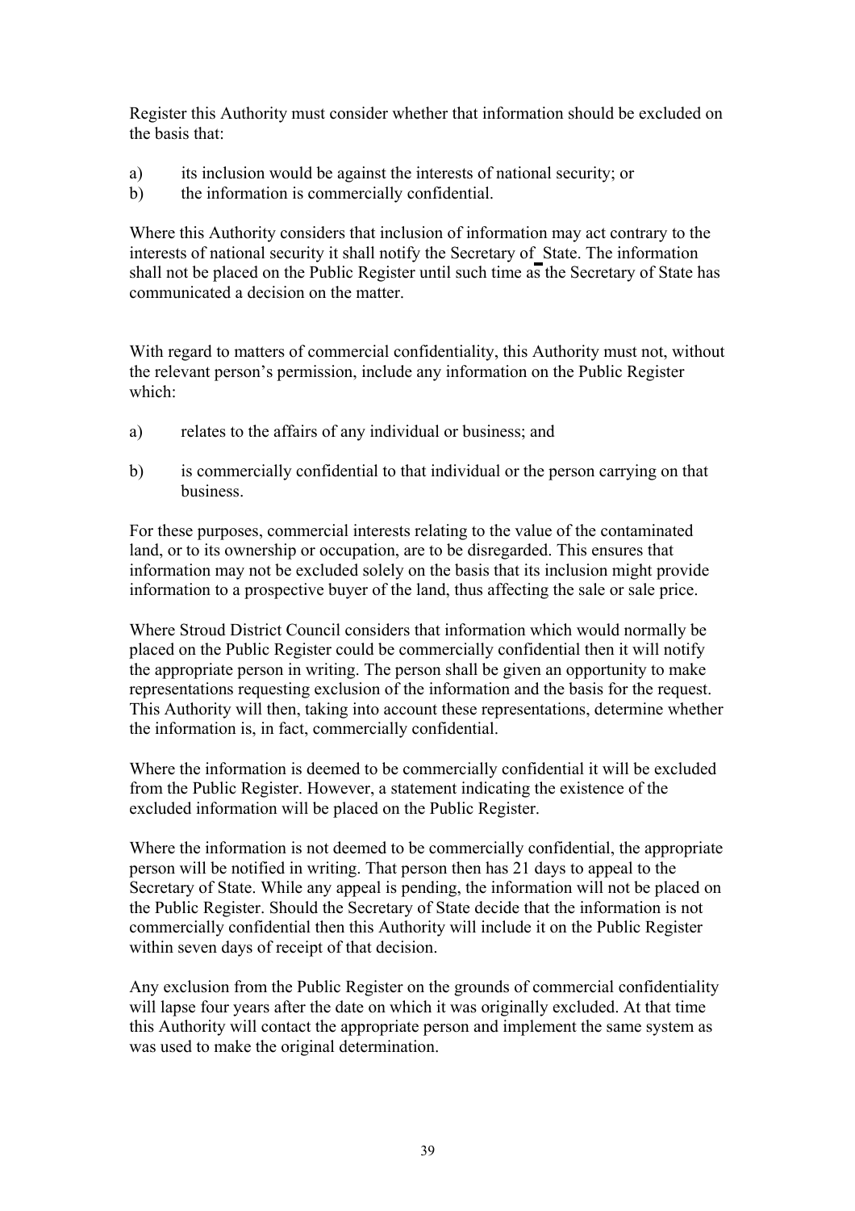Register this Authority must consider whether that information should be excluded on the basis that:

a) its inclusion would be against the interests of national security; or
b) the information is commercially confidential.

Where this Authority considers that inclusion of information may act contrary to the interests of national security it shall notify the Secretary of State. The information shall not be placed on the Public Register until such time as the Secretary of State has communicated a decision on the matter.

With regard to matters of commercial confidentiality, this Authority must not, without the relevant person's permission, include any information on the Public Register which:

a) relates to the affairs of any individual or business; and

b) is commercially confidential to that individual or the person carrying on that business.

For these purposes, commercial interests relating to the value of the contaminated land, or to its ownership or occupation, are to be disregarded. This ensures that information may not be excluded solely on the basis that its inclusion might provide information to a prospective buyer of the land, thus affecting the sale or sale price.

Where Stroud District Council considers that information which would normally be placed on the Public Register could be commercially confidential then it will notify the appropriate person in writing. The person shall be given an opportunity to make representations requesting exclusion of the information and the basis for the request. This Authority will then, taking into account these representations, determine whether the information is, in fact, commercially confidential.

Where the information is deemed to be commercially confidential it will be excluded from the Public Register. However, a statement indicating the existence of the excluded information will be placed on the Public Register.

Where the information is not deemed to be commercially confidential, the appropriate person will be notified in writing. That person then has 21 days to appeal to the Secretary of State. While any appeal is pending, the information will not be placed on the Public Register. Should the Secretary of State decide that the information is not commercially confidential then this Authority will include it on the Public Register within seven days of receipt of that decision.

Any exclusion from the Public Register on the grounds of commercial confidentiality will lapse four years after the date on which it was originally excluded. At that time this Authority will contact the appropriate person and implement the same system as was used to make the original determination.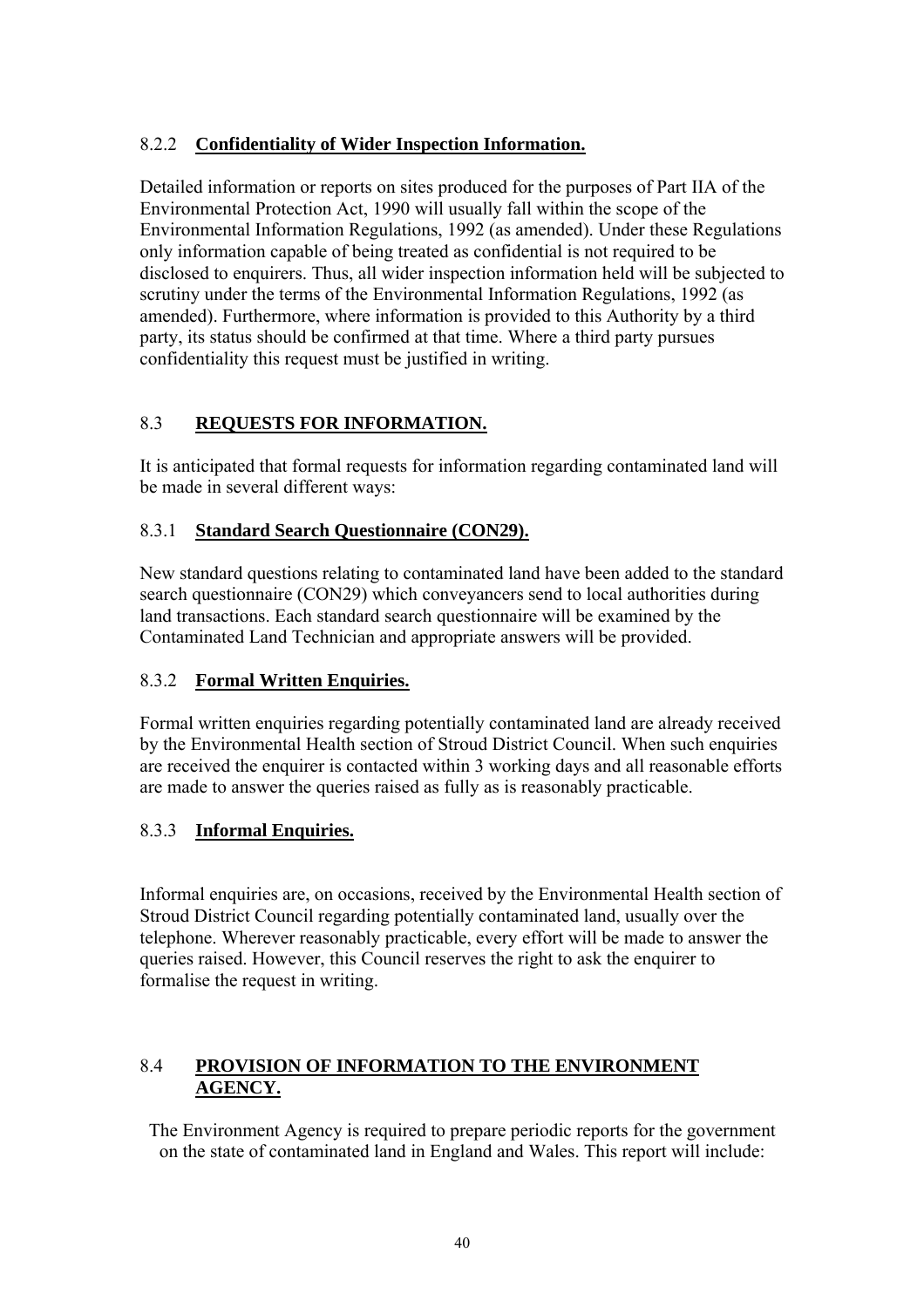### 8.2.2 **Confidentiality of Wider Inspection Information.**

Detailed information or reports on sites produced for the purposes of Part IIA of the Environmental Protection Act, 1990 will usually fall within the scope of the Environmental Information Regulations, 1992 (as amended). Under these Regulations only information capable of being treated as confidential is not required to be disclosed to enquirers. Thus, all wider inspection information held will be subjected to scrutiny under the terms of the Environmental Information Regulations, 1992 (as amended). Furthermore, where information is provided to this Authority by a third party, its status should be confirmed at that time. Where a third party pursues confidentiality this request must be justified in writing.

## 8.3 **REQUESTS FOR INFORMATION.**

It is anticipated that formal requests for information regarding contaminated land will be made in several different ways:

### 8.3.1 **Standard Search Questionnaire (CON29).**

New standard questions relating to contaminated land have been added to the standard search questionnaire (CON29) which conveyancers send to local authorities during land transactions. Each standard search questionnaire will be examined by the Contaminated Land Technician and appropriate answers will be provided.

### 8.3.2 **Formal Written Enquiries.**

Formal written enquiries regarding potentially contaminated land are already received by the Environmental Health section of Stroud District Council. When such enquiries are received the enquirer is contacted within 3 working days and all reasonable efforts are made to answer the queries raised as fully as is reasonably practicable.

### 8.3.3 **Informal Enquiries.**

Informal enquiries are, on occasions, received by the Environmental Health section of Stroud District Council regarding potentially contaminated land, usually over the telephone. Wherever reasonably practicable, every effort will be made to answer the queries raised. However, this Council reserves the right to ask the enquirer to formalise the request in writing.

## 8.4 **PROVISION OF INFORMATION TO THE ENVIRONMENT AGENCY.**

The Environment Agency is required to prepare periodic reports for the government on the state of contaminated land in England and Wales. This report will include: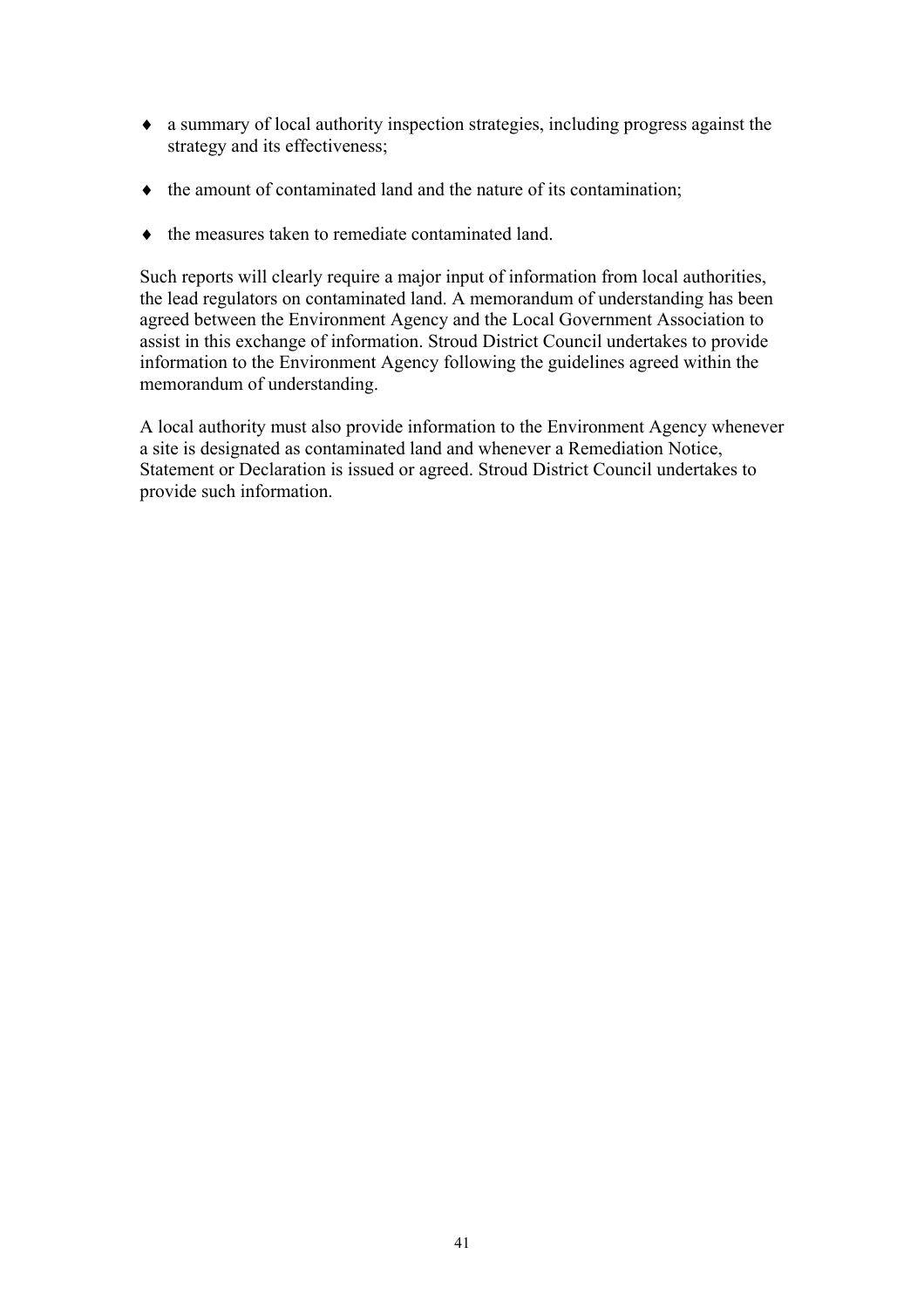- a summary of local authority inspection strategies, including progress against the strategy and its effectiveness;
- the amount of contaminated land and the nature of its contamination;
- the measures taken to remediate contaminated land.

Such reports will clearly require a major input of information from local authorities, the lead regulators on contaminated land. A memorandum of understanding has been agreed between the Environment Agency and the Local Government Association to assist in this exchange of information. Stroud District Council undertakes to provide information to the Environment Agency following the guidelines agreed within the memorandum of understanding.

A local authority must also provide information to the Environment Agency whenever a site is designated as contaminated land and whenever a Remediation Notice, Statement or Declaration is issued or agreed. Stroud District Council undertakes to provide such information.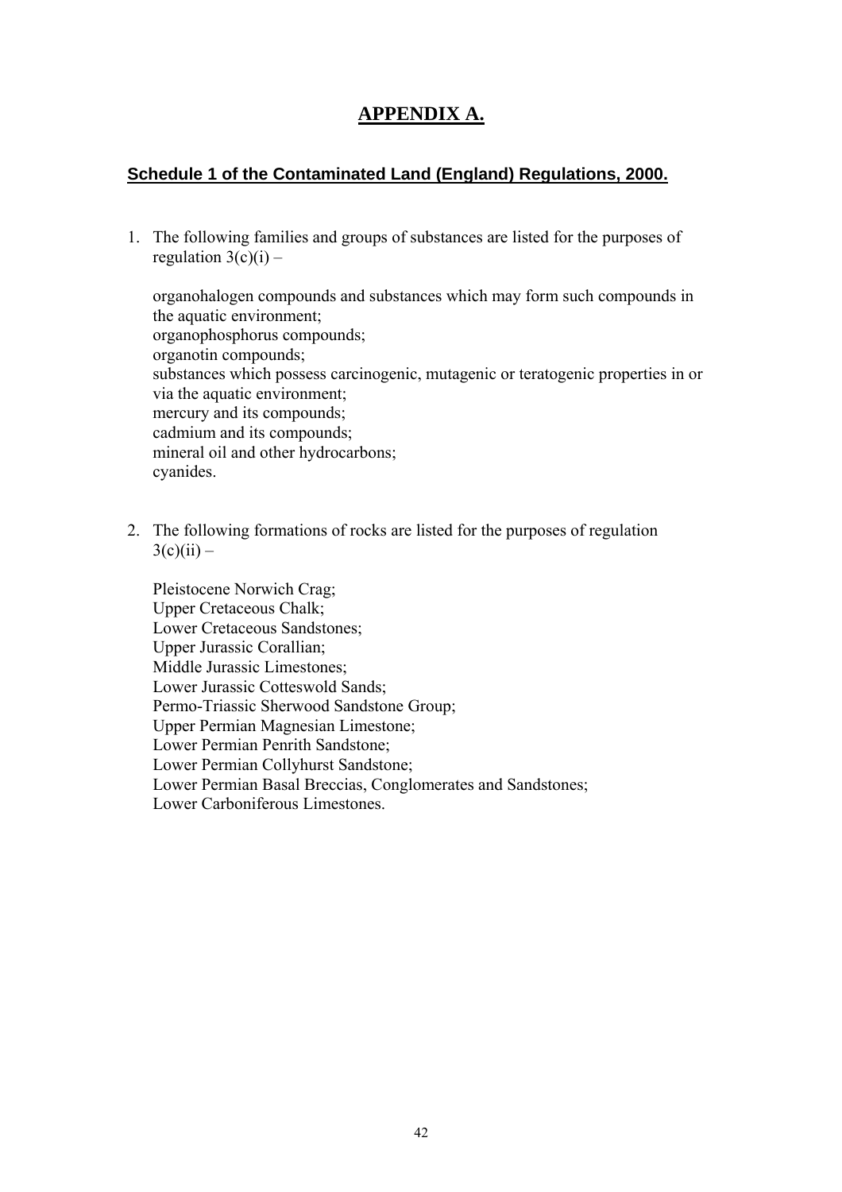# APPENDIX A.

## Schedule 1 of the Contaminated Land (England) Regulations, 2000.

1. The following families and groups of substances are listed for the purposes of regulation 3(c)(i) –

   organohalogen compounds and substances which may form such compounds in the aquatic environment;
   organophosphorus compounds;
   organotin compounds;
   substances which possess carcinogenic, mutagenic or teratogenic properties in or via the aquatic environment;
   mercury and its compounds;
   cadmium and its compounds;
   mineral oil and other hydrocarbons;
   cyanides.

2. The following formations of rocks are listed for the purposes of regulation 3(c)(ii) –

   Pleistocene Norwich Crag;
   Upper Cretaceous Chalk;
   Lower Cretaceous Sandstones;
   Upper Jurassic Corallian;
   Middle Jurassic Limestones;
   Lower Jurassic Cotteswold Sands;
   Permo-Triassic Sherwood Sandstone Group;
   Upper Permian Magnesian Limestone;
   Lower Permian Penrith Sandstone;
   Lower Permian Collyhurst Sandstone;
   Lower Permian Basal Breccias, Conglomerates and Sandstones;
   Lower Carboniferous Limestones.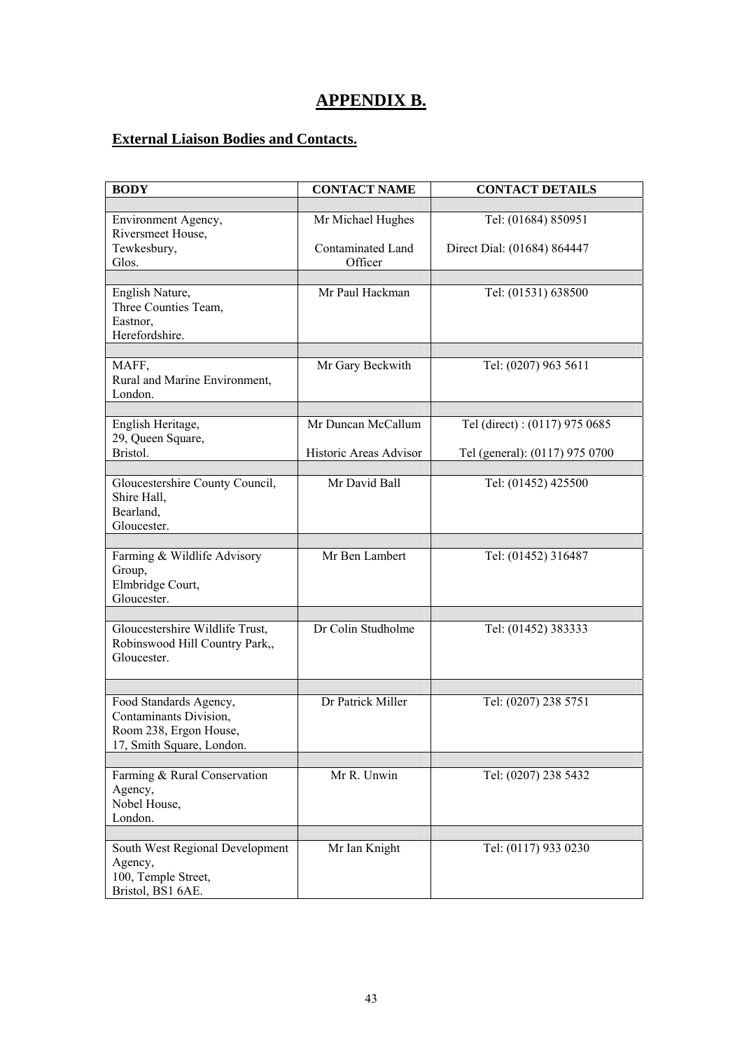# APPENDIX B.

## External Liaison Bodies and Contacts.

| BODY | CONTACT NAME | CONTACT DETAILS |
|---|---|---|
| Environment Agency, Riversmeet House, Tewkesbury, Glos. | Mr Michael Hughes<br>Contaminated Land Officer | Tel: (01684) 850951<br>Direct Dial: (01684) 864447 |
| English Nature, Three Counties Team, Eastnor, Herefordshire. | Mr Paul Hackman | Tel: (01531) 638500 |
| MAFF, Rural and Marine Environment, London. | Mr Gary Beckwith | Tel: (0207) 963 5611 |
| English Heritage, 29, Queen Square, Bristol. | Mr Duncan McCallum<br>Historic Areas Advisor | Tel (direct) : (0117) 975 0685<br>Tel (general): (0117) 975 0700 |
| Gloucestershire County Council, Shire Hall, Bearland, Gloucester. | Mr David Ball | Tel: (01452) 425500 |
| Farming & Wildlife Advisory Group, Elmbridge Court, Gloucester. | Mr Ben Lambert | Tel: (01452) 316487 |
| Gloucestershire Wildlife Trust, Robinswood Hill Country Park,, Gloucester. | Dr Colin Studholme | Tel: (01452) 383333 |
| Food Standards Agency, Contaminants Division, Room 238, Ergon House, 17, Smith Square, London. | Dr Patrick Miller | Tel: (0207) 238 5751 |
| Farming & Rural Conservation Agency, Nobel House, London. | Mr R. Unwin | Tel: (0207) 238 5432 |
| South West Regional Development Agency, 100, Temple Street, Bristol, BS1 6AE. | Mr Ian Knight | Tel: (0117) 933 0230 |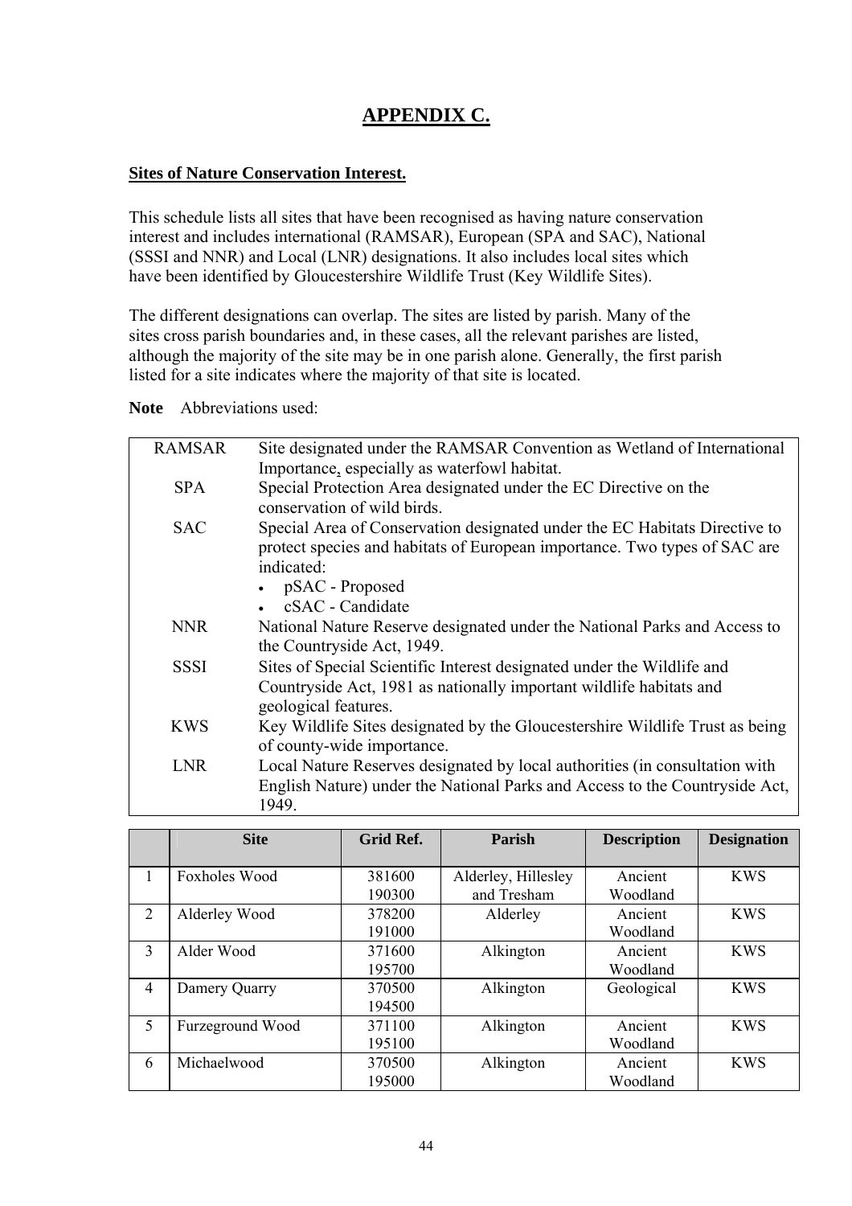# APPENDIX C.

## Sites of Nature Conservation Interest.

This schedule lists all sites that have been recognised as having nature conservation interest and includes international (RAMSAR), European (SPA and SAC), National (SSSI and NNR) and Local (LNR) designations. It also includes local sites which have been identified by Gloucestershire Wildlife Trust (Key Wildlife Sites).

The different designations can overlap. The sites are listed by parish. Many of the sites cross parish boundaries and, in these cases, all the relevant parishes are listed, although the majority of the site may be in one parish alone. Generally, the first parish listed for a site indicates where the majority of that site is located.

**Note** Abbreviations used:

| | |
|---|---|
| RAMSAR | Site designated under the RAMSAR Convention as Wetland of International Importance, especially as waterfowl habitat. |
| SPA | Special Protection Area designated under the EC Directive on the conservation of wild birds. |
| SAC | Special Area of Conservation designated under the EC Habitats Directive to protect species and habitats of European importance. Two types of SAC are indicated: • pSAC - Proposed • cSAC - Candidate |
| NNR | National Nature Reserve designated under the National Parks and Access to the Countryside Act, 1949. |
| SSSI | Sites of Special Scientific Interest designated under the Wildlife and Countryside Act, 1981 as nationally important wildlife habitats and geological features. |
| KWS | Key Wildlife Sites designated by the Gloucestershire Wildlife Trust as being of county-wide importance. |
| LNR | Local Nature Reserves designated by local authorities (in consultation with English Nature) under the National Parks and Access to the Countryside Act, 1949. |

| | Site | Grid Ref. | Parish | Description | Designation |
|---|---|---|---|---|---|
| 1 | Foxholes Wood | 381600 190300 | Alderley, Hillesley and Tresham | Ancient Woodland | KWS |
| 2 | Alderley Wood | 378200 191000 | Alderley | Ancient Woodland | KWS |
| 3 | Alder Wood | 371600 195700 | Alkington | Ancient Woodland | KWS |
| 4 | Damery Quarry | 370500 194500 | Alkington | Geological | KWS |
| 5 | Furzeground Wood | 371100 195100 | Alkington | Ancient Woodland | KWS |
| 6 | Michaelwood | 370500 195000 | Alkington | Ancient Woodland | KWS |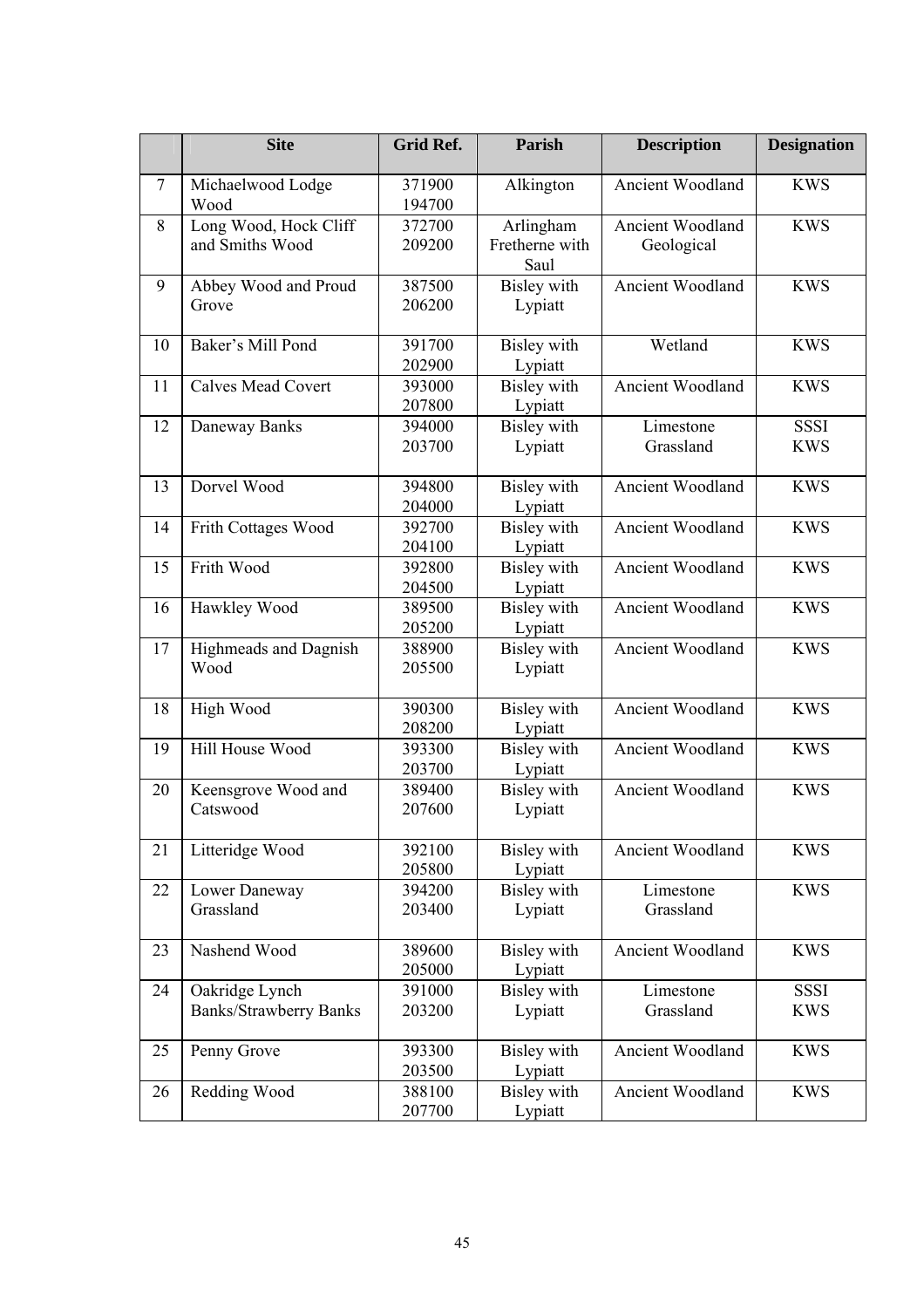| | Site | Grid Ref. | Parish | Description | Designation |
|---|---|---|---|---|---|
| 7 | Michaelwood Lodge Wood | 371900 194700 | Alkington | Ancient Woodland | KWS |
| 8 | Long Wood, Hock Cliff and Smiths Wood | 372700 209200 | Arlingham Fretherne with Saul | Ancient Woodland Geological | KWS |
| 9 | Abbey Wood and Proud Grove | 387500 206200 | Bisley with Lypiatt | Ancient Woodland | KWS |
| 10 | Baker's Mill Pond | 391700 202900 | Bisley with Lypiatt | Wetland | KWS |
| 11 | Calves Mead Covert | 393000 207800 | Bisley with Lypiatt | Ancient Woodland | KWS |
| 12 | Daneway Banks | 394000 203700 | Bisley with Lypiatt | Limestone Grassland | SSSI KWS |
| 13 | Dorvel Wood | 394800 204000 | Bisley with Lypiatt | Ancient Woodland | KWS |
| 14 | Frith Cottages Wood | 392700 204100 | Bisley with Lypiatt | Ancient Woodland | KWS |
| 15 | Frith Wood | 392800 204500 | Bisley with Lypiatt | Ancient Woodland | KWS |
| 16 | Hawkley Wood | 389500 205200 | Bisley with Lypiatt | Ancient Woodland | KWS |
| 17 | Highmeads and Dagnish Wood | 388900 205500 | Bisley with Lypiatt | Ancient Woodland | KWS |
| 18 | High Wood | 390300 208200 | Bisley with Lypiatt | Ancient Woodland | KWS |
| 19 | Hill House Wood | 393300 203700 | Bisley with Lypiatt | Ancient Woodland | KWS |
| 20 | Keensgrove Wood and Catswood | 389400 207600 | Bisley with Lypiatt | Ancient Woodland | KWS |
| 21 | Litteridge Wood | 392100 205800 | Bisley with Lypiatt | Ancient Woodland | KWS |
| 22 | Lower Daneway Grassland | 394200 203400 | Bisley with Lypiatt | Limestone Grassland | KWS |
| 23 | Nashend Wood | 389600 205000 | Bisley with Lypiatt | Ancient Woodland | KWS |
| 24 | Oakridge Lynch Banks/Strawberry Banks | 391000 203200 | Bisley with Lypiatt | Limestone Grassland | SSSI KWS |
| 25 | Penny Grove | 393300 203500 | Bisley with Lypiatt | Ancient Woodland | KWS |
| 26 | Redding Wood | 388100 207700 | Bisley with Lypiatt | Ancient Woodland | KWS |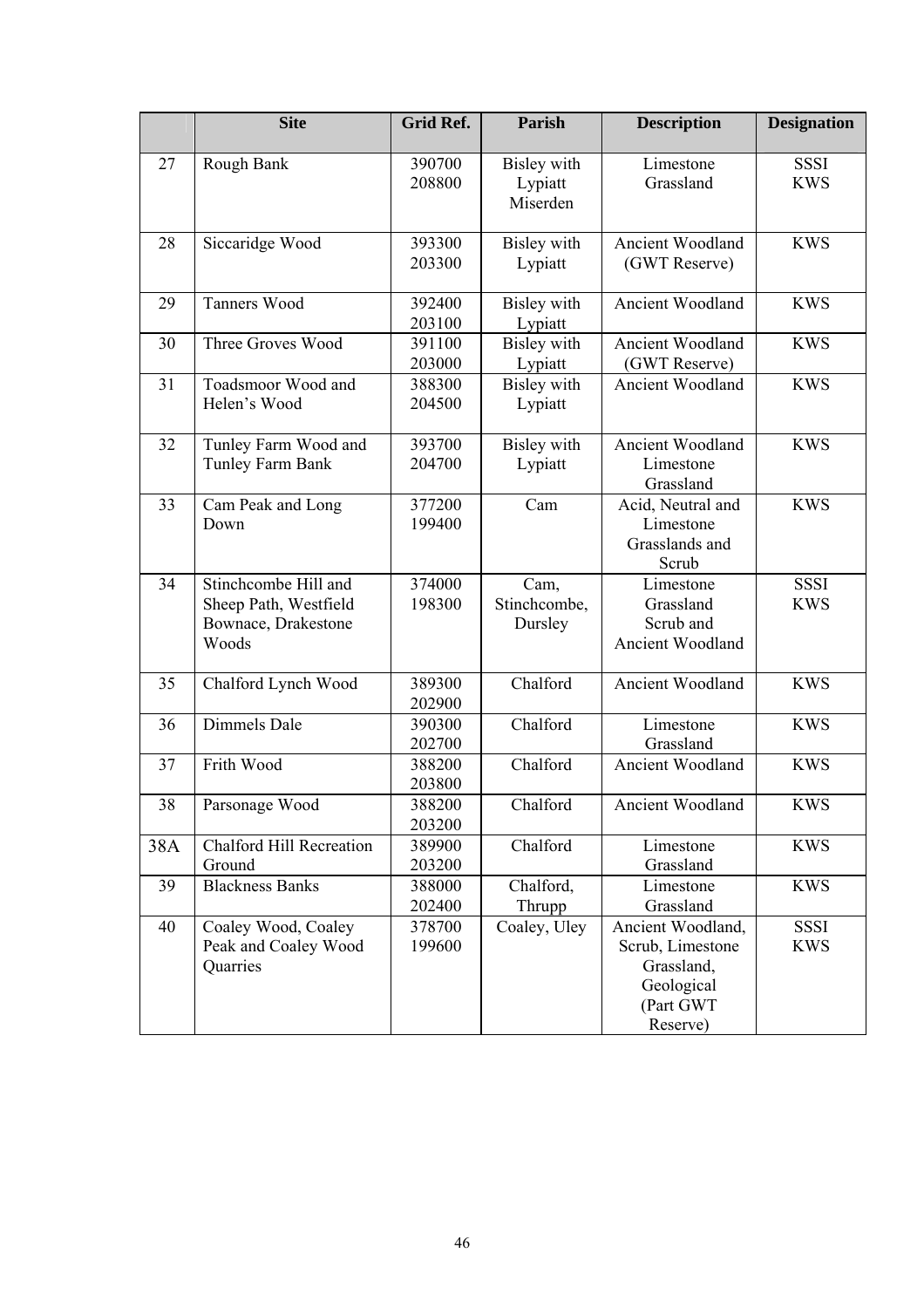| | Site | Grid Ref. | Parish | Description | Designation |
|---|---|---|---|---|---|
| 27 | Rough Bank | 390700 208800 | Bisley with Lypiatt Miserden | Limestone Grassland | SSSI KWS |
| 28 | Siccaridge Wood | 393300 203300 | Bisley with Lypiatt | Ancient Woodland (GWT Reserve) | KWS |
| 29 | Tanners Wood | 392400 203100 | Bisley with Lypiatt | Ancient Woodland | KWS |
| 30 | Three Groves Wood | 391100 203000 | Bisley with Lypiatt | Ancient Woodland (GWT Reserve) | KWS |
| 31 | Toadsmoor Wood and Helen's Wood | 388300 204500 | Bisley with Lypiatt | Ancient Woodland | KWS |
| 32 | Tunley Farm Wood and Tunley Farm Bank | 393700 204700 | Bisley with Lypiatt | Ancient Woodland Limestone Grassland | KWS |
| 33 | Cam Peak and Long Down | 377200 199400 | Cam | Acid, Neutral and Limestone Grasslands and Scrub | KWS |
| 34 | Stinchcombe Hill and Sheep Path, Westfield Bownace, Drakestone Woods | 374000 198300 | Cam, Stinchcombe, Dursley | Limestone Grassland Scrub and Ancient Woodland | SSSI KWS |
| 35 | Chalford Lynch Wood | 389300 202900 | Chalford | Ancient Woodland | KWS |
| 36 | Dimmels Dale | 390300 202700 | Chalford | Limestone Grassland | KWS |
| 37 | Frith Wood | 388200 203800 | Chalford | Ancient Woodland | KWS |
| 38 | Parsonage Wood | 388200 203200 | Chalford | Ancient Woodland | KWS |
| 38A | Chalford Hill Recreation Ground | 389900 203200 | Chalford | Limestone Grassland | KWS |
| 39 | Blackness Banks | 388000 202400 | Chalford, Thrupp | Limestone Grassland | KWS |
| 40 | Coaley Wood, Coaley Peak and Coaley Wood Quarries | 378700 199600 | Coaley, Uley | Ancient Woodland, Scrub, Limestone Grassland, Geological (Part GWT Reserve) | SSSI KWS |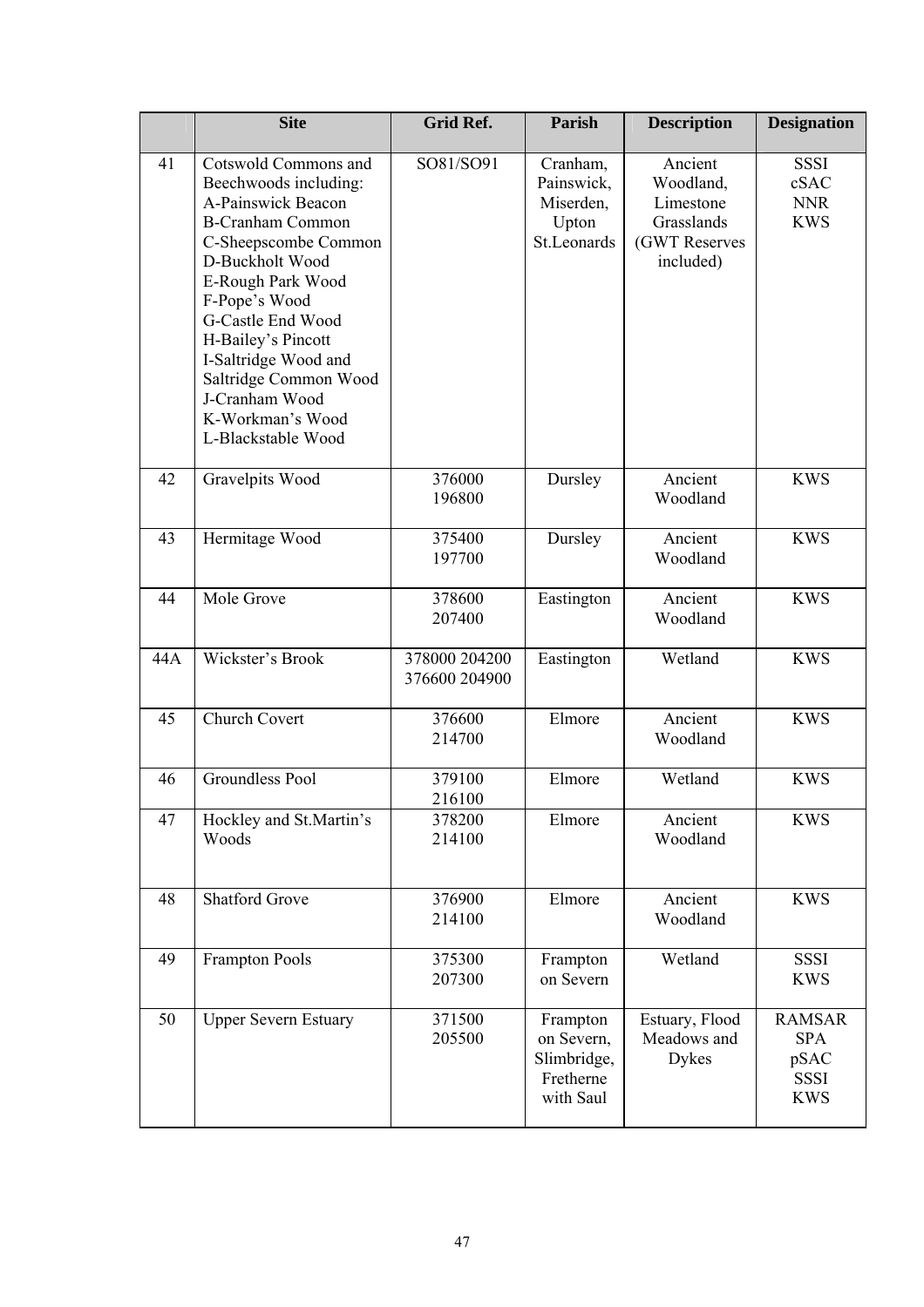| | Site | Grid Ref. | Parish | Description | Designation |
|---|---|---|---|---|---|
| 41 | Cotswold Commons and Beechwoods including:<br>A-Painswick Beacon<br>B-Cranham Common<br>C-Sheepscombe Common<br>D-Buckholt Wood<br>E-Rough Park Wood<br>F-Pope's Wood<br>G-Castle End Wood<br>H-Bailey's Pincott<br>I-Saltridge Wood and Saltridge Common Wood<br>J-Cranham Wood<br>K-Workman's Wood<br>L-Blackstable Wood | SO81/SO91 | Cranham, Painswick, Miserden, Upton St.Leonards | Ancient Woodland, Limestone Grasslands (GWT Reserves included) | SSSI<br>cSAC<br>NNR<br>KWS |
| 42 | Gravelpits Wood | 376000 196800 | Dursley | Ancient Woodland | KWS |
| 43 | Hermitage Wood | 375400 197700 | Dursley | Ancient Woodland | KWS |
| 44 | Mole Grove | 378600 207400 | Eastington | Ancient Woodland | KWS |
| 44A | Wickster's Brook | 378000 204200<br>376600 204900 | Eastington | Wetland | KWS |
| 45 | Church Covert | 376600 214700 | Elmore | Ancient Woodland | KWS |
| 46 | Groundless Pool | 379100 216100 | Elmore | Wetland | KWS |
| 47 | Hockley and St.Martin's Woods | 378200 214100 | Elmore | Ancient Woodland | KWS |
| 48 | Shatford Grove | 376900 214100 | Elmore | Ancient Woodland | KWS |
| 49 | Frampton Pools | 375300 207300 | Frampton on Severn | Wetland | SSSI<br>KWS |
| 50 | Upper Severn Estuary | 371500 205500 | Frampton on Severn, Slimbridge, Fretherne with Saul | Estuary, Flood Meadows and Dykes | RAMSAR<br>SPA<br>pSAC<br>SSSI<br>KWS |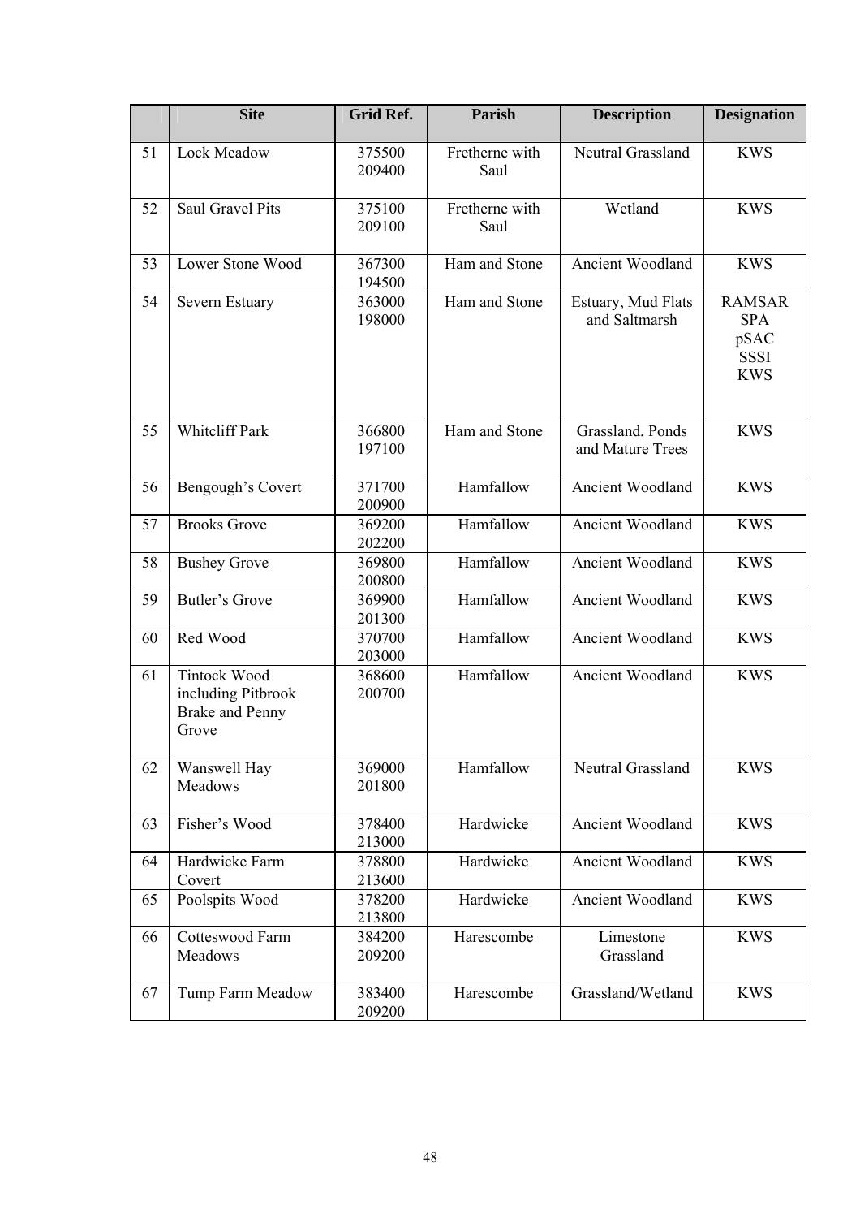|  | Site | Grid Ref. | Parish | Description | Designation |
|---|---|---|---|---|---|
| 51 | Lock Meadow | 375500 209400 | Fretherne with Saul | Neutral Grassland | KWS |
| 52 | Saul Gravel Pits | 375100 209100 | Fretherne with Saul | Wetland | KWS |
| 53 | Lower Stone Wood | 367300 194500 | Ham and Stone | Ancient Woodland | KWS |
| 54 | Severn Estuary | 363000 198000 | Ham and Stone | Estuary, Mud Flats and Saltmarsh | RAMSAR SPA pSAC SSSI KWS |
| 55 | Whitcliff Park | 366800 197100 | Ham and Stone | Grassland, Ponds and Mature Trees | KWS |
| 56 | Bengough's Covert | 371700 200900 | Hamfallow | Ancient Woodland | KWS |
| 57 | Brooks Grove | 369200 202200 | Hamfallow | Ancient Woodland | KWS |
| 58 | Bushey Grove | 369800 200800 | Hamfallow | Ancient Woodland | KWS |
| 59 | Butler's Grove | 369900 201300 | Hamfallow | Ancient Woodland | KWS |
| 60 | Red Wood | 370700 203000 | Hamfallow | Ancient Woodland | KWS |
| 61 | Tintock Wood including Pitbrook Brake and Penny Grove | 368600 200700 | Hamfallow | Ancient Woodland | KWS |
| 62 | Wanswell Hay Meadows | 369000 201800 | Hamfallow | Neutral Grassland | KWS |
| 63 | Fisher's Wood | 378400 213000 | Hardwicke | Ancient Woodland | KWS |
| 64 | Hardwicke Farm Covert | 378800 213600 | Hardwicke | Ancient Woodland | KWS |
| 65 | Poolspits Wood | 378200 213800 | Hardwicke | Ancient Woodland | KWS |
| 66 | Cotteswood Farm Meadows | 384200 209200 | Harescombe | Limestone Grassland | KWS |
| 67 | Tump Farm Meadow | 383400 209200 | Harescombe | Grassland/Wetland | KWS |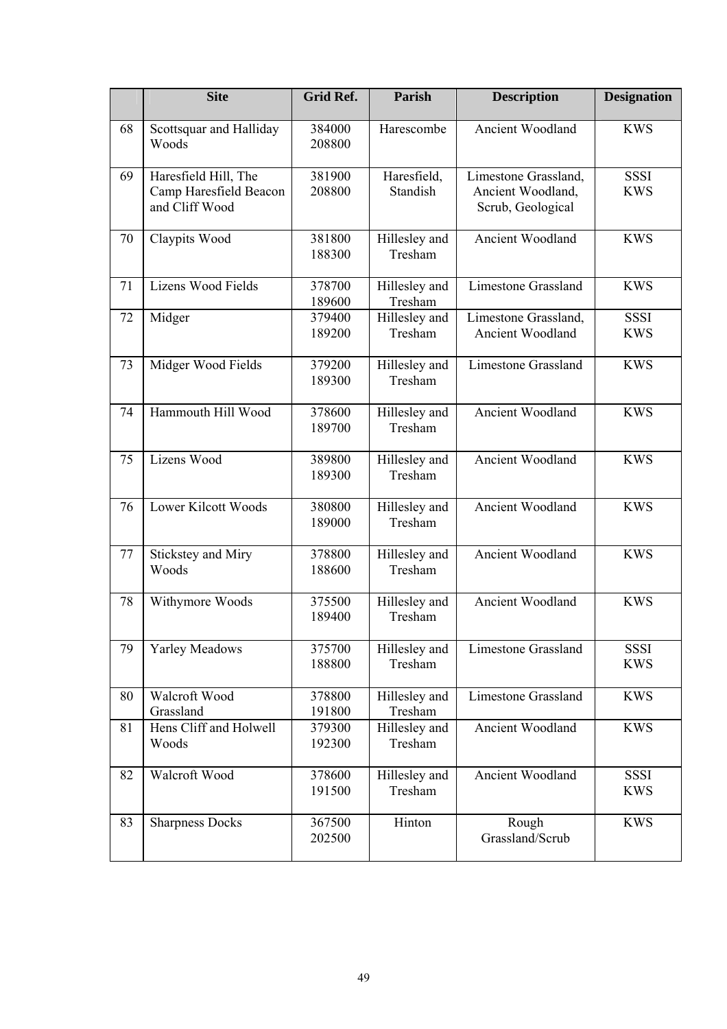| | Site | Grid Ref. | Parish | Description | Designation |
|---|---|---|---|---|---|
| 68 | Scottsquar and Halliday Woods | 384000 208800 | Harescombe | Ancient Woodland | KWS |
| 69 | Haresfield Hill, The Camp Haresfield Beacon and Cliff Wood | 381900 208800 | Haresfield, Standish | Limestone Grassland, Ancient Woodland, Scrub, Geological | SSSI KWS |
| 70 | Claypits Wood | 381800 188300 | Hillesley and Tresham | Ancient Woodland | KWS |
| 71 | Lizens Wood Fields | 378700 189600 | Hillesley and Tresham | Limestone Grassland | KWS |
| 72 | Midger | 379400 189200 | Hillesley and Tresham | Limestone Grassland, Ancient Woodland | SSSI KWS |
| 73 | Midger Wood Fields | 379200 189300 | Hillesley and Tresham | Limestone Grassland | KWS |
| 74 | Hammouth Hill Wood | 378600 189700 | Hillesley and Tresham | Ancient Woodland | KWS |
| 75 | Lizens Wood | 389800 189300 | Hillesley and Tresham | Ancient Woodland | KWS |
| 76 | Lower Kilcott Woods | 380800 189000 | Hillesley and Tresham | Ancient Woodland | KWS |
| 77 | Stickstey and Miry Woods | 378800 188600 | Hillesley and Tresham | Ancient Woodland | KWS |
| 78 | Withymore Woods | 375500 189400 | Hillesley and Tresham | Ancient Woodland | KWS |
| 79 | Yarley Meadows | 375700 188800 | Hillesley and Tresham | Limestone Grassland | SSSI KWS |
| 80 | Walcroft Wood Grassland | 378800 191800 | Hillesley and Tresham | Limestone Grassland | KWS |
| 81 | Hens Cliff and Holwell Woods | 379300 192300 | Hillesley and Tresham | Ancient Woodland | KWS |
| 82 | Walcroft Wood | 378600 191500 | Hillesley and Tresham | Ancient Woodland | SSSI KWS |
| 83 | Sharpness Docks | 367500 202500 | Hinton | Rough Grassland/Scrub | KWS |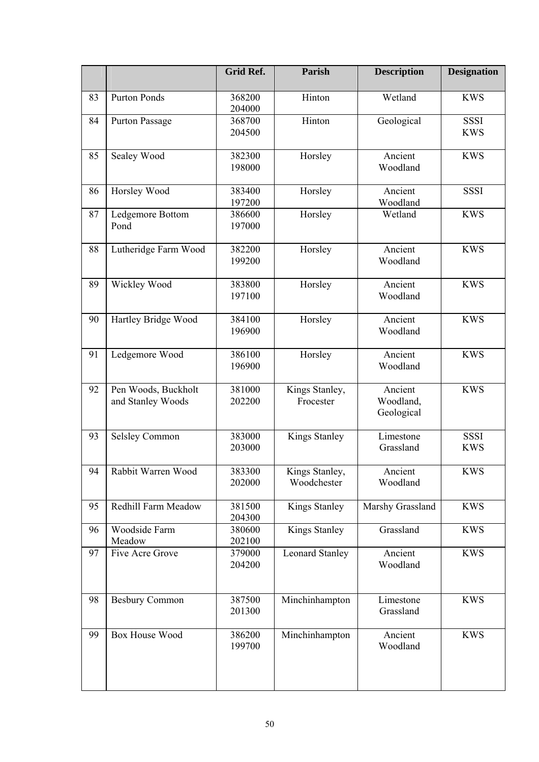| | | Grid Ref. | Parish | Description | Designation |
|---|---|---|---|---|---|
| 83 | Purton Ponds | 368200 204000 | Hinton | Wetland | KWS |
| 84 | Purton Passage | 368700 204500 | Hinton | Geological | SSSI KWS |
| 85 | Sealey Wood | 382300 198000 | Horsley | Ancient Woodland | KWS |
| 86 | Horsley Wood | 383400 197200 | Horsley | Ancient Woodland | SSSI |
| 87 | Ledgemore Bottom Pond | 386600 197000 | Horsley | Wetland | KWS |
| 88 | Lutheridge Farm Wood | 382200 199200 | Horsley | Ancient Woodland | KWS |
| 89 | Wickley Wood | 383800 197100 | Horsley | Ancient Woodland | KWS |
| 90 | Hartley Bridge Wood | 384100 196900 | Horsley | Ancient Woodland | KWS |
| 91 | Ledgemore Wood | 386100 196900 | Horsley | Ancient Woodland | KWS |
| 92 | Pen Woods, Buckholt and Stanley Woods | 381000 202200 | Kings Stanley, Frocester | Ancient Woodland, Geological | KWS |
| 93 | Selsley Common | 383000 203000 | Kings Stanley | Limestone Grassland | SSSI KWS |
| 94 | Rabbit Warren Wood | 383300 202000 | Kings Stanley, Woodchester | Ancient Woodland | KWS |
| 95 | Redhill Farm Meadow | 381500 204300 | Kings Stanley | Marshy Grassland | KWS |
| 96 | Woodside Farm Meadow | 380600 202100 | Kings Stanley | Grassland | KWS |
| 97 | Five Acre Grove | 379000 204200 | Leonard Stanley | Ancient Woodland | KWS |
| 98 | Besbury Common | 387500 201300 | Minchinhampton | Limestone Grassland | KWS |
| 99 | Box House Wood | 386200 199700 | Minchinhampton | Ancient Woodland | KWS |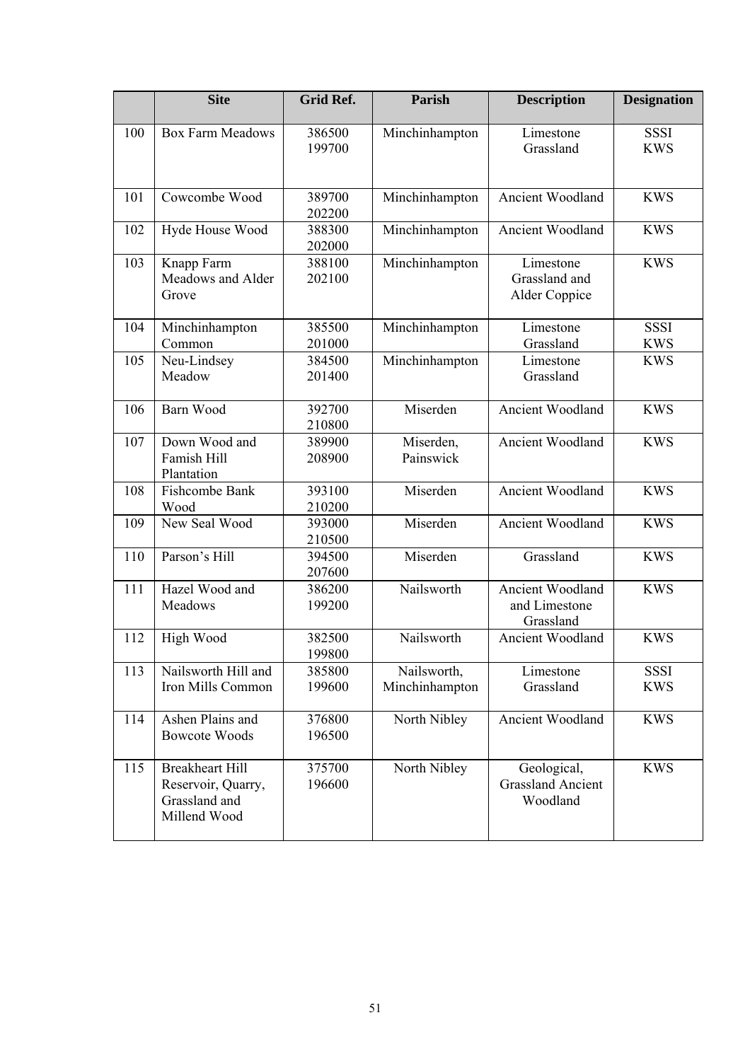| | Site | Grid Ref. | Parish | Description | Designation |
|---|---|---|---|---|---|
| 100 | Box Farm Meadows | 386500 199700 | Minchinhampton | Limestone Grassland | SSSI KWS |
| 101 | Cowcombe Wood | 389700 202200 | Minchinhampton | Ancient Woodland | KWS |
| 102 | Hyde House Wood | 388300 202000 | Minchinhampton | Ancient Woodland | KWS |
| 103 | Knapp Farm Meadows and Alder Grove | 388100 202100 | Minchinhampton | Limestone Grassland and Alder Coppice | KWS |
| 104 | Minchinhampton Common | 385500 201000 | Minchinhampton | Limestone Grassland | SSSI KWS |
| 105 | Neu-Lindsey Meadow | 384500 201400 | Minchinhampton | Limestone Grassland | KWS |
| 106 | Barn Wood | 392700 210800 | Miserden | Ancient Woodland | KWS |
| 107 | Down Wood and Famish Hill Plantation | 389900 208900 | Miserden, Painswick | Ancient Woodland | KWS |
| 108 | Fishcombe Bank Wood | 393100 210200 | Miserden | Ancient Woodland | KWS |
| 109 | New Seal Wood | 393000 210500 | Miserden | Ancient Woodland | KWS |
| 110 | Parson's Hill | 394500 207600 | Miserden | Grassland | KWS |
| 111 | Hazel Wood and Meadows | 386200 199200 | Nailsworth | Ancient Woodland and Limestone Grassland | KWS |
| 112 | High Wood | 382500 199800 | Nailsworth | Ancient Woodland | KWS |
| 113 | Nailsworth Hill and Iron Mills Common | 385800 199600 | Nailsworth, Minchinhampton | Limestone Grassland | SSSI KWS |
| 114 | Ashen Plains and Bowcote Woods | 376800 196500 | North Nibley | Ancient Woodland | KWS |
| 115 | Breakheart Hill Reservoir, Quarry, Grassland and Millend Wood | 375700 196600 | North Nibley | Geological, Grassland Ancient Woodland | KWS |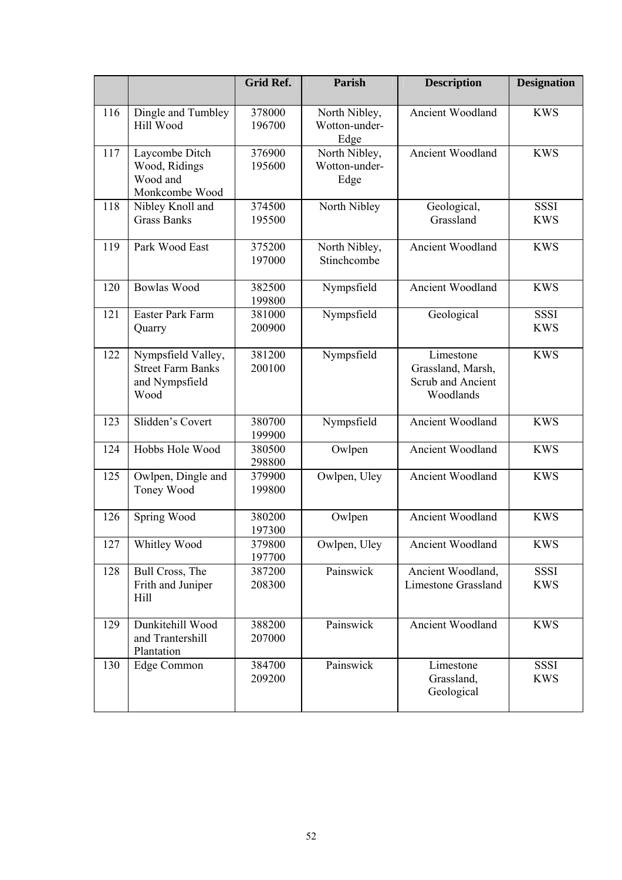| | | Grid Ref. | Parish | Description | Designation |
|---|---|---|---|---|---|
| 116 | Dingle and Tumbley Hill Wood | 378000 196700 | North Nibley, Wotton-under-Edge | Ancient Woodland | KWS |
| 117 | Laycombe Ditch Wood, Ridings Wood and Monkcombe Wood | 376900 195600 | North Nibley, Wotton-under-Edge | Ancient Woodland | KWS |
| 118 | Nibley Knoll and Grass Banks | 374500 195500 | North Nibley | Geological, Grassland | SSSI KWS |
| 119 | Park Wood East | 375200 197000 | North Nibley, Stinchcombe | Ancient Woodland | KWS |
| 120 | Bowlas Wood | 382500 199800 | Nympsfield | Ancient Woodland | KWS |
| 121 | Easter Park Farm Quarry | 381000 200900 | Nympsfield | Geological | SSSI KWS |
| 122 | Nympsfield Valley, Street Farm Banks and Nympsfield Wood | 381200 200100 | Nympsfield | Limestone Grassland, Marsh, Scrub and Ancient Woodlands | KWS |
| 123 | Slidden's Covert | 380700 199900 | Nympsfield | Ancient Woodland | KWS |
| 124 | Hobbs Hole Wood | 380500 298800 | Owlpen | Ancient Woodland | KWS |
| 125 | Owlpen, Dingle and Toney Wood | 379900 199800 | Owlpen, Uley | Ancient Woodland | KWS |
| 126 | Spring Wood | 380200 197300 | Owlpen | Ancient Woodland | KWS |
| 127 | Whitley Wood | 379800 197700 | Owlpen, Uley | Ancient Woodland | KWS |
| 128 | Bull Cross, The Frith and Juniper Hill | 387200 208300 | Painswick | Ancient Woodland, Limestone Grassland | SSSI KWS |
| 129 | Dunkitehill Wood and Trantershill Plantation | 388200 207000 | Painswick | Ancient Woodland | KWS |
| 130 | Edge Common | 384700 209200 | Painswick | Limestone Grassland, Geological | SSSI KWS |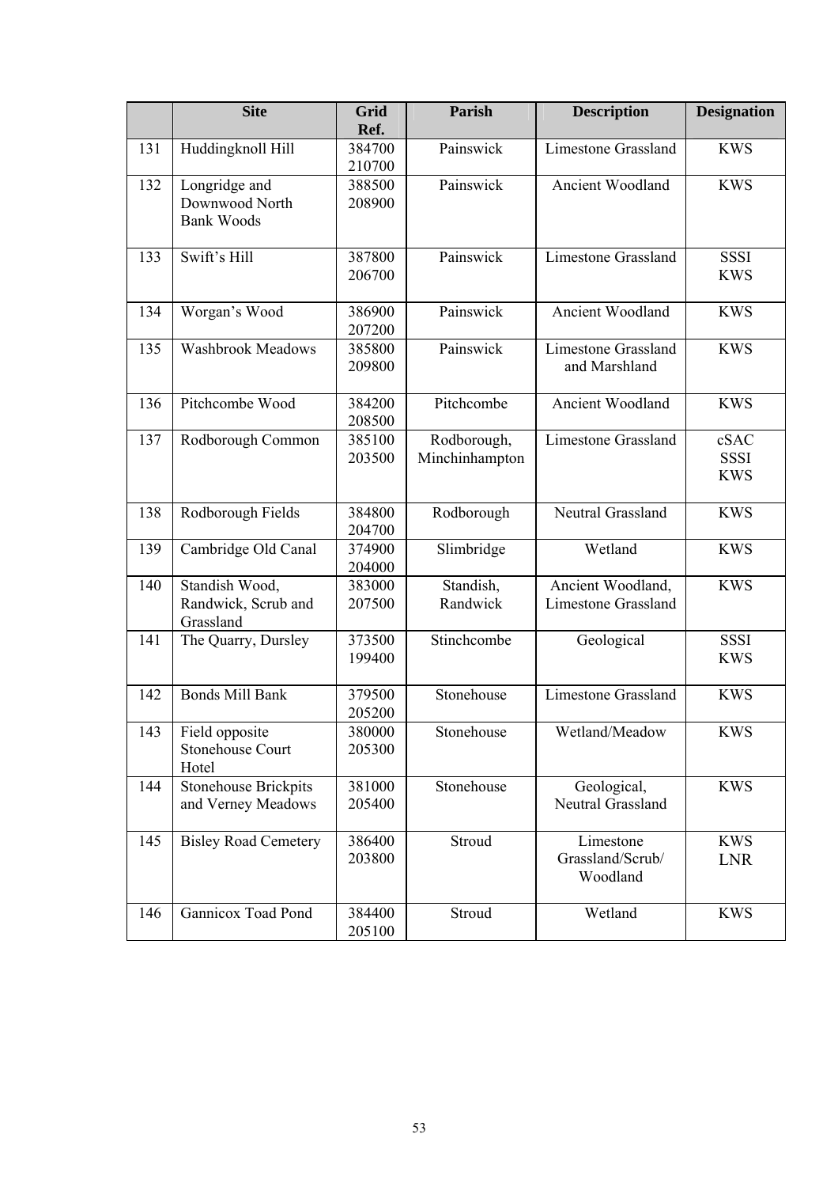| | Site | Grid Ref. | Parish | Description | Designation |
|---|---|---|---|---|---|
| 131 | Huddingknoll Hill | 384700 210700 | Painswick | Limestone Grassland | KWS |
| 132 | Longridge and Downwood North Bank Woods | 388500 208900 | Painswick | Ancient Woodland | KWS |
| 133 | Swift's Hill | 387800 206700 | Painswick | Limestone Grassland | SSSI KWS |
| 134 | Worgan's Wood | 386900 207200 | Painswick | Ancient Woodland | KWS |
| 135 | Washbrook Meadows | 385800 209800 | Painswick | Limestone Grassland and Marshland | KWS |
| 136 | Pitchcombe Wood | 384200 208500 | Pitchcombe | Ancient Woodland | KWS |
| 137 | Rodborough Common | 385100 203500 | Rodborough, Minchinhampton | Limestone Grassland | cSAC SSSI KWS |
| 138 | Rodborough Fields | 384800 204700 | Rodborough | Neutral Grassland | KWS |
| 139 | Cambridge Old Canal | 374900 204000 | Slimbridge | Wetland | KWS |
| 140 | Standish Wood, Randwick, Scrub and Grassland | 383000 207500 | Standish, Randwick | Ancient Woodland, Limestone Grassland | KWS |
| 141 | The Quarry, Dursley | 373500 199400 | Stinchcombe | Geological | SSSI KWS |
| 142 | Bonds Mill Bank | 379500 205200 | Stonehouse | Limestone Grassland | KWS |
| 143 | Field opposite Stonehouse Court Hotel | 380000 205300 | Stonehouse | Wetland/Meadow | KWS |
| 144 | Stonehouse Brickpits and Verney Meadows | 381000 205400 | Stonehouse | Geological, Neutral Grassland | KWS |
| 145 | Bisley Road Cemetery | 386400 203800 | Stroud | Limestone Grassland/Scrub/ Woodland | KWS LNR |
| 146 | Gannicox Toad Pond | 384400 205100 | Stroud | Wetland | KWS |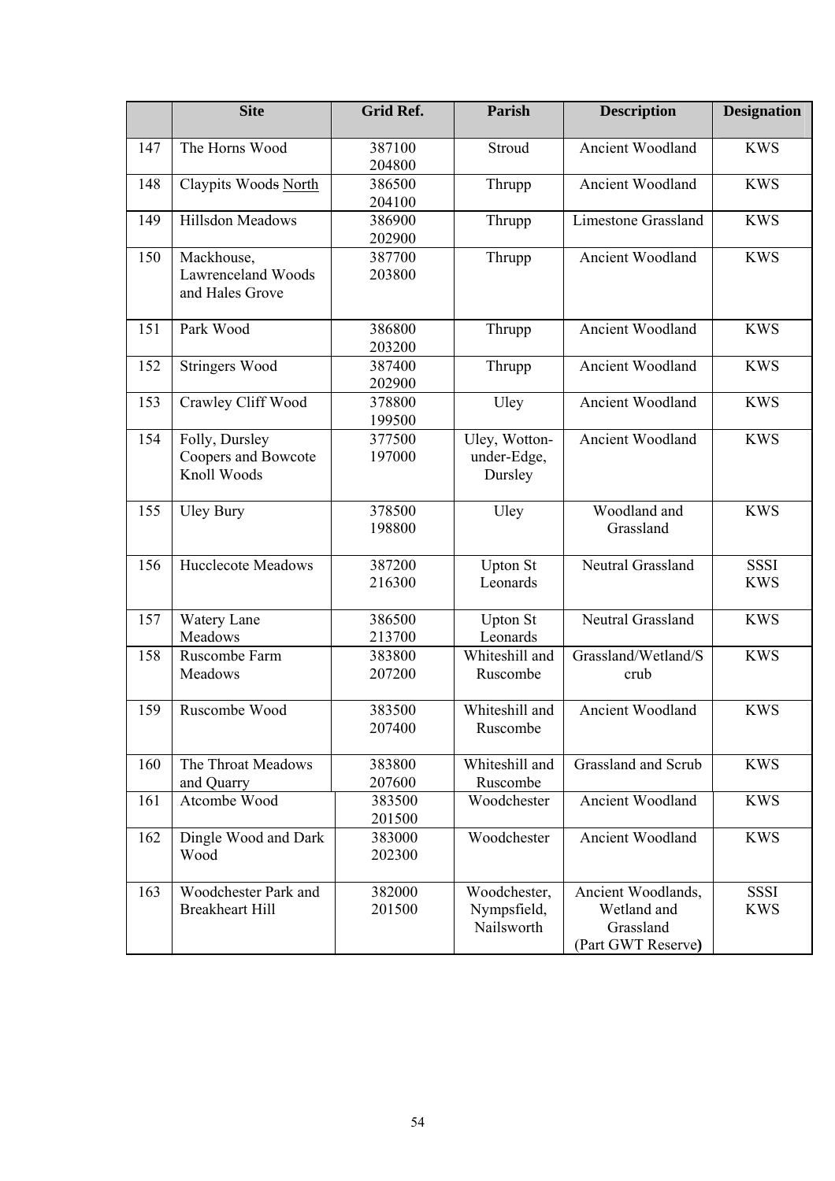| | Site | Grid Ref. | Parish | Description | Designation |
|---|---|---|---|---|---|
| 147 | The Horns Wood | 387100 204800 | Stroud | Ancient Woodland | KWS |
| 148 | Claypits Woods North | 386500 204100 | Thrupp | Ancient Woodland | KWS |
| 149 | Hillsdon Meadows | 386900 202900 | Thrupp | Limestone Grassland | KWS |
| 150 | Mackhouse, Lawrenceland Woods and Hales Grove | 387700 203800 | Thrupp | Ancient Woodland | KWS |
| 151 | Park Wood | 386800 203200 | Thrupp | Ancient Woodland | KWS |
| 152 | Stringers Wood | 387400 202900 | Thrupp | Ancient Woodland | KWS |
| 153 | Crawley Cliff Wood | 378800 199500 | Uley | Ancient Woodland | KWS |
| 154 | Folly, Dursley Coopers and Bowcote Knoll Woods | 377500 197000 | Uley, Wotton-under-Edge, Dursley | Ancient Woodland | KWS |
| 155 | Uley Bury | 378500 198800 | Uley | Woodland and Grassland | KWS |
| 156 | Hucclecote Meadows | 387200 216300 | Upton St Leonards | Neutral Grassland | SSSI KWS |
| 157 | Watery Lane Meadows | 386500 213700 | Upton St Leonards | Neutral Grassland | KWS |
| 158 | Ruscombe Farm Meadows | 383800 207200 | Whiteshill and Ruscombe | Grassland/Wetland/Scrub | KWS |
| 159 | Ruscombe Wood | 383500 207400 | Whiteshill and Ruscombe | Ancient Woodland | KWS |
| 160 | The Throat Meadows and Quarry | 383800 207600 | Whiteshill and Ruscombe | Grassland and Scrub | KWS |
| 161 | Atcombe Wood | 383500 201500 | Woodchester | Ancient Woodland | KWS |
| 162 | Dingle Wood and Dark Wood | 383000 202300 | Woodchester | Ancient Woodland | KWS |
| 163 | Woodchester Park and Breakheart Hill | 382000 201500 | Woodchester, Nympsfield, Nailsworth | Ancient Woodlands, Wetland and Grassland (Part GWT Reserve) | SSSI KWS |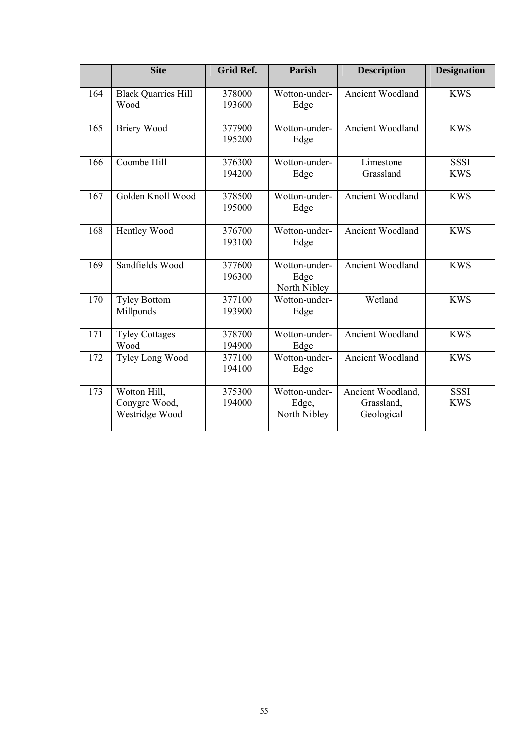| | Site | Grid Ref. | Parish | Description | Designation |
|---|---|---|---|---|---|
| 164 | Black Quarries Hill Wood | 378000 193600 | Wotton-under-Edge | Ancient Woodland | KWS |
| 165 | Briery Wood | 377900 195200 | Wotton-under-Edge | Ancient Woodland | KWS |
| 166 | Coombe Hill | 376300 194200 | Wotton-under-Edge | Limestone Grassland | SSSI KWS |
| 167 | Golden Knoll Wood | 378500 195000 | Wotton-under-Edge | Ancient Woodland | KWS |
| 168 | Hentley Wood | 376700 193100 | Wotton-under-Edge | Ancient Woodland | KWS |
| 169 | Sandfields Wood | 377600 196300 | Wotton-under-Edge North Nibley | Ancient Woodland | KWS |
| 170 | Tyley Bottom Millponds | 377100 193900 | Wotton-under-Edge | Wetland | KWS |
| 171 | Tyley Cottages Wood | 378700 194900 | Wotton-under-Edge | Ancient Woodland | KWS |
| 172 | Tyley Long Wood | 377100 194100 | Wotton-under-Edge | Ancient Woodland | KWS |
| 173 | Wotton Hill, Conygre Wood, Westridge Wood | 375300 194000 | Wotton-under-Edge, North Nibley | Ancient Woodland, Grassland, Geological | SSSI KWS |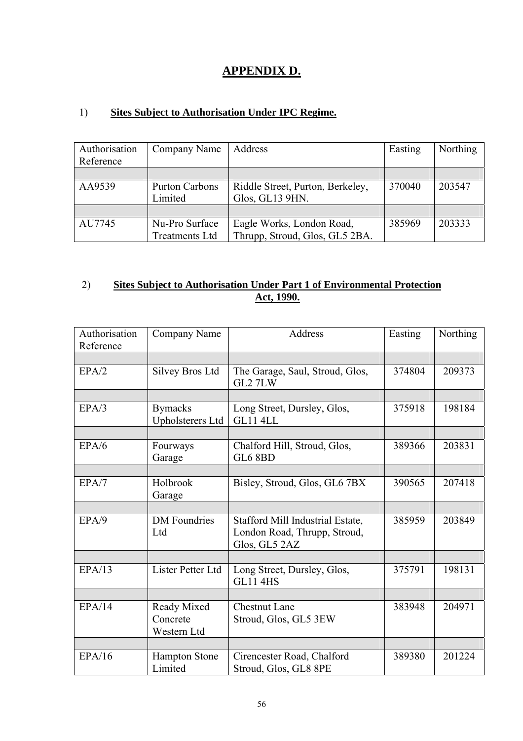# APPENDIX D.

## 1) Sites Subject to Authorisation Under IPC Regime.

| Authorisation Reference | Company Name | Address | Easting | Northing |
|---|---|---|---|---|
| AA9539 | Purton Carbons Limited | Riddle Street, Purton, Berkeley, Glos, GL13 9HN. | 370040 | 203547 |
| AU7745 | Nu-Pro Surface Treatments Ltd | Eagle Works, London Road, Thrupp, Stroud, Glos, GL5 2BA. | 385969 | 203333 |

## 2) Sites Subject to Authorisation Under Part 1 of Environmental Protection Act, 1990.

| Authorisation Reference | Company Name | Address | Easting | Northing |
|---|---|---|---|---|
| EPA/2 | Silvey Bros Ltd | The Garage, Saul, Stroud, Glos, GL2 7LW | 374804 | 209373 |
| EPA/3 | Bymacks Upholsterers Ltd | Long Street, Dursley, Glos, GL11 4LL | 375918 | 198184 |
| EPA/6 | Fourways Garage | Chalford Hill, Stroud, Glos, GL6 8BD | 389366 | 203831 |
| EPA/7 | Holbrook Garage | Bisley, Stroud, Glos, GL6 7BX | 390565 | 207418 |
| EPA/9 | DM Foundries Ltd | Stafford Mill Industrial Estate, London Road, Thrupp, Stroud, Glos, GL5 2AZ | 385959 | 203849 |
| EPA/13 | Lister Petter Ltd | Long Street, Dursley, Glos, GL11 4HS | 375791 | 198131 |
| EPA/14 | Ready Mixed Concrete Western Ltd | Chestnut Lane Stroud, Glos, GL5 3EW | 383948 | 204971 |
| EPA/16 | Hampton Stone Limited | Cirencester Road, Chalford Stroud, Glos, GL8 8PE | 389380 | 201224 |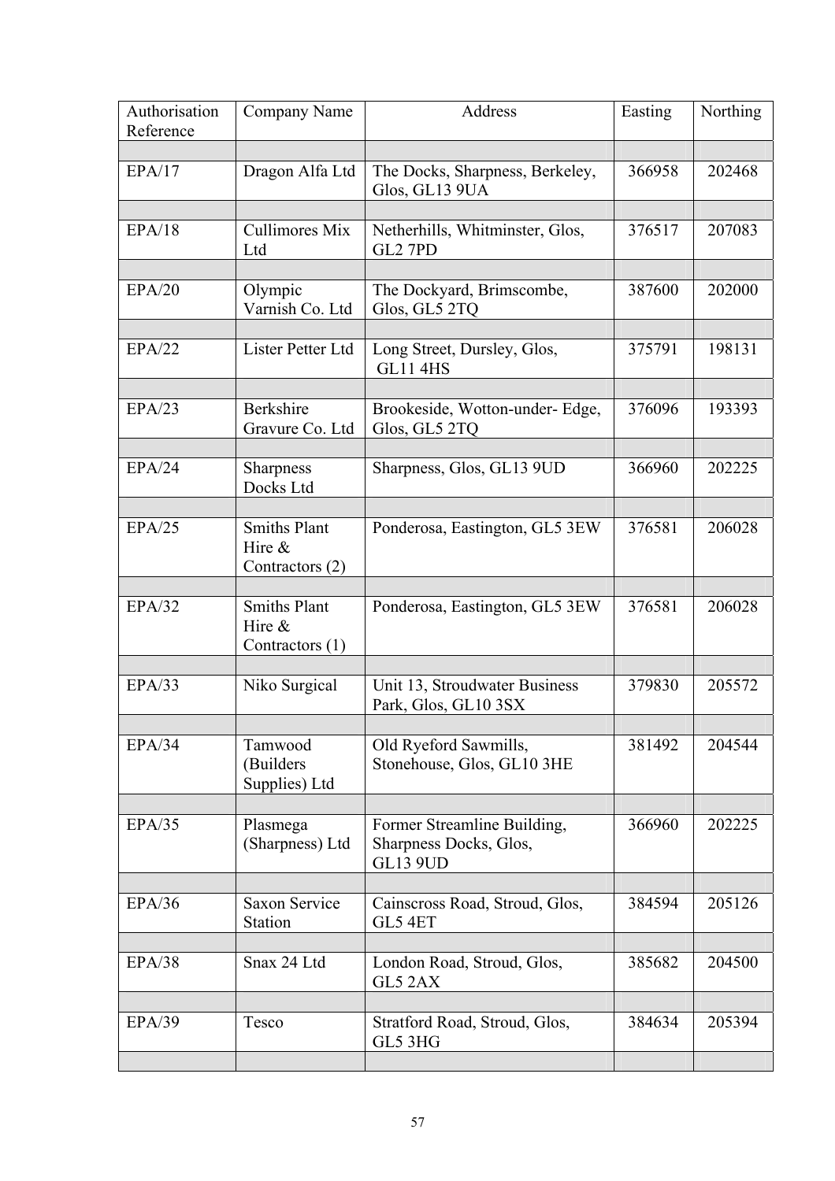| Authorisation Reference | Company Name | Address | Easting | Northing |
|---|---|---|---|---|
| | | | | |
| EPA/17 | Dragon Alfa Ltd | The Docks, Sharpness, Berkeley, Glos, GL13 9UA | 366958 | 202468 |
| | | | | |
| EPA/18 | Cullimores Mix Ltd | Netherhills, Whitminster, Glos, GL2 7PD | 376517 | 207083 |
| | | | | |
| EPA/20 | Olympic Varnish Co. Ltd | The Dockyard, Brimscombe, Glos, GL5 2TQ | 387600 | 202000 |
| | | | | |
| EPA/22 | Lister Petter Ltd | Long Street, Dursley, Glos, GL11 4HS | 375791 | 198131 |
| | | | | |
| EPA/23 | Berkshire Gravure Co. Ltd | Brookeside, Wotton-under- Edge, Glos, GL5 2TQ | 376096 | 193393 |
| | | | | |
| EPA/24 | Sharpness Docks Ltd | Sharpness, Glos, GL13 9UD | 366960 | 202225 |
| | | | | |
| EPA/25 | Smiths Plant Hire & Contractors (2) | Ponderosa, Eastington, GL5 3EW | 376581 | 206028 |
| | | | | |
| EPA/32 | Smiths Plant Hire & Contractors (1) | Ponderosa, Eastington, GL5 3EW | 376581 | 206028 |
| | | | | |
| EPA/33 | Niko Surgical | Unit 13, Stroudwater Business Park, Glos, GL10 3SX | 379830 | 205572 |
| | | | | |
| EPA/34 | Tamwood (Builders Supplies) Ltd | Old Ryeford Sawmills, Stonehouse, Glos, GL10 3HE | 381492 | 204544 |
| | | | | |
| EPA/35 | Plasmega (Sharpness) Ltd | Former Streamline Building, Sharpness Docks, Glos, GL13 9UD | 366960 | 202225 |
| | | | | |
| EPA/36 | Saxon Service Station | Cainscross Road, Stroud, Glos, GL5 4ET | 384594 | 205126 |
| | | | | |
| EPA/38 | Snax 24 Ltd | London Road, Stroud, Glos, GL5 2AX | 385682 | 204500 |
| | | | | |
| EPA/39 | Tesco | Stratford Road, Stroud, Glos, GL5 3HG | 384634 | 205394 |
| | | | | |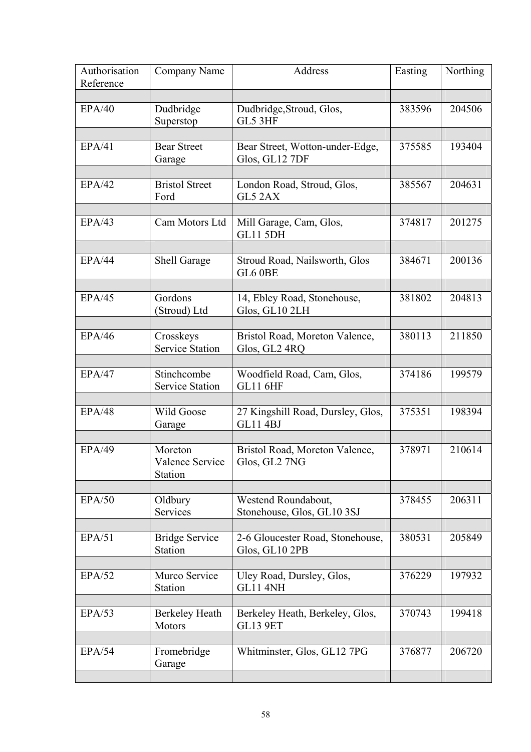| Authorisation Reference | Company Name | Address | Easting | Northing |
|---|---|---|---|---|
| EPA/40 | Dudbridge Superstop | Dudbridge,Stroud, Glos, GL5 3HF | 383596 | 204506 |
| EPA/41 | Bear Street Garage | Bear Street, Wotton-under-Edge, Glos, GL12 7DF | 375585 | 193404 |
| EPA/42 | Bristol Street Ford | London Road, Stroud, Glos, GL5 2AX | 385567 | 204631 |
| EPA/43 | Cam Motors Ltd | Mill Garage, Cam, Glos, GL11 5DH | 374817 | 201275 |
| EPA/44 | Shell Garage | Stroud Road, Nailsworth, Glos GL6 0BE | 384671 | 200136 |
| EPA/45 | Gordons (Stroud) Ltd | 14, Ebley Road, Stonehouse, Glos, GL10 2LH | 381802 | 204813 |
| EPA/46 | Crosskeys Service Station | Bristol Road, Moreton Valence, Glos, GL2 4RQ | 380113 | 211850 |
| EPA/47 | Stinchcombe Service Station | Woodfield Road, Cam, Glos, GL11 6HF | 374186 | 199579 |
| EPA/48 | Wild Goose Garage | 27 Kingshill Road, Dursley, Glos, GL11 4BJ | 375351 | 198394 |
| EPA/49 | Moreton Valence Service Station | Bristol Road, Moreton Valence, Glos, GL2 7NG | 378971 | 210614 |
| EPA/50 | Oldbury Services | Westend Roundabout, Stonehouse, Glos, GL10 3SJ | 378455 | 206311 |
| EPA/51 | Bridge Service Station | 2-6 Gloucester Road, Stonehouse, Glos, GL10 2PB | 380531 | 205849 |
| EPA/52 | Murco Service Station | Uley Road, Dursley, Glos, GL11 4NH | 376229 | 197932 |
| EPA/53 | Berkeley Heath Motors | Berkeley Heath, Berkeley, Glos, GL13 9ET | 370743 | 199418 |
| EPA/54 | Fromebridge Garage | Whitminster, Glos, GL12 7PG | 376877 | 206720 |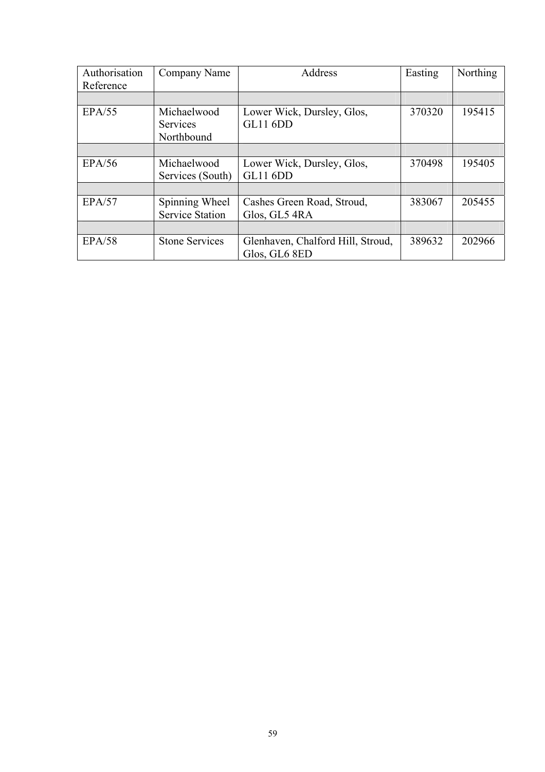| Authorisation Reference | Company Name | Address | Easting | Northing |
|---|---|---|---|---|
| | | | | |
| EPA/55 | Michaelwood Services Northbound | Lower Wick, Dursley, Glos, GL11 6DD | 370320 | 195415 |
| | | | | |
| EPA/56 | Michaelwood Services (South) | Lower Wick, Dursley, Glos, GL11 6DD | 370498 | 195405 |
| | | | | |
| EPA/57 | Spinning Wheel Service Station | Cashes Green Road, Stroud, Glos, GL5 4RA | 383067 | 205455 |
| | | | | |
| EPA/58 | Stone Services | Glenhaven, Chalford Hill, Stroud, Glos, GL6 8ED | 389632 | 202966 |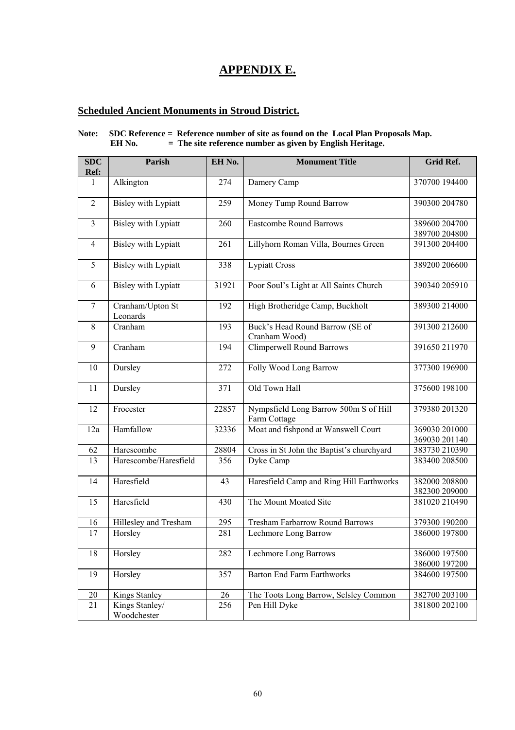# APPENDIX E.

## Scheduled Ancient Monuments in Stroud District.

**Note: SDC Reference = Reference number of site as found on the Local Plan Proposals Map.**
**EH No. = The site reference number as given by English Heritage.**

| SDC Ref: | Parish | EH No. | Monument Title | Grid Ref. |
|---|---|---|---|---|
| 1 | Alkington | 274 | Damery Camp | 370700 194400 |
| 2 | Bisley with Lypiatt | 259 | Money Tump Round Barrow | 390300 204780 |
| 3 | Bisley with Lypiatt | 260 | Eastcombe Round Barrows | 389600 204700<br>389700 204800 |
| 4 | Bisley with Lypiatt | 261 | Lillyhorn Roman Villa, Bournes Green | 391300 204400 |
| 5 | Bisley with Lypiatt | 338 | Lypiatt Cross | 389200 206600 |
| 6 | Bisley with Lypiatt | 31921 | Poor Soul's Light at All Saints Church | 390340 205910 |
| 7 | Cranham/Upton St Leonards | 192 | High Brotheridge Camp, Buckholt | 389300 214000 |
| 8 | Cranham | 193 | Buck's Head Round Barrow (SE of Cranham Wood) | 391300 212600 |
| 9 | Cranham | 194 | Climperwell Round Barrows | 391650 211970 |
| 10 | Dursley | 272 | Folly Wood Long Barrow | 377300 196900 |
| 11 | Dursley | 371 | Old Town Hall | 375600 198100 |
| 12 | Frocester | 22857 | Nympsfield Long Barrow 500m S of Hill Farm Cottage | 379380 201320 |
| 12a | Hamfallow | 32336 | Moat and fishpond at Wanswell Court | 369030 201000<br>369030 201140 |
| 62 | Harescombe | 28804 | Cross in St John the Baptist's churchyard | 383730 210390 |
| 13 | Harescombe/Haresfield | 356 | Dyke Camp | 383400 208500 |
| 14 | Haresfield | 43 | Haresfield Camp and Ring Hill Earthworks | 382000 208800<br>382300 209000 |
| 15 | Haresfield | 430 | The Mount Moated Site | 381020 210490 |
| 16 | Hillesley and Tresham | 295 | Tresham Farbarrow Round Barrows | 379300 190200 |
| 17 | Horsley | 281 | Lechmore Long Barrow | 386000 197800 |
| 18 | Horsley | 282 | Lechmore Long Barrows | 386000 197500<br>386000 197200 |
| 19 | Horsley | 357 | Barton End Farm Earthworks | 384600 197500 |
| 20 | Kings Stanley | 26 | The Toots Long Barrow, Selsley Common | 382700 203100 |
| 21 | Kings Stanley/ Woodchester | 256 | Pen Hill Dyke | 381800 202100 |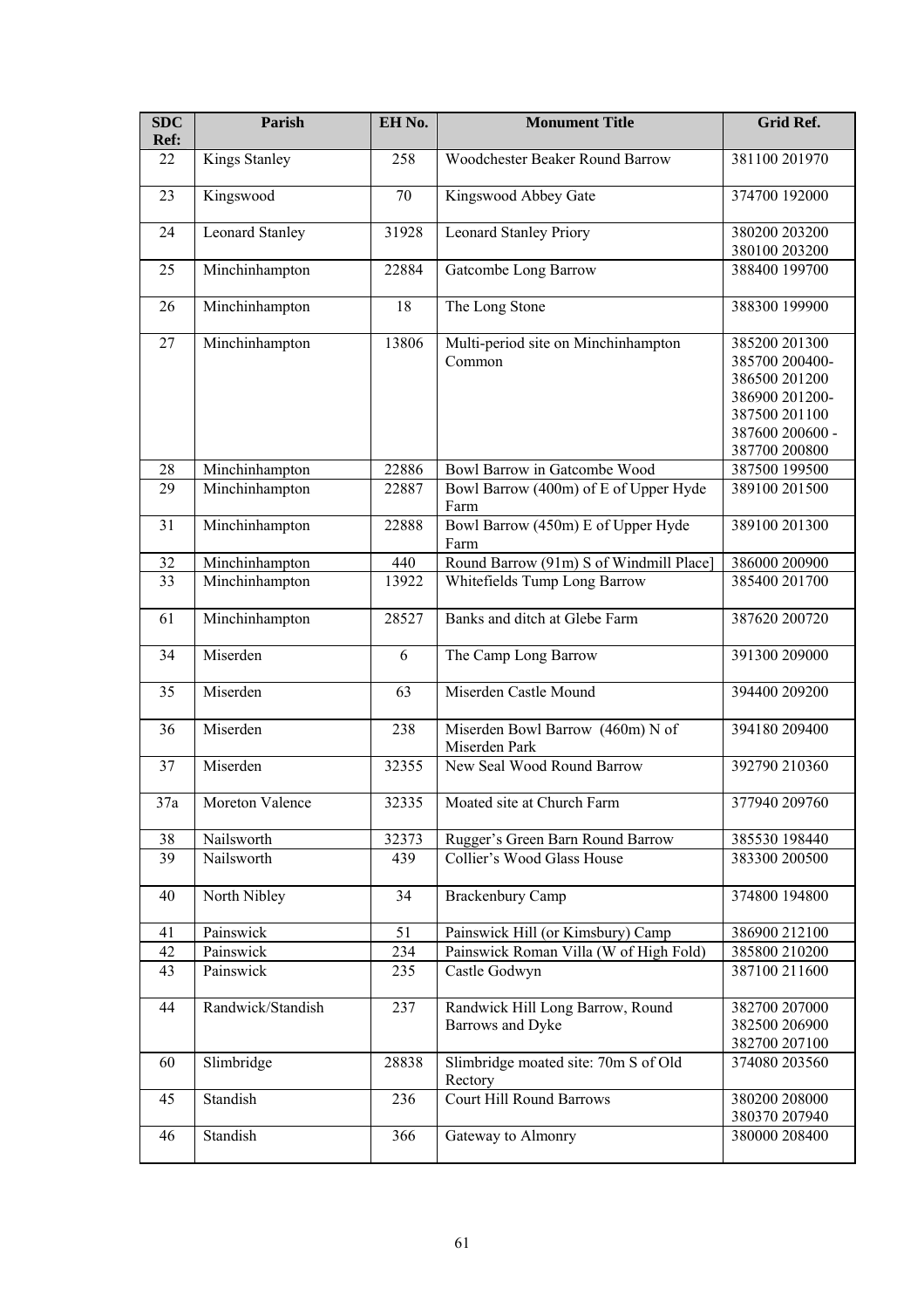| SDC Ref: | Parish | EH No. | Monument Title | Grid Ref. |
|---|---|---|---|---|
| 22 | Kings Stanley | 258 | Woodchester Beaker Round Barrow | 381100 201970 |
| 23 | Kingswood | 70 | Kingswood Abbey Gate | 374700 192000 |
| 24 | Leonard Stanley | 31928 | Leonard Stanley Priory | 380200 203200 380100 203200 |
| 25 | Minchinhampton | 22884 | Gatcombe Long Barrow | 388400 199700 |
| 26 | Minchinhampton | 18 | The Long Stone | 388300 199900 |
| 27 | Minchinhampton | 13806 | Multi-period site on Minchinhampton Common | 385200 201300 385700 200400- 386500 201200 386900 201200- 387500 201100 387600 200600 - 387700 200800 |
| 28 | Minchinhampton | 22886 | Bowl Barrow in Gatcombe Wood | 387500 199500 |
| 29 | Minchinhampton | 22887 | Bowl Barrow (400m) of E of Upper Hyde Farm | 389100 201500 |
| 31 | Minchinhampton | 22888 | Bowl Barrow (450m) E of Upper Hyde Farm | 389100 201300 |
| 32 | Minchinhampton | 440 | Round Barrow (91m) S of Windmill Place] | 386000 200900 |
| 33 | Minchinhampton | 13922 | Whitefields Tump Long Barrow | 385400 201700 |
| 61 | Minchinhampton | 28527 | Banks and ditch at Glebe Farm | 387620 200720 |
| 34 | Miserden | 6 | The Camp Long Barrow | 391300 209000 |
| 35 | Miserden | 63 | Miserden Castle Mound | 394400 209200 |
| 36 | Miserden | 238 | Miserden Bowl Barrow (460m) N of Miserden Park | 394180 209400 |
| 37 | Miserden | 32355 | New Seal Wood Round Barrow | 392790 210360 |
| 37a | Moreton Valence | 32335 | Moated site at Church Farm | 377940 209760 |
| 38 | Nailsworth | 32373 | Rugger's Green Barn Round Barrow | 385530 198440 |
| 39 | Nailsworth | 439 | Collier's Wood Glass House | 383300 200500 |
| 40 | North Nibley | 34 | Brackenbury Camp | 374800 194800 |
| 41 | Painswick | 51 | Painswick Hill (or Kimsbury) Camp | 386900 212100 |
| 42 | Painswick | 234 | Painswick Roman Villa (W of High Fold) | 385800 210200 |
| 43 | Painswick | 235 | Castle Godwyn | 387100 211600 |
| 44 | Randwick/Standish | 237 | Randwick Hill Long Barrow, Round Barrows and Dyke | 382700 207000 382500 206900 382700 207100 |
| 60 | Slimbridge | 28838 | Slimbridge moated site: 70m S of Old Rectory | 374080 203560 |
| 45 | Standish | 236 | Court Hill Round Barrows | 380200 208000 380370 207940 |
| 46 | Standish | 366 | Gateway to Almonry | 380000 208400 |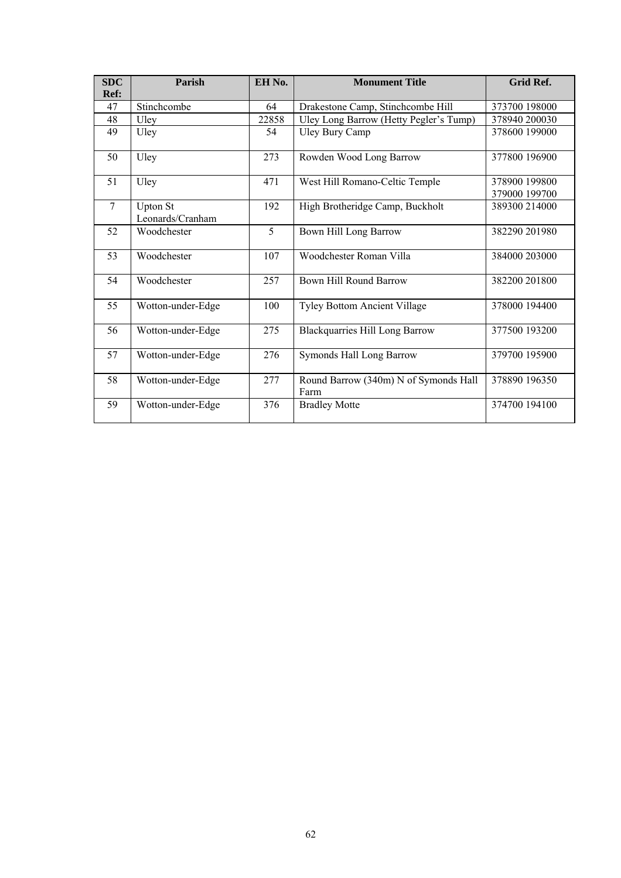| SDC Ref: | Parish | EH No. | Monument Title | Grid Ref. |
|---|---|---|---|---|
| 47 | Stinchcombe | 64 | Drakestone Camp, Stinchcombe Hill | 373700 198000 |
| 48 | Uley | 22858 | Uley Long Barrow (Hetty Pegler's Tump) | 378940 200030 |
| 49 | Uley | 54 | Uley Bury Camp | 378600 199000 |
| 50 | Uley | 273 | Rowden Wood Long Barrow | 377800 196900 |
| 51 | Uley | 471 | West Hill Romano-Celtic Temple | 378900 199800 379000 199700 |
| 7 | Upton St Leonards/Cranham | 192 | High Brotheridge Camp, Buckholt | 389300 214000 |
| 52 | Woodchester | 5 | Bown Hill Long Barrow | 382290 201980 |
| 53 | Woodchester | 107 | Woodchester Roman Villa | 384000 203000 |
| 54 | Woodchester | 257 | Bown Hill Round Barrow | 382200 201800 |
| 55 | Wotton-under-Edge | 100 | Tyley Bottom Ancient Village | 378000 194400 |
| 56 | Wotton-under-Edge | 275 | Blackquarries Hill Long Barrow | 377500 193200 |
| 57 | Wotton-under-Edge | 276 | Symonds Hall Long Barrow | 379700 195900 |
| 58 | Wotton-under-Edge | 277 | Round Barrow (340m) N of Symonds Hall Farm | 378890 196350 |
| 59 | Wotton-under-Edge | 376 | Bradley Motte | 374700 194100 |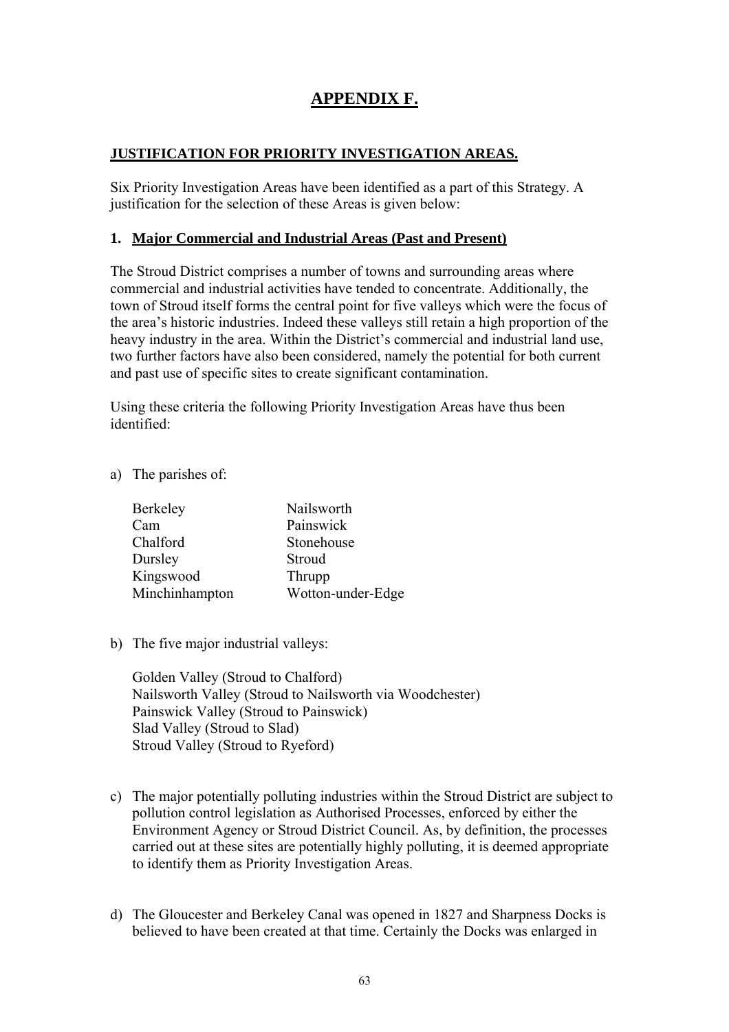# APPENDIX F.

## JUSTIFICATION FOR PRIORITY INVESTIGATION AREAS.

Six Priority Investigation Areas have been identified as a part of this Strategy. A justification for the selection of these Areas is given below:

### 1. Major Commercial and Industrial Areas (Past and Present)

The Stroud District comprises a number of towns and surrounding areas where commercial and industrial activities have tended to concentrate. Additionally, the town of Stroud itself forms the central point for five valleys which were the focus of the area's historic industries. Indeed these valleys still retain a high proportion of the heavy industry in the area. Within the District's commercial and industrial land use, two further factors have also been considered, namely the potential for both current and past use of specific sites to create significant contamination.

Using these criteria the following Priority Investigation Areas have thus been identified:

a) The parishes of:

| | |
|---|---|
| Berkeley | Nailsworth |
| Cam | Painswick |
| Chalford | Stonehouse |
| Dursley | Stroud |
| Kingswood | Thrupp |
| Minchinhampton | Wotton-under-Edge |

b) The five major industrial valleys:

Golden Valley (Stroud to Chalford)
Nailsworth Valley (Stroud to Nailsworth via Woodchester)
Painswick Valley (Stroud to Painswick)
Slad Valley (Stroud to Slad)
Stroud Valley (Stroud to Ryeford)

c) The major potentially polluting industries within the Stroud District are subject to pollution control legislation as Authorised Processes, enforced by either the Environment Agency or Stroud District Council. As, by definition, the processes carried out at these sites are potentially highly polluting, it is deemed appropriate to identify them as Priority Investigation Areas.

d) The Gloucester and Berkeley Canal was opened in 1827 and Sharpness Docks is believed to have been created at that time. Certainly the Docks was enlarged in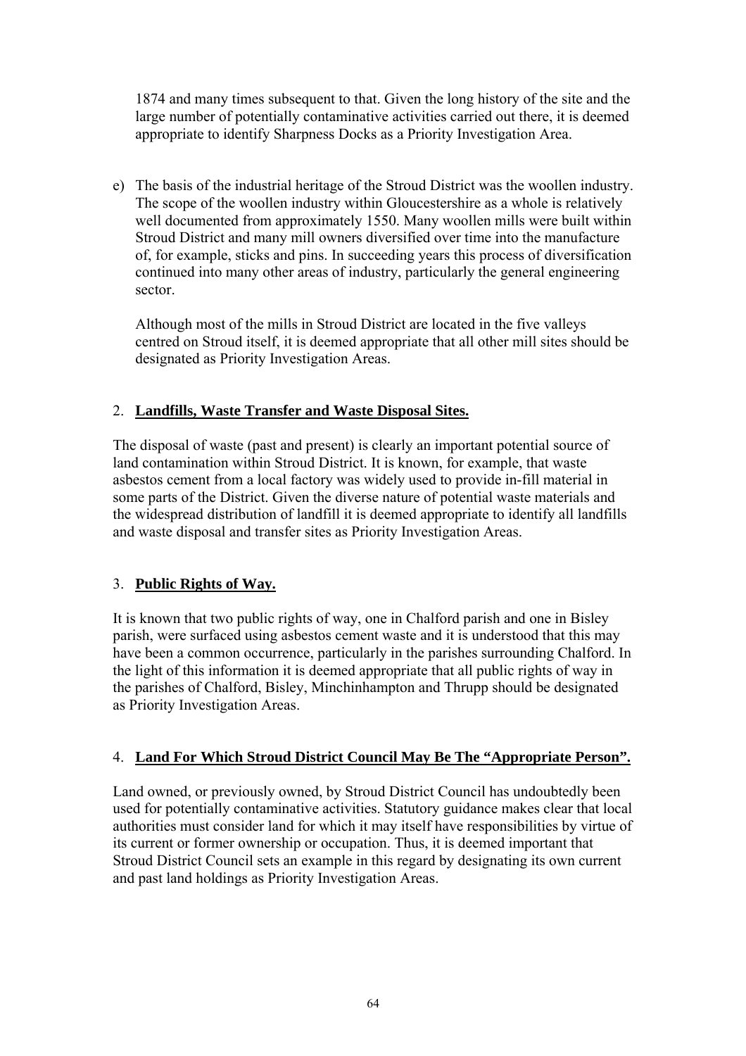1874 and many times subsequent to that. Given the long history of the site and the large number of potentially contaminative activities carried out there, it is deemed appropriate to identify Sharpness Docks as a Priority Investigation Area.

e) The basis of the industrial heritage of the Stroud District was the woollen industry. The scope of the woollen industry within Gloucestershire as a whole is relatively well documented from approximately 1550. Many woollen mills were built within Stroud District and many mill owners diversified over time into the manufacture of, for example, sticks and pins. In succeeding years this process of diversification continued into many other areas of industry, particularly the general engineering sector.

   Although most of the mills in Stroud District are located in the five valleys centred on Stroud itself, it is deemed appropriate that all other mill sites should be designated as Priority Investigation Areas.

2. **Landfills, Waste Transfer and Waste Disposal Sites.**

The disposal of waste (past and present) is clearly an important potential source of land contamination within Stroud District. It is known, for example, that waste asbestos cement from a local factory was widely used to provide in-fill material in some parts of the District. Given the diverse nature of potential waste materials and the widespread distribution of landfill it is deemed appropriate to identify all landfills and waste disposal and transfer sites as Priority Investigation Areas.

3. **Public Rights of Way.**

It is known that two public rights of way, one in Chalford parish and one in Bisley parish, were surfaced using asbestos cement waste and it is understood that this may have been a common occurrence, particularly in the parishes surrounding Chalford. In the light of this information it is deemed appropriate that all public rights of way in the parishes of Chalford, Bisley, Minchinhampton and Thrupp should be designated as Priority Investigation Areas.

4. **Land For Which Stroud District Council May Be The "Appropriate Person".**

Land owned, or previously owned, by Stroud District Council has undoubtedly been used for potentially contaminative activities. Statutory guidance makes clear that local authorities must consider land for which it may itself have responsibilities by virtue of its current or former ownership or occupation. Thus, it is deemed important that Stroud District Council sets an example in this regard by designating its own current and past land holdings as Priority Investigation Areas.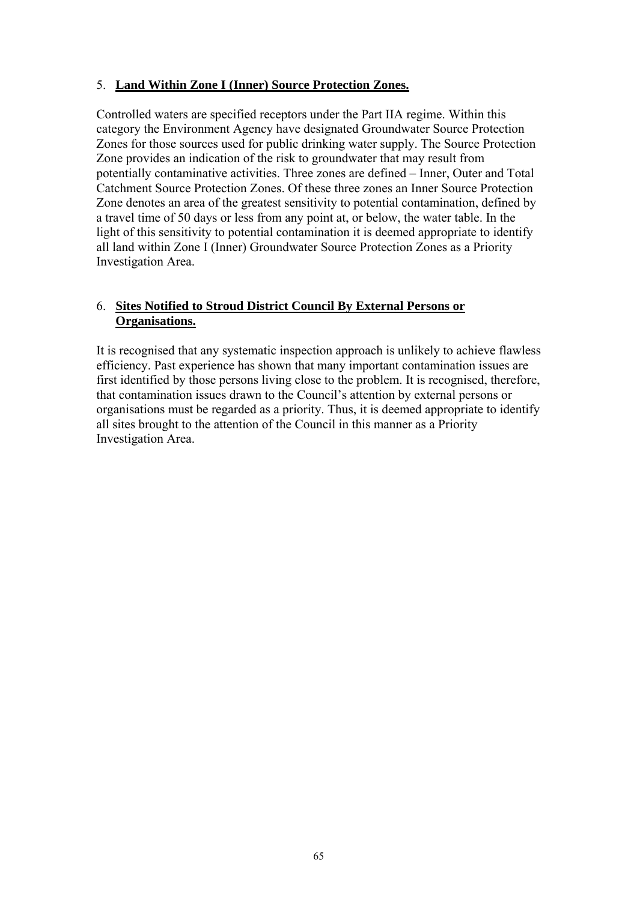5. **Land Within Zone I (Inner) Source Protection Zones.**

Controlled waters are specified receptors under the Part IIA regime. Within this category the Environment Agency have designated Groundwater Source Protection Zones for those sources used for public drinking water supply. The Source Protection Zone provides an indication of the risk to groundwater that may result from potentially contaminative activities. Three zones are defined – Inner, Outer and Total Catchment Source Protection Zones. Of these three zones an Inner Source Protection Zone denotes an area of the greatest sensitivity to potential contamination, defined by a travel time of 50 days or less from any point at, or below, the water table. In the light of this sensitivity to potential contamination it is deemed appropriate to identify all land within Zone I (Inner) Groundwater Source Protection Zones as a Priority Investigation Area.

6. **Sites Notified to Stroud District Council By External Persons or Organisations.**

It is recognised that any systematic inspection approach is unlikely to achieve flawless efficiency. Past experience has shown that many important contamination issues are first identified by those persons living close to the problem. It is recognised, therefore, that contamination issues drawn to the Council's attention by external persons or organisations must be regarded as a priority. Thus, it is deemed appropriate to identify all sites brought to the attention of the Council in this manner as a Priority Investigation Area.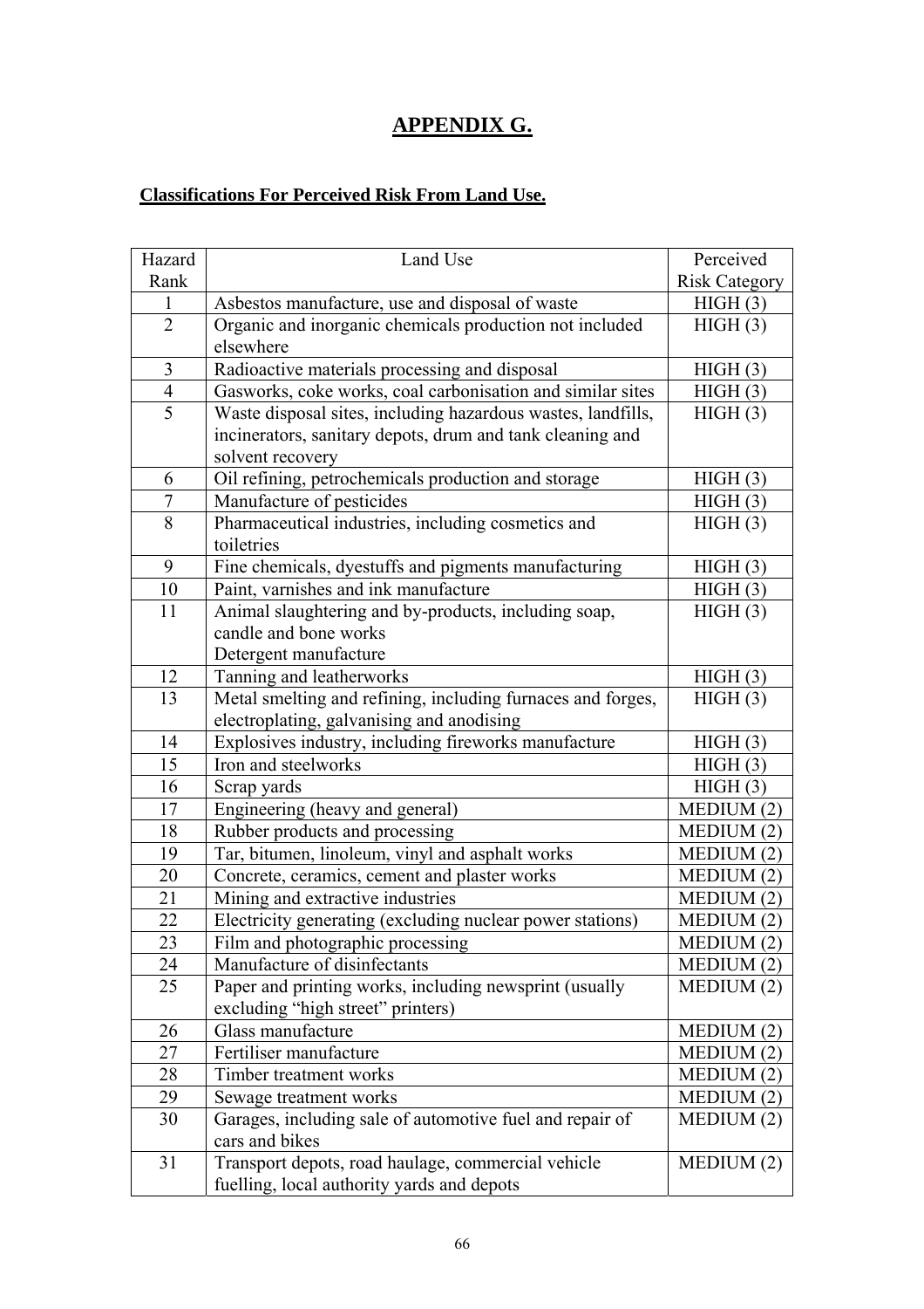# APPENDIX G.

**Classifications For Perceived Risk From Land Use.**

| Hazard Rank | Land Use | Perceived Risk Category |
|---|---|---|
| 1 | Asbestos manufacture, use and disposal of waste | HIGH (3) |
| 2 | Organic and inorganic chemicals production not included elsewhere | HIGH (3) |
| 3 | Radioactive materials processing and disposal | HIGH (3) |
| 4 | Gasworks, coke works, coal carbonisation and similar sites | HIGH (3) |
| 5 | Waste disposal sites, including hazardous wastes, landfills, incinerators, sanitary depots, drum and tank cleaning and solvent recovery | HIGH (3) |
| 6 | Oil refining, petrochemicals production and storage | HIGH (3) |
| 7 | Manufacture of pesticides | HIGH (3) |
| 8 | Pharmaceutical industries, including cosmetics and toiletries | HIGH (3) |
| 9 | Fine chemicals, dyestuffs and pigments manufacturing | HIGH (3) |
| 10 | Paint, varnishes and ink manufacture | HIGH (3) |
| 11 | Animal slaughtering and by-products, including soap, candle and bone works<br>Detergent manufacture | HIGH (3) |
| 12 | Tanning and leatherworks | HIGH (3) |
| 13 | Metal smelting and refining, including furnaces and forges, electroplating, galvanising and anodising | HIGH (3) |
| 14 | Explosives industry, including fireworks manufacture | HIGH (3) |
| 15 | Iron and steelworks | HIGH (3) |
| 16 | Scrap yards | HIGH (3) |
| 17 | Engineering (heavy and general) | MEDIUM (2) |
| 18 | Rubber products and processing | MEDIUM (2) |
| 19 | Tar, bitumen, linoleum, vinyl and asphalt works | MEDIUM (2) |
| 20 | Concrete, ceramics, cement and plaster works | MEDIUM (2) |
| 21 | Mining and extractive industries | MEDIUM (2) |
| 22 | Electricity generating (excluding nuclear power stations) | MEDIUM (2) |
| 23 | Film and photographic processing | MEDIUM (2) |
| 24 | Manufacture of disinfectants | MEDIUM (2) |
| 25 | Paper and printing works, including newsprint (usually excluding "high street" printers) | MEDIUM (2) |
| 26 | Glass manufacture | MEDIUM (2) |
| 27 | Fertiliser manufacture | MEDIUM (2) |
| 28 | Timber treatment works | MEDIUM (2) |
| 29 | Sewage treatment works | MEDIUM (2) |
| 30 | Garages, including sale of automotive fuel and repair of cars and bikes | MEDIUM (2) |
| 31 | Transport depots, road haulage, commercial vehicle fuelling, local authority yards and depots | MEDIUM (2) |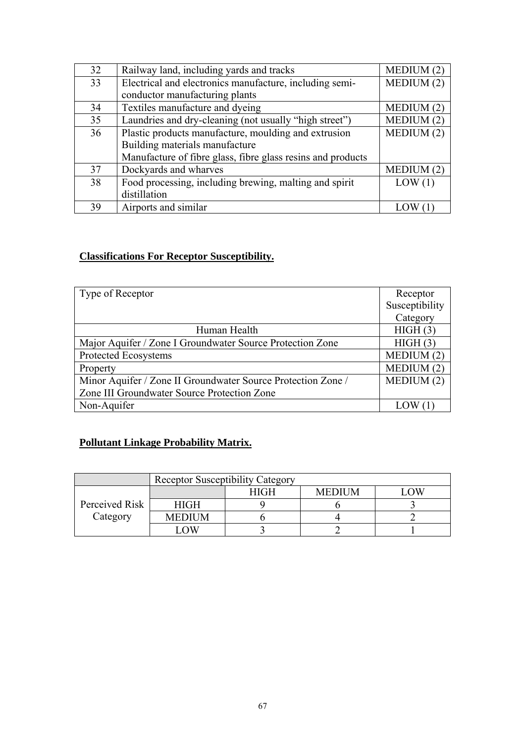| 32 | Railway land, including yards and tracks | MEDIUM (2) |
|---|---|---|
| 33 | Electrical and electronics manufacture, including semi-conductor manufacturing plants | MEDIUM (2) |
| 34 | Textiles manufacture and dyeing | MEDIUM (2) |
| 35 | Laundries and dry-cleaning (not usually "high street") | MEDIUM (2) |
| 36 | Plastic products manufacture, moulding and extrusion<br>Building materials manufacture<br>Manufacture of fibre glass, fibre glass resins and products | MEDIUM (2) |
| 37 | Dockyards and wharves | MEDIUM (2) |
| 38 | Food processing, including brewing, malting and spirit distillation | LOW (1) |
| 39 | Airports and similar | LOW (1) |

**Classifications For Receptor Susceptibility.**

| Type of Receptor | Receptor Susceptibility Category |
|---|---|
| Human Health | HIGH (3) |
| Major Aquifer / Zone I Groundwater Source Protection Zone | HIGH (3) |
| Protected Ecosystems | MEDIUM (2) |
| Property | MEDIUM (2) |
| Minor Aquifer / Zone II Groundwater Source Protection Zone / Zone III Groundwater Source Protection Zone | MEDIUM (2) |
| Non-Aquifer | LOW (1) |

**Pollutant Linkage Probability Matrix.**

| | Receptor Susceptibility Category | | | |
|---|---|---|---|---|
| Perceived Risk Category | | HIGH | MEDIUM | LOW |
| | HIGH | 9 | 6 | 3 |
| | MEDIUM | 6 | 4 | 2 |
| | LOW | 3 | 2 | 1 |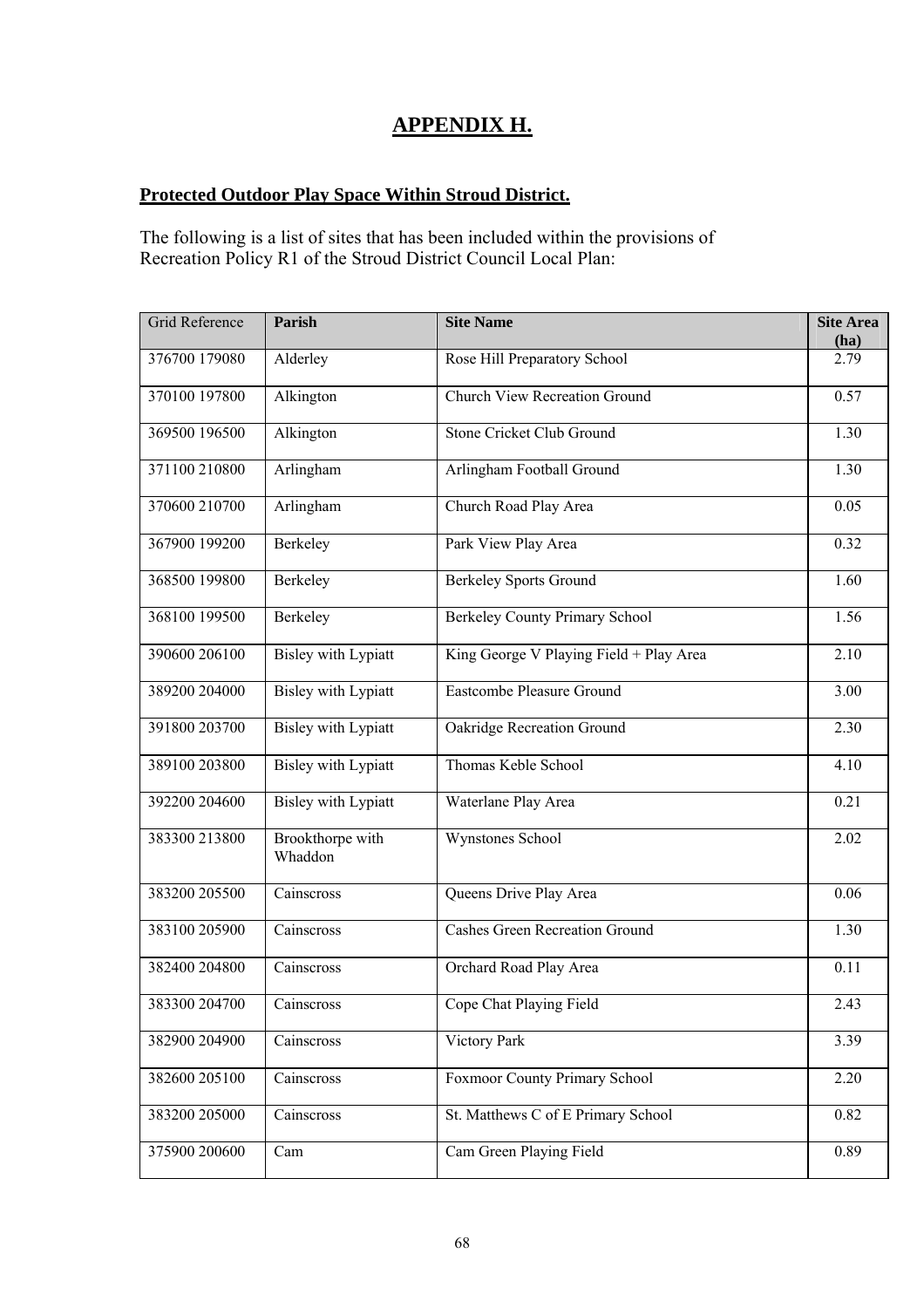# APPENDIX H.

## Protected Outdoor Play Space Within Stroud District.

The following is a list of sites that has been included within the provisions of Recreation Policy R1 of the Stroud District Council Local Plan:

| Grid Reference | Parish | Site Name | Site Area (ha) |
|---|---|---|---|
| 376700 179080 | Alderley | Rose Hill Preparatory School | 2.79 |
| 370100 197800 | Alkington | Church View Recreation Ground | 0.57 |
| 369500 196500 | Alkington | Stone Cricket Club Ground | 1.30 |
| 371100 210800 | Arlingham | Arlingham Football Ground | 1.30 |
| 370600 210700 | Arlingham | Church Road Play Area | 0.05 |
| 367900 199200 | Berkeley | Park View Play Area | 0.32 |
| 368500 199800 | Berkeley | Berkeley Sports Ground | 1.60 |
| 368100 199500 | Berkeley | Berkeley County Primary School | 1.56 |
| 390600 206100 | Bisley with Lypiatt | King George V Playing Field + Play Area | 2.10 |
| 389200 204000 | Bisley with Lypiatt | Eastcombe Pleasure Ground | 3.00 |
| 391800 203700 | Bisley with Lypiatt | Oakridge Recreation Ground | 2.30 |
| 389100 203800 | Bisley with Lypiatt | Thomas Keble School | 4.10 |
| 392200 204600 | Bisley with Lypiatt | Waterlane Play Area | 0.21 |
| 383300 213800 | Brookthorpe with Whaddon | Wynstones School | 2.02 |
| 383200 205500 | Cainscross | Queens Drive Play Area | 0.06 |
| 383100 205900 | Cainscross | Cashes Green Recreation Ground | 1.30 |
| 382400 204800 | Cainscross | Orchard Road Play Area | 0.11 |
| 383300 204700 | Cainscross | Cope Chat Playing Field | 2.43 |
| 382900 204900 | Cainscross | Victory Park | 3.39 |
| 382600 205100 | Cainscross | Foxmoor County Primary School | 2.20 |
| 383200 205000 | Cainscross | St. Matthews C of E Primary School | 0.82 |
| 375900 200600 | Cam | Cam Green Playing Field | 0.89 |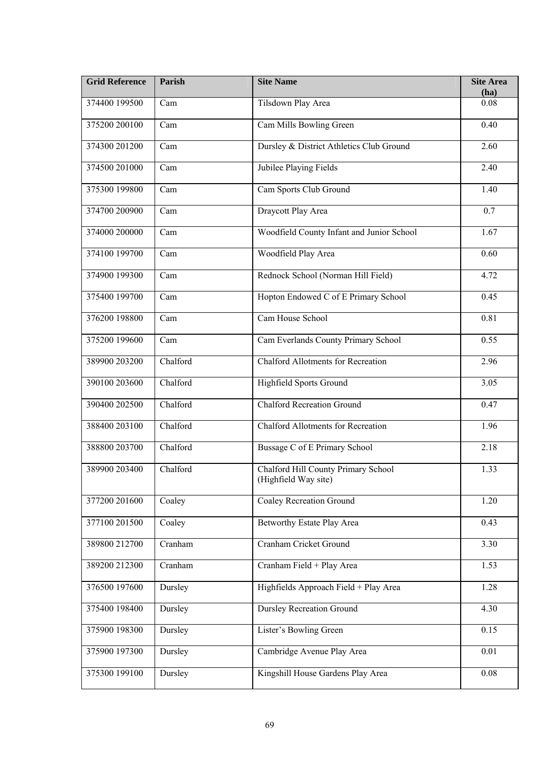| Grid Reference | Parish | Site Name | Site Area (ha) |
| --- | --- | --- | --- |
| 374400 199500 | Cam | Tilsdown Play Area | 0.08 |
| 375200 200100 | Cam | Cam Mills Bowling Green | 0.40 |
| 374300 201200 | Cam | Dursley & District Athletics Club Ground | 2.60 |
| 374500 201000 | Cam | Jubilee Playing Fields | 2.40 |
| 375300 199800 | Cam | Cam Sports Club Ground | 1.40 |
| 374700 200900 | Cam | Draycott Play Area | 0.7 |
| 374000 200000 | Cam | Woodfield County Infant and Junior School | 1.67 |
| 374100 199700 | Cam | Woodfield Play Area | 0.60 |
| 374900 199300 | Cam | Rednock School (Norman Hill Field) | 4.72 |
| 375400 199700 | Cam | Hopton Endowed C of E Primary School | 0.45 |
| 376200 198800 | Cam | Cam House School | 0.81 |
| 375200 199600 | Cam | Cam Everlands County Primary School | 0.55 |
| 389900 203200 | Chalford | Chalford Allotments for Recreation | 2.96 |
| 390100 203600 | Chalford | Highfield Sports Ground | 3.05 |
| 390400 202500 | Chalford | Chalford Recreation Ground | 0.47 |
| 388400 203100 | Chalford | Chalford Allotments for Recreation | 1.96 |
| 388800 203700 | Chalford | Bussage C of E Primary School | 2.18 |
| 389900 203400 | Chalford | Chalford Hill County Primary School (Highfield Way site) | 1.33 |
| 377200 201600 | Coaley | Coaley Recreation Ground | 1.20 |
| 377100 201500 | Coaley | Betworthy Estate Play Area | 0.43 |
| 389800 212700 | Cranham | Cranham Cricket Ground | 3.30 |
| 389200 212300 | Cranham | Cranham Field + Play Area | 1.53 |
| 376500 197600 | Dursley | Highfields Approach Field + Play Area | 1.28 |
| 375400 198400 | Dursley | Dursley Recreation Ground | 4.30 |
| 375900 198300 | Dursley | Lister's Bowling Green | 0.15 |
| 375900 197300 | Dursley | Cambridge Avenue Play Area | 0.01 |
| 375300 199100 | Dursley | Kingshill House Gardens Play Area | 0.08 |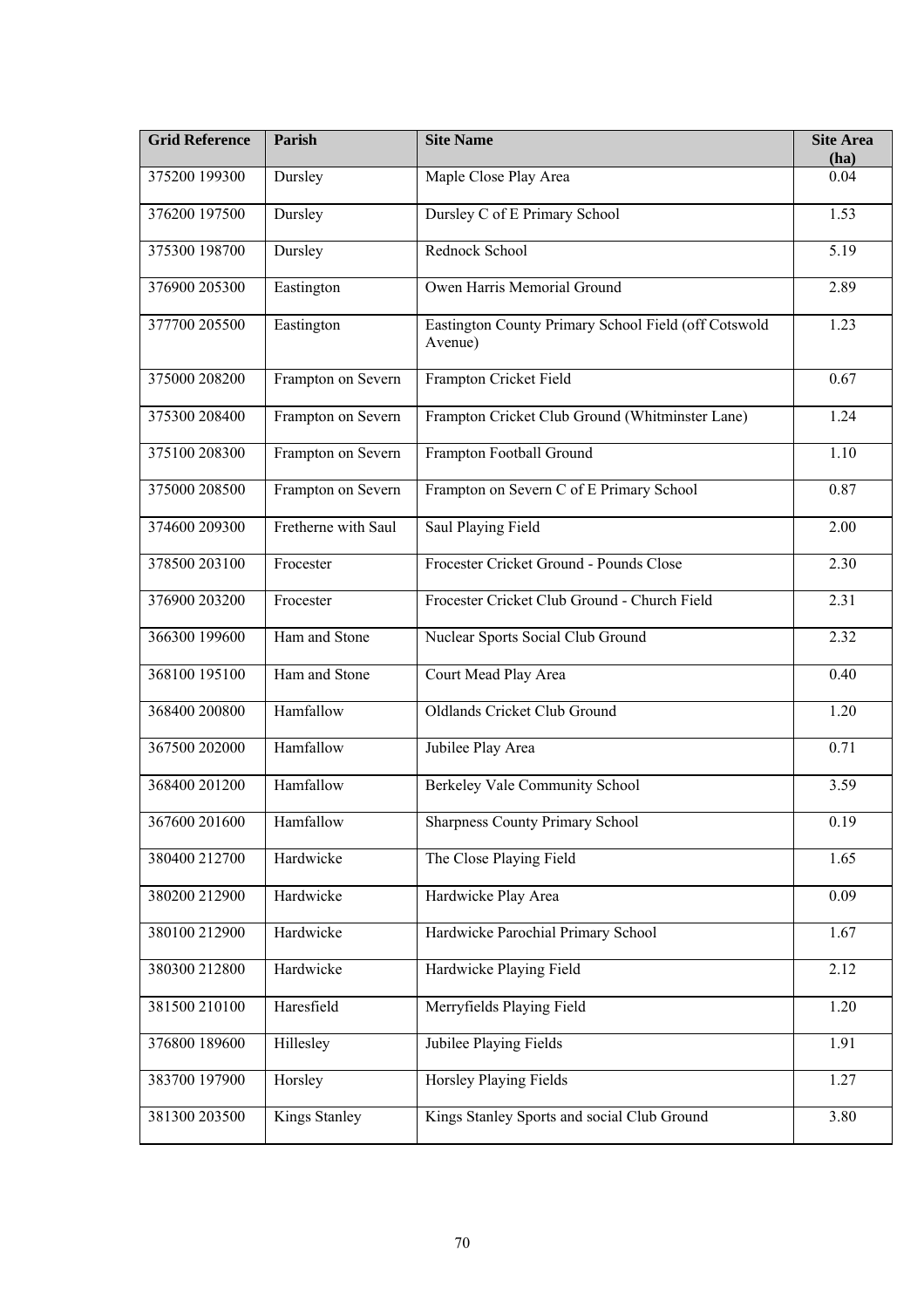| Grid Reference | Parish | Site Name | Site Area (ha) |
|---|---|---|---|
| 375200 199300 | Dursley | Maple Close Play Area | 0.04 |
| 376200 197500 | Dursley | Dursley C of E Primary School | 1.53 |
| 375300 198700 | Dursley | Rednock School | 5.19 |
| 376900 205300 | Eastington | Owen Harris Memorial Ground | 2.89 |
| 377700 205500 | Eastington | Eastington County Primary School Field (off Cotswold Avenue) | 1.23 |
| 375000 208200 | Frampton on Severn | Frampton Cricket Field | 0.67 |
| 375300 208400 | Frampton on Severn | Frampton Cricket Club Ground (Whitminster Lane) | 1.24 |
| 375100 208300 | Frampton on Severn | Frampton Football Ground | 1.10 |
| 375000 208500 | Frampton on Severn | Frampton on Severn C of E Primary School | 0.87 |
| 374600 209300 | Fretherne with Saul | Saul Playing Field | 2.00 |
| 378500 203100 | Frocester | Frocester Cricket Ground - Pounds Close | 2.30 |
| 376900 203200 | Frocester | Frocester Cricket Club Ground - Church Field | 2.31 |
| 366300 199600 | Ham and Stone | Nuclear Sports Social Club Ground | 2.32 |
| 368100 195100 | Ham and Stone | Court Mead Play Area | 0.40 |
| 368400 200800 | Hamfallow | Oldlands Cricket Club Ground | 1.20 |
| 367500 202000 | Hamfallow | Jubilee Play Area | 0.71 |
| 368400 201200 | Hamfallow | Berkeley Vale Community School | 3.59 |
| 367600 201600 | Hamfallow | Sharpness County Primary School | 0.19 |
| 380400 212700 | Hardwicke | The Close Playing Field | 1.65 |
| 380200 212900 | Hardwicke | Hardwicke Play Area | 0.09 |
| 380100 212900 | Hardwicke | Hardwicke Parochial Primary School | 1.67 |
| 380300 212800 | Hardwicke | Hardwicke Playing Field | 2.12 |
| 381500 210100 | Haresfield | Merryfields Playing Field | 1.20 |
| 376800 189600 | Hillesley | Jubilee Playing Fields | 1.91 |
| 383700 197900 | Horsley | Horsley Playing Fields | 1.27 |
| 381300 203500 | Kings Stanley | Kings Stanley Sports and social Club Ground | 3.80 |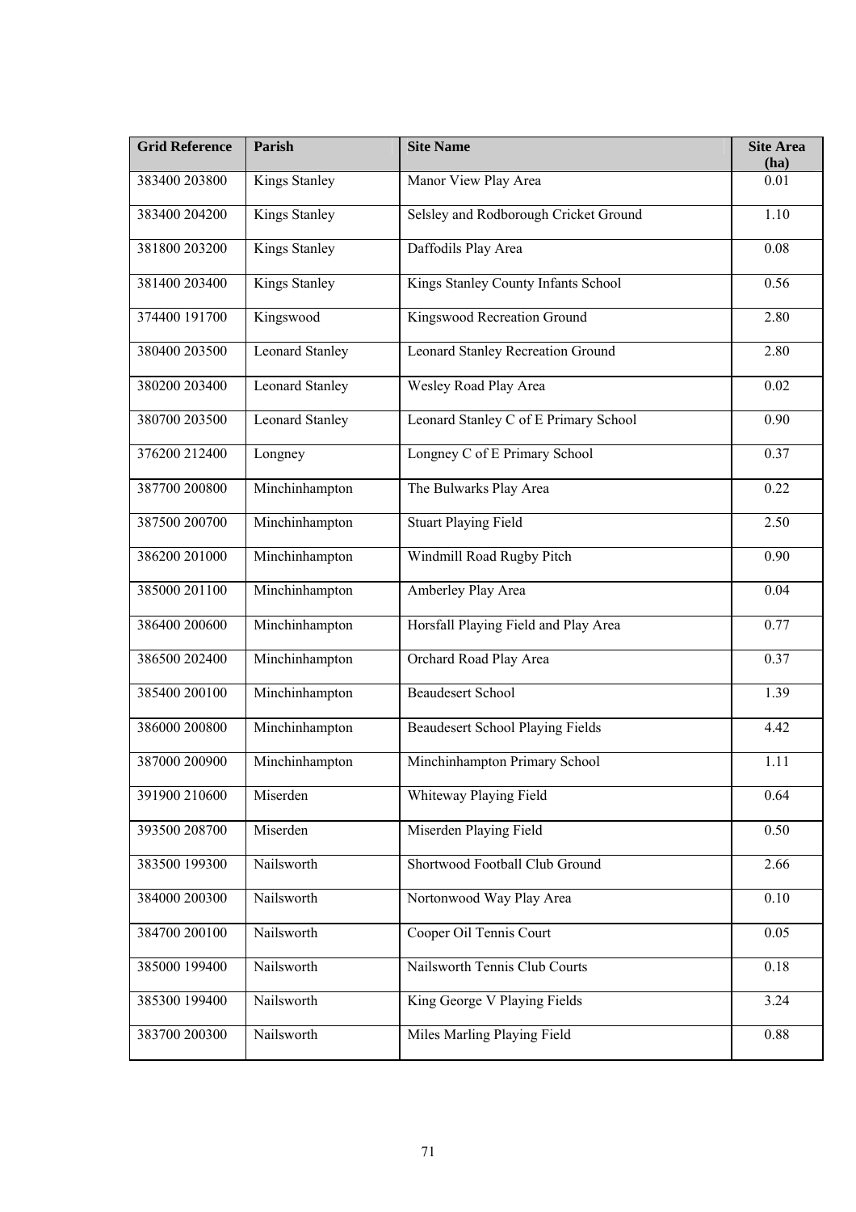| Grid Reference | Parish | Site Name | Site Area (ha) |
|---|---|---|---|
| 383400 203800 | Kings Stanley | Manor View Play Area | 0.01 |
| 383400 204200 | Kings Stanley | Selsley and Rodborough Cricket Ground | 1.10 |
| 381800 203200 | Kings Stanley | Daffodils Play Area | 0.08 |
| 381400 203400 | Kings Stanley | Kings Stanley County Infants School | 0.56 |
| 374400 191700 | Kingswood | Kingswood Recreation Ground | 2.80 |
| 380400 203500 | Leonard Stanley | Leonard Stanley Recreation Ground | 2.80 |
| 380200 203400 | Leonard Stanley | Wesley Road Play Area | 0.02 |
| 380700 203500 | Leonard Stanley | Leonard Stanley C of E Primary School | 0.90 |
| 376200 212400 | Longney | Longney C of E Primary School | 0.37 |
| 387700 200800 | Minchinhampton | The Bulwarks Play Area | 0.22 |
| 387500 200700 | Minchinhampton | Stuart Playing Field | 2.50 |
| 386200 201000 | Minchinhampton | Windmill Road Rugby Pitch | 0.90 |
| 385000 201100 | Minchinhampton | Amberley Play Area | 0.04 |
| 386400 200600 | Minchinhampton | Horsfall Playing Field and Play Area | 0.77 |
| 386500 202400 | Minchinhampton | Orchard Road Play Area | 0.37 |
| 385400 200100 | Minchinhampton | Beaudesert School | 1.39 |
| 386000 200800 | Minchinhampton | Beaudesert School Playing Fields | 4.42 |
| 387000 200900 | Minchinhampton | Minchinhampton Primary School | 1.11 |
| 391900 210600 | Miserden | Whiteway Playing Field | 0.64 |
| 393500 208700 | Miserden | Miserden Playing Field | 0.50 |
| 383500 199300 | Nailsworth | Shortwood Football Club Ground | 2.66 |
| 384000 200300 | Nailsworth | Nortonwood Way Play Area | 0.10 |
| 384700 200100 | Nailsworth | Cooper Oil Tennis Court | 0.05 |
| 385000 199400 | Nailsworth | Nailsworth Tennis Club Courts | 0.18 |
| 385300 199400 | Nailsworth | King George V Playing Fields | 3.24 |
| 383700 200300 | Nailsworth | Miles Marling Playing Field | 0.88 |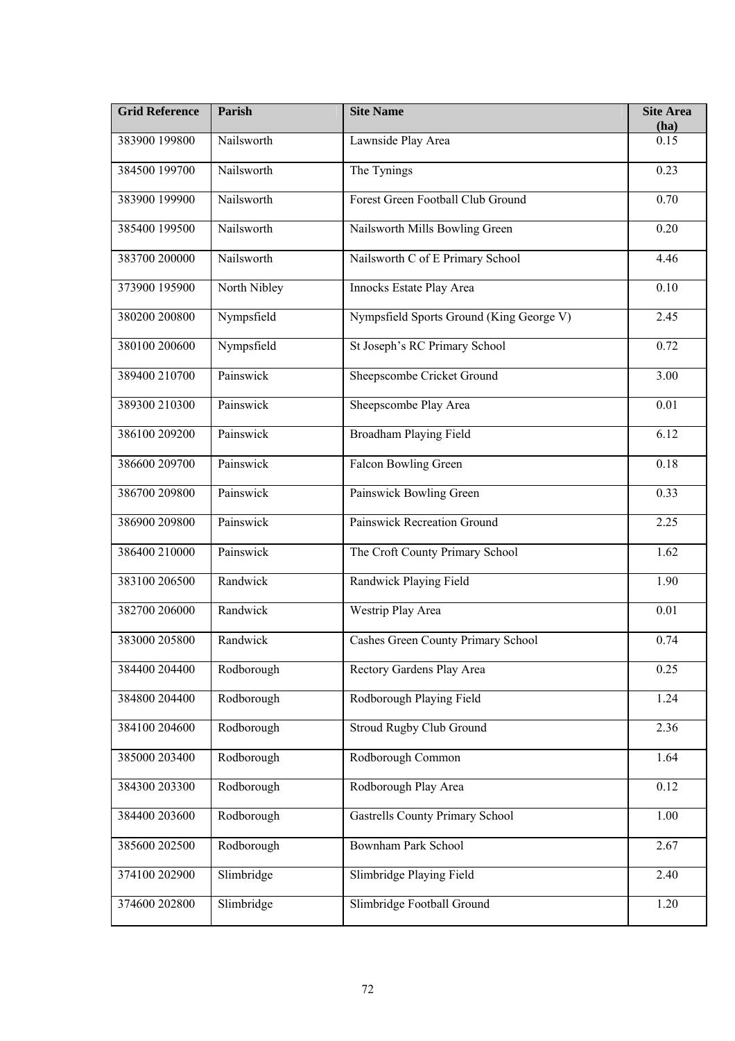| Grid Reference | Parish | Site Name | Site Area (ha) |
|---|---|---|---|
| 383900 199800 | Nailsworth | Lawnside Play Area | 0.15 |
| 384500 199700 | Nailsworth | The Tynings | 0.23 |
| 383900 199900 | Nailsworth | Forest Green Football Club Ground | 0.70 |
| 385400 199500 | Nailsworth | Nailsworth Mills Bowling Green | 0.20 |
| 383700 200000 | Nailsworth | Nailsworth C of E Primary School | 4.46 |
| 373900 195900 | North Nibley | Innocks Estate Play Area | 0.10 |
| 380200 200800 | Nympsfield | Nympsfield Sports Ground (King George V) | 2.45 |
| 380100 200600 | Nympsfield | St Joseph's RC Primary School | 0.72 |
| 389400 210700 | Painswick | Sheepscombe Cricket Ground | 3.00 |
| 389300 210300 | Painswick | Sheepscombe Play Area | 0.01 |
| 386100 209200 | Painswick | Broadham Playing Field | 6.12 |
| 386600 209700 | Painswick | Falcon Bowling Green | 0.18 |
| 386700 209800 | Painswick | Painswick Bowling Green | 0.33 |
| 386900 209800 | Painswick | Painswick Recreation Ground | 2.25 |
| 386400 210000 | Painswick | The Croft County Primary School | 1.62 |
| 383100 206500 | Randwick | Randwick Playing Field | 1.90 |
| 382700 206000 | Randwick | Westrip Play Area | 0.01 |
| 383000 205800 | Randwick | Cashes Green County Primary School | 0.74 |
| 384400 204400 | Rodborough | Rectory Gardens Play Area | 0.25 |
| 384800 204400 | Rodborough | Rodborough Playing Field | 1.24 |
| 384100 204600 | Rodborough | Stroud Rugby Club Ground | 2.36 |
| 385000 203400 | Rodborough | Rodborough Common | 1.64 |
| 384300 203300 | Rodborough | Rodborough Play Area | 0.12 |
| 384400 203600 | Rodborough | Gastrells County Primary School | 1.00 |
| 385600 202500 | Rodborough | Bownham Park School | 2.67 |
| 374100 202900 | Slimbridge | Slimbridge Playing Field | 2.40 |
| 374600 202800 | Slimbridge | Slimbridge Football Ground | 1.20 |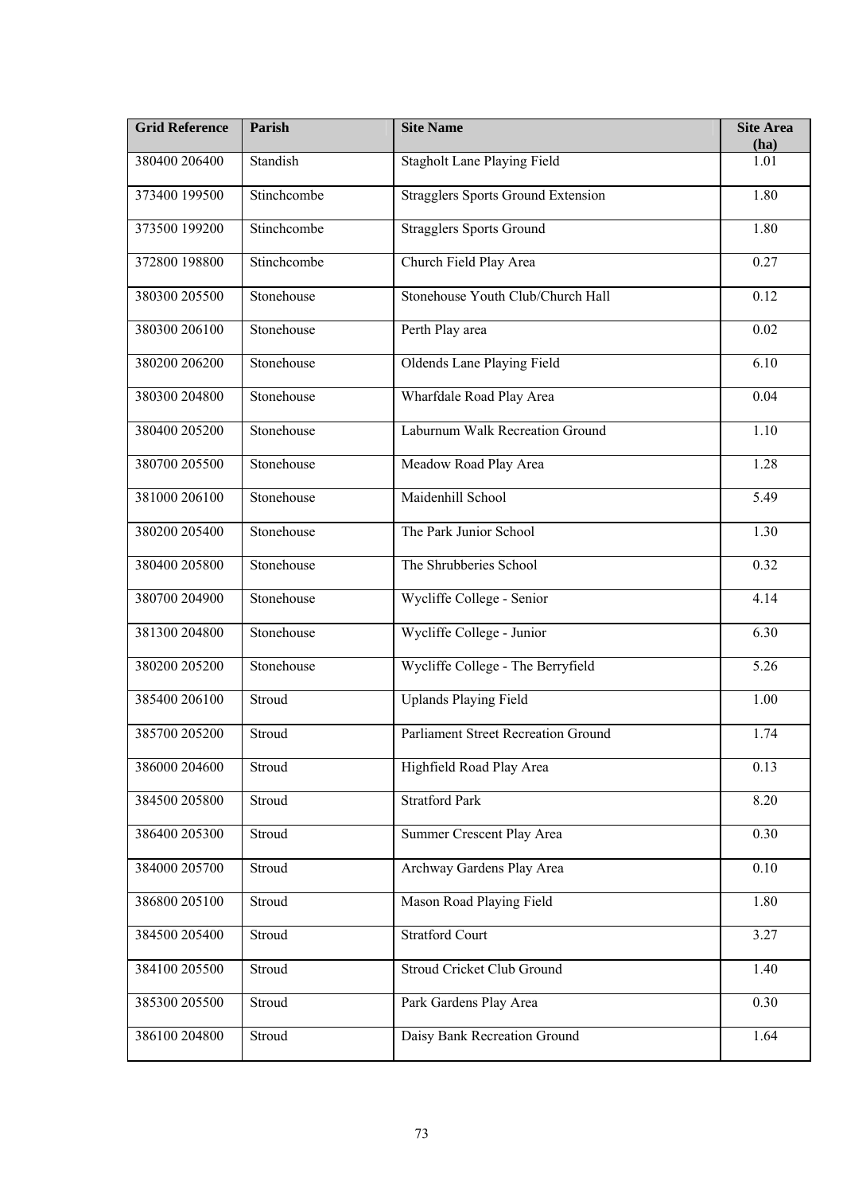| Grid Reference | Parish | Site Name | Site Area (ha) |
|---|---|---|---|
| 380400 206400 | Standish | Stagholt Lane Playing Field | 1.01 |
| 373400 199500 | Stinchcombe | Stragglers Sports Ground Extension | 1.80 |
| 373500 199200 | Stinchcombe | Stragglers Sports Ground | 1.80 |
| 372800 198800 | Stinchcombe | Church Field Play Area | 0.27 |
| 380300 205500 | Stonehouse | Stonehouse Youth Club/Church Hall | 0.12 |
| 380300 206100 | Stonehouse | Perth Play area | 0.02 |
| 380200 206200 | Stonehouse | Oldends Lane Playing Field | 6.10 |
| 380300 204800 | Stonehouse | Wharfdale Road Play Area | 0.04 |
| 380400 205200 | Stonehouse | Laburnum Walk Recreation Ground | 1.10 |
| 380700 205500 | Stonehouse | Meadow Road Play Area | 1.28 |
| 381000 206100 | Stonehouse | Maidenhill School | 5.49 |
| 380200 205400 | Stonehouse | The Park Junior School | 1.30 |
| 380400 205800 | Stonehouse | The Shrubberies School | 0.32 |
| 380700 204900 | Stonehouse | Wycliffe College - Senior | 4.14 |
| 381300 204800 | Stonehouse | Wycliffe College - Junior | 6.30 |
| 380200 205200 | Stonehouse | Wycliffe College - The Berryfield | 5.26 |
| 385400 206100 | Stroud | Uplands Playing Field | 1.00 |
| 385700 205200 | Stroud | Parliament Street Recreation Ground | 1.74 |
| 386000 204600 | Stroud | Highfield Road Play Area | 0.13 |
| 384500 205800 | Stroud | Stratford Park | 8.20 |
| 386400 205300 | Stroud | Summer Crescent Play Area | 0.30 |
| 384000 205700 | Stroud | Archway Gardens Play Area | 0.10 |
| 386800 205100 | Stroud | Mason Road Playing Field | 1.80 |
| 384500 205400 | Stroud | Stratford Court | 3.27 |
| 384100 205500 | Stroud | Stroud Cricket Club Ground | 1.40 |
| 385300 205500 | Stroud | Park Gardens Play Area | 0.30 |
| 386100 204800 | Stroud | Daisy Bank Recreation Ground | 1.64 |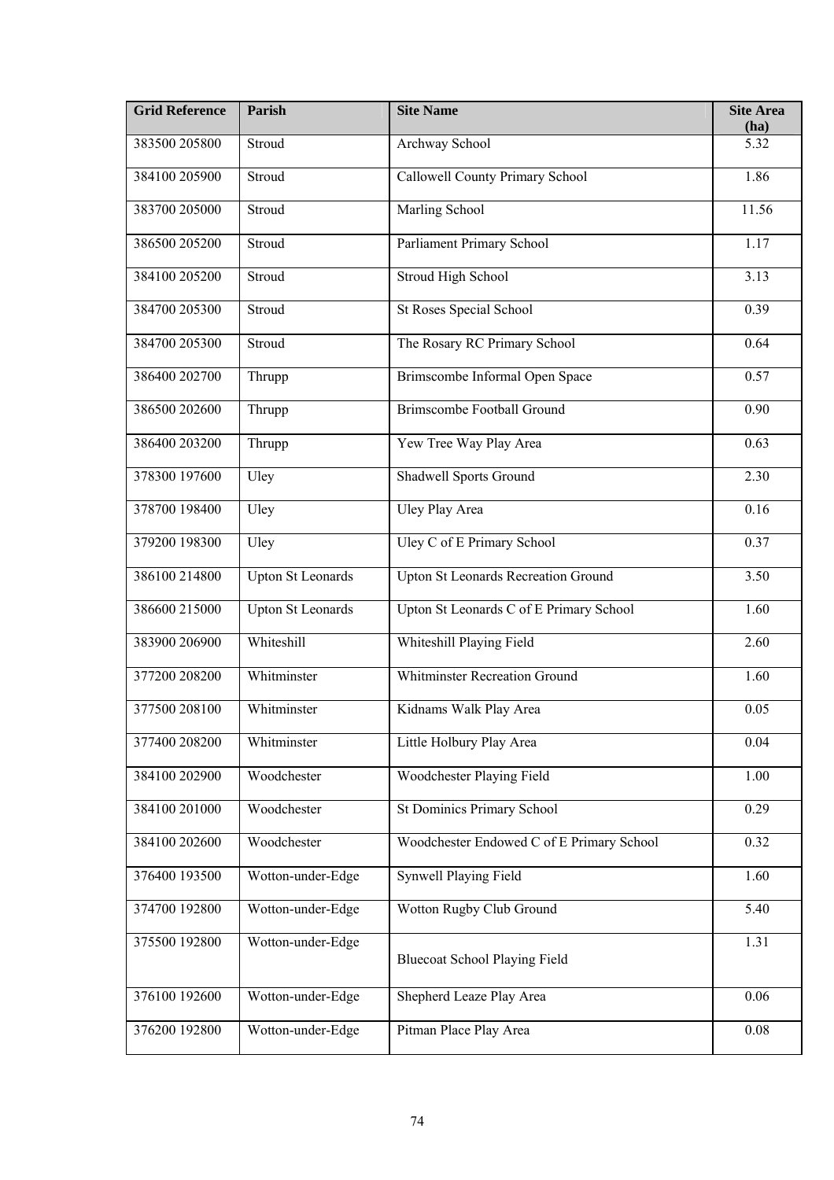| Grid Reference | Parish | Site Name | Site Area (ha) |
|---|---|---|---|
| 383500 205800 | Stroud | Archway School | 5.32 |
| 384100 205900 | Stroud | Callowell County Primary School | 1.86 |
| 383700 205000 | Stroud | Marling School | 11.56 |
| 386500 205200 | Stroud | Parliament Primary School | 1.17 |
| 384100 205200 | Stroud | Stroud High School | 3.13 |
| 384700 205300 | Stroud | St Roses Special School | 0.39 |
| 384700 205300 | Stroud | The Rosary RC Primary School | 0.64 |
| 386400 202700 | Thrupp | Brimscombe Informal Open Space | 0.57 |
| 386500 202600 | Thrupp | Brimscombe Football Ground | 0.90 |
| 386400 203200 | Thrupp | Yew Tree Way Play Area | 0.63 |
| 378300 197600 | Uley | Shadwell Sports Ground | 2.30 |
| 378700 198400 | Uley | Uley Play Area | 0.16 |
| 379200 198300 | Uley | Uley C of E Primary School | 0.37 |
| 386100 214800 | Upton St Leonards | Upton St Leonards Recreation Ground | 3.50 |
| 386600 215000 | Upton St Leonards | Upton St Leonards C of E Primary School | 1.60 |
| 383900 206900 | Whiteshill | Whiteshill Playing Field | 2.60 |
| 377200 208200 | Whitminster | Whitminster Recreation Ground | 1.60 |
| 377500 208100 | Whitminster | Kidnams Walk Play Area | 0.05 |
| 377400 208200 | Whitminster | Little Holbury Play Area | 0.04 |
| 384100 202900 | Woodchester | Woodchester Playing Field | 1.00 |
| 384100 201000 | Woodchester | St Dominics Primary School | 0.29 |
| 384100 202600 | Woodchester | Woodchester Endowed C of E Primary School | 0.32 |
| 376400 193500 | Wotton-under-Edge | Synwell Playing Field | 1.60 |
| 374700 192800 | Wotton-under-Edge | Wotton Rugby Club Ground | 5.40 |
| 375500 192800 | Wotton-under-Edge | Bluecoat School Playing Field | 1.31 |
| 376100 192600 | Wotton-under-Edge | Shepherd Leaze Play Area | 0.06 |
| 376200 192800 | Wotton-under-Edge | Pitman Place Play Area | 0.08 |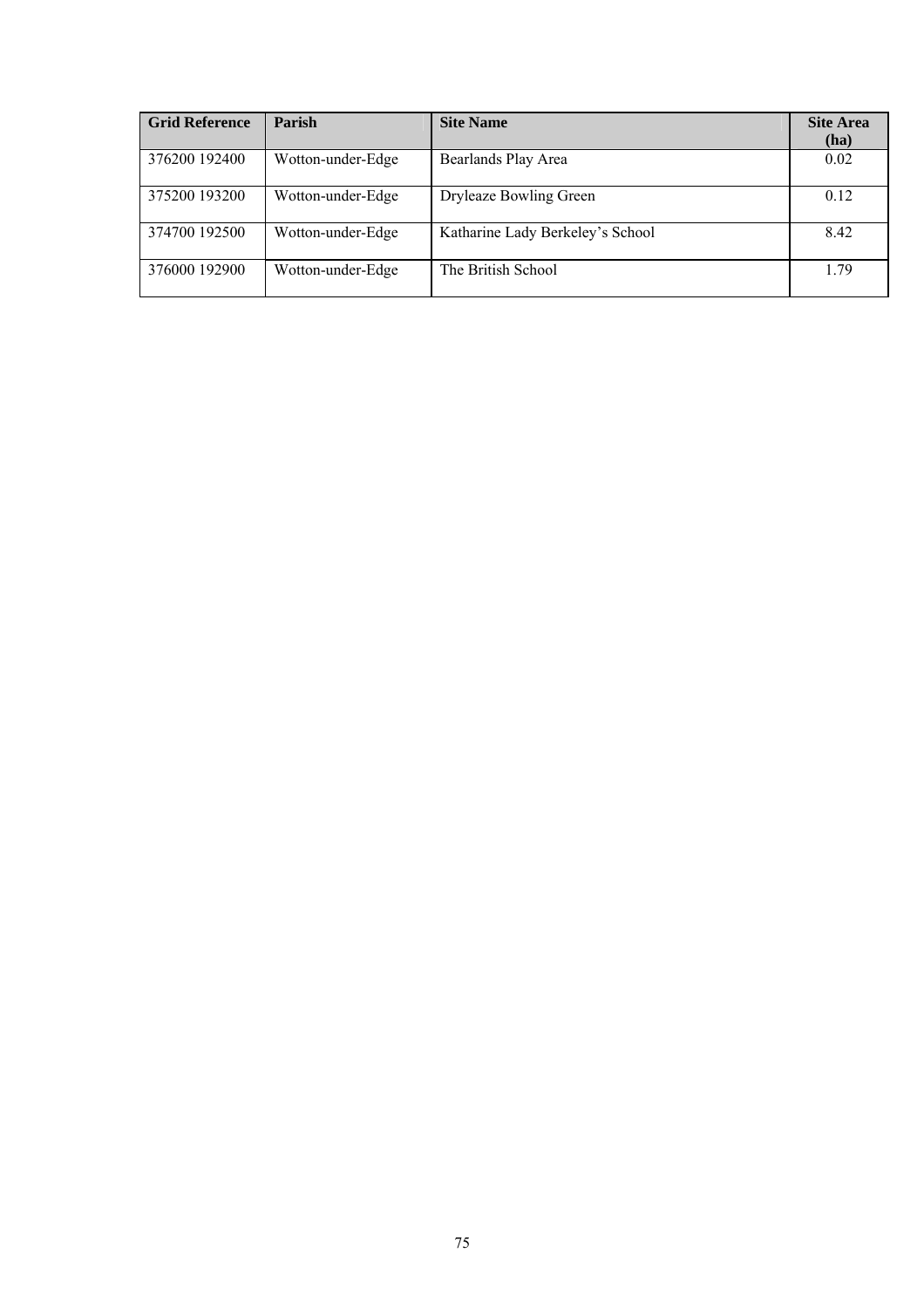| Grid Reference | Parish | Site Name | Site Area (ha) |
|---|---|---|---|
| 376200 192400 | Wotton-under-Edge | Bearlands Play Area | 0.02 |
| 375200 193200 | Wotton-under-Edge | Dryleaze Bowling Green | 0.12 |
| 374700 192500 | Wotton-under-Edge | Katharine Lady Berkeley's School | 8.42 |
| 376000 192900 | Wotton-under-Edge | The British School | 1.79 |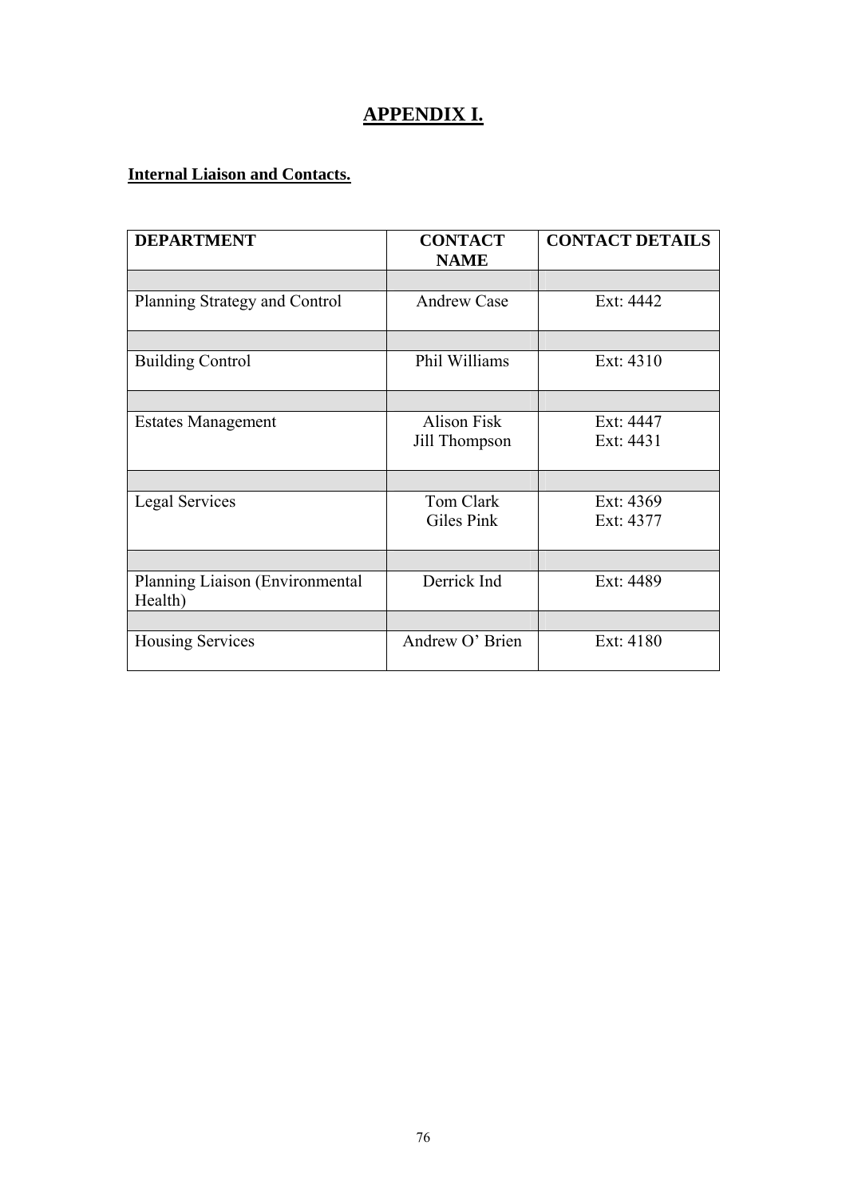# APPENDIX I.

**Internal Liaison and Contacts.**

| DEPARTMENT | CONTACT NAME | CONTACT DETAILS |
|---|---|---|
| | | |
| Planning Strategy and Control | Andrew Case | Ext: 4442 |
| | | |
| Building Control | Phil Williams | Ext: 4310 |
| | | |
| Estates Management | Alison Fisk<br>Jill Thompson | Ext: 4447<br>Ext: 4431 |
| | | |
| Legal Services | Tom Clark<br>Giles Pink | Ext: 4369<br>Ext: 4377 |
| | | |
| Planning Liaison (Environmental Health) | Derrick Ind | Ext: 4489 |
| | | |
| Housing Services | Andrew O' Brien | Ext: 4180 |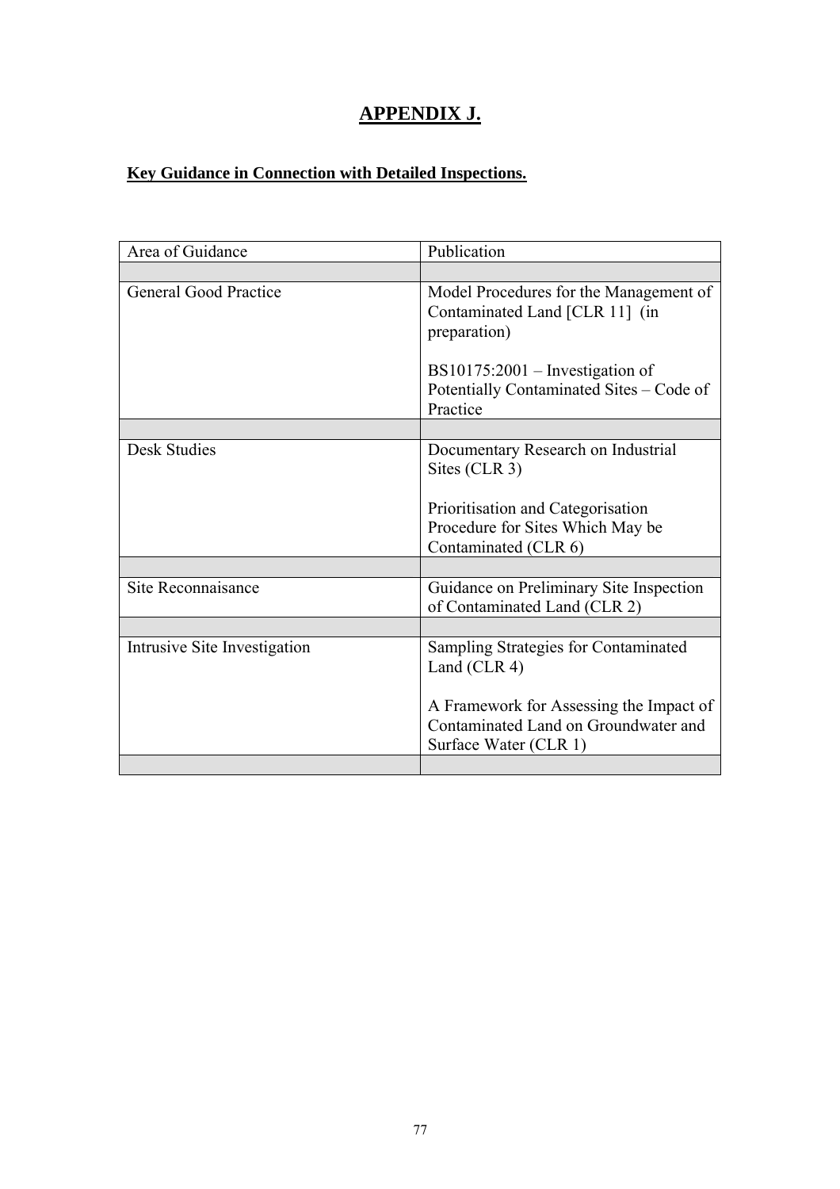# APPENDIX J.

**Key Guidance in Connection with Detailed Inspections.**

| Area of Guidance | Publication |
|---|---|
| | |
| General Good Practice | Model Procedures for the Management of Contaminated Land [CLR 11] (in preparation)<br><br>BS10175:2001 – Investigation of Potentially Contaminated Sites – Code of Practice |
| | |
| Desk Studies | Documentary Research on Industrial Sites (CLR 3)<br><br>Prioritisation and Categorisation Procedure for Sites Which May be Contaminated (CLR 6) |
| | |
| Site Reconnaisance | Guidance on Preliminary Site Inspection of Contaminated Land (CLR 2) |
| | |
| Intrusive Site Investigation | Sampling Strategies for Contaminated Land (CLR 4)<br><br>A Framework for Assessing the Impact of Contaminated Land on Groundwater and Surface Water (CLR 1) |
| | |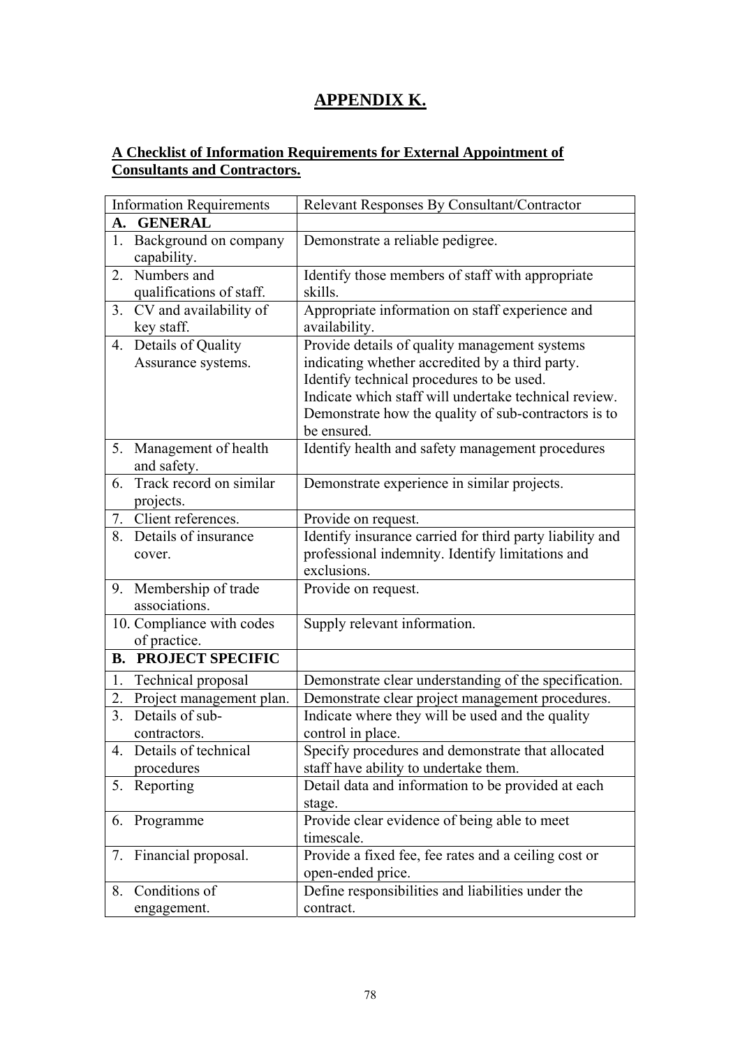# APPENDIX K.

## A Checklist of Information Requirements for External Appointment of Consultants and Contractors.

| Information Requirements | Relevant Responses By Consultant/Contractor |
|---|---|
| **A. GENERAL** | |
| 1. Background on company capability. | Demonstrate a reliable pedigree. |
| 2. Numbers and qualifications of staff. | Identify those members of staff with appropriate skills. |
| 3. CV and availability of key staff. | Appropriate information on staff experience and availability. |
| 4. Details of Quality Assurance systems. | Provide details of quality management systems indicating whether accredited by a third party. Identify technical procedures to be used. Indicate which staff will undertake technical review. Demonstrate how the quality of sub-contractors is to be ensured. |
| 5. Management of health and safety. | Identify health and safety management procedures |
| 6. Track record on similar projects. | Demonstrate experience in similar projects. |
| 7. Client references. | Provide on request. |
| 8. Details of insurance cover. | Identify insurance carried for third party liability and professional indemnity. Identify limitations and exclusions. |
| 9. Membership of trade associations. | Provide on request. |
| 10. Compliance with codes of practice. | Supply relevant information. |
| **B. PROJECT SPECIFIC** | |
| 1. Technical proposal | Demonstrate clear understanding of the specification. |
| 2. Project management plan. | Demonstrate clear project management procedures. |
| 3. Details of sub-contractors. | Indicate where they will be used and the quality control in place. |
| 4. Details of technical procedures | Specify procedures and demonstrate that allocated staff have ability to undertake them. |
| 5. Reporting | Detail data and information to be provided at each stage. |
| 6. Programme | Provide clear evidence of being able to meet timescale. |
| 7. Financial proposal. | Provide a fixed fee, fee rates and a ceiling cost or open-ended price. |
| 8. Conditions of engagement. | Define responsibilities and liabilities under the contract. |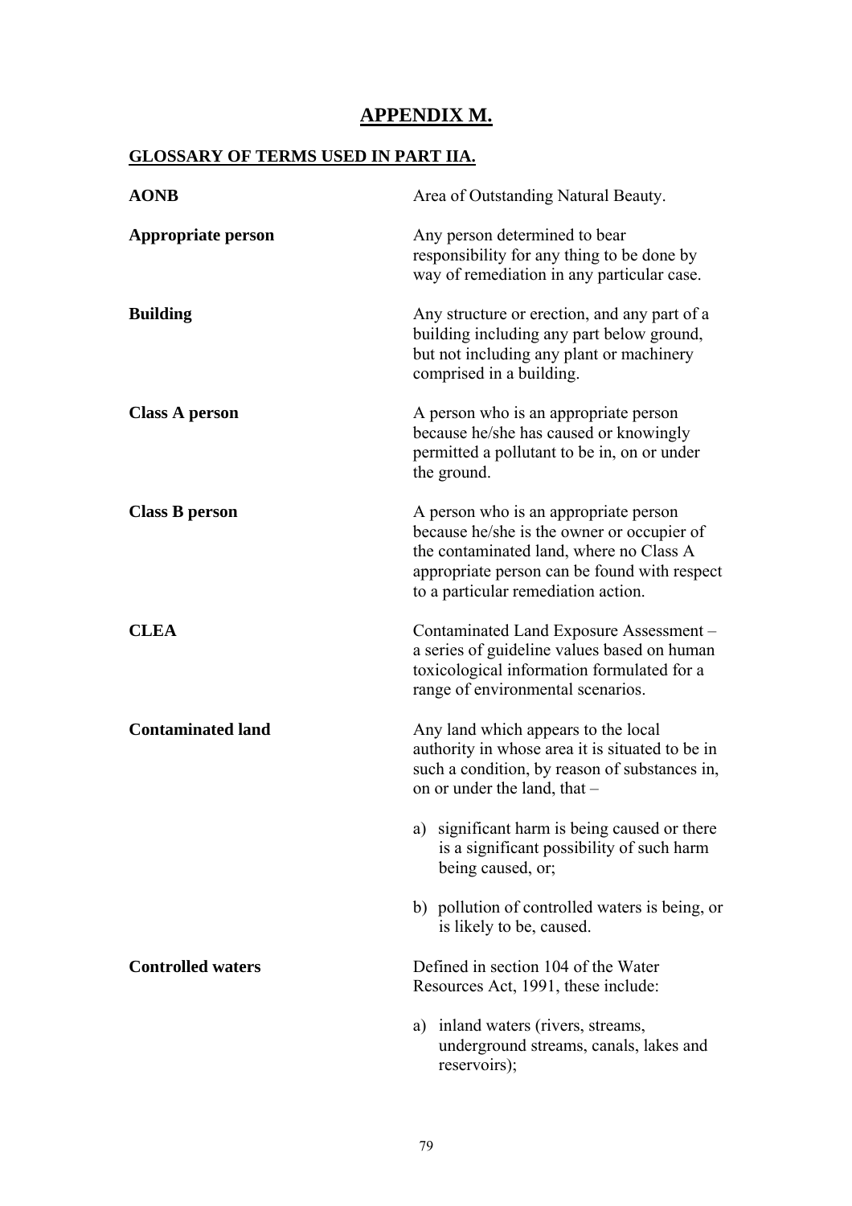# APPENDIX M.

## GLOSSARY OF TERMS USED IN PART IIA.

**AONB**

Area of Outstanding Natural Beauty.

**Appropriate person**

Any person determined to bear responsibility for any thing to be done by way of remediation in any particular case.

**Building**

Any structure or erection, and any part of a building including any part below ground, but not including any plant or machinery comprised in a building.

**Class A person**

A person who is an appropriate person because he/she has caused or knowingly permitted a pollutant to be in, on or under the ground.

**Class B person**

A person who is an appropriate person because he/she is the owner or occupier of the contaminated land, where no Class A appropriate person can be found with respect to a particular remediation action.

**CLEA**

Contaminated Land Exposure Assessment – a series of guideline values based on human toxicological information formulated for a range of environmental scenarios.

**Contaminated land**

Any land which appears to the local authority in whose area it is situated to be in such a condition, by reason of substances in, on or under the land, that –

a) significant harm is being caused or there is a significant possibility of such harm being caused, or;

b) pollution of controlled waters is being, or is likely to be, caused.

**Controlled waters**

Defined in section 104 of the Water Resources Act, 1991, these include:

a) inland waters (rivers, streams, underground streams, canals, lakes and reservoirs);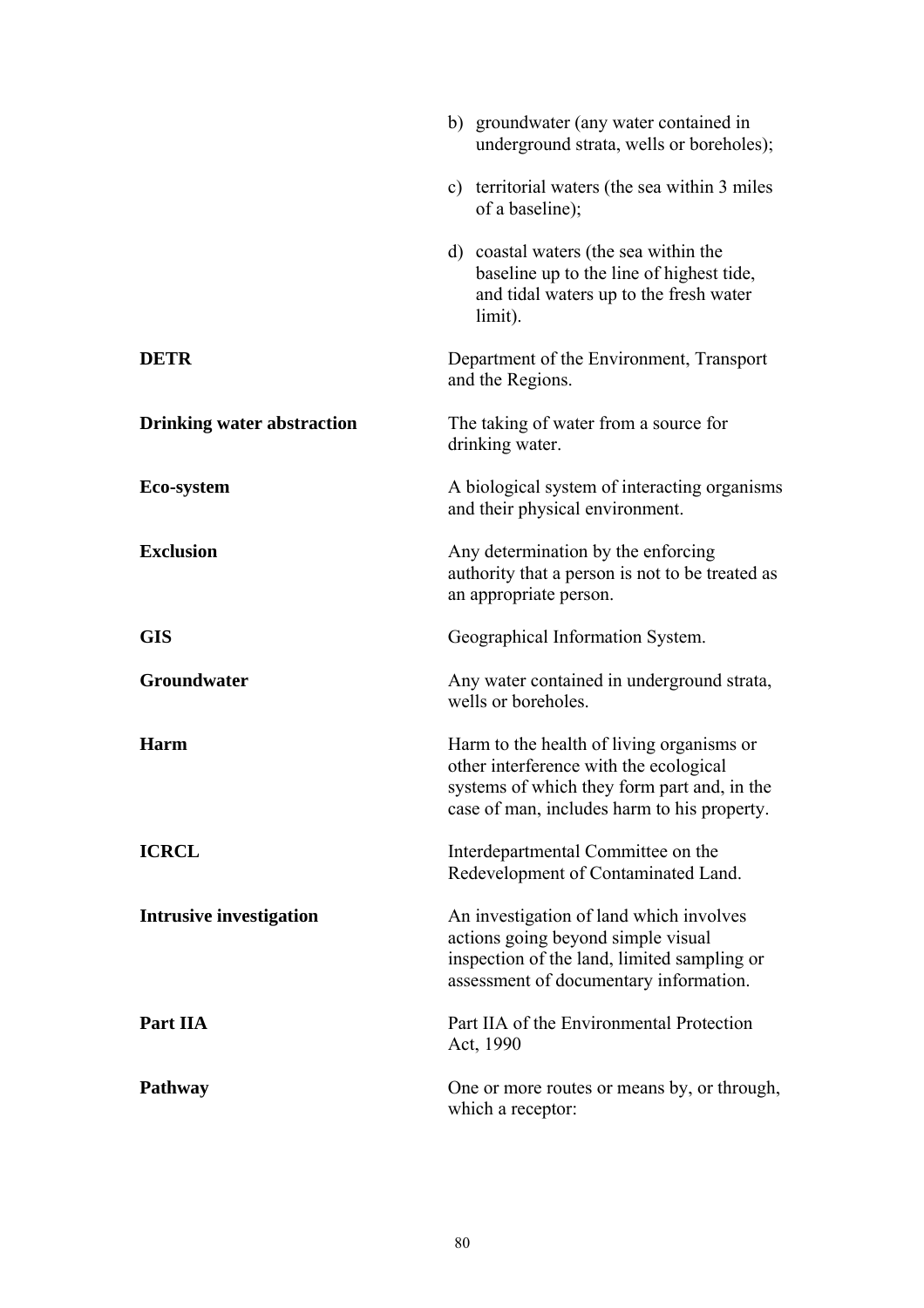|  |  |
|---|---|
|  | b) groundwater (any water contained in underground strata, wells or boreholes); |
|  | c) territorial waters (the sea within 3 miles of a baseline); |
|  | d) coastal waters (the sea within the baseline up to the line of highest tide, and tidal waters up to the fresh water limit). |
| **DETR** | Department of the Environment, Transport and the Regions. |
| **Drinking water abstraction** | The taking of water from a source for drinking water. |
| **Eco-system** | A biological system of interacting organisms and their physical environment. |
| **Exclusion** | Any determination by the enforcing authority that a person is not to be treated as an appropriate person. |
| **GIS** | Geographical Information System. |
| **Groundwater** | Any water contained in underground strata, wells or boreholes. |
| **Harm** | Harm to the health of living organisms or other interference with the ecological systems of which they form part and, in the case of man, includes harm to his property. |
| **ICRCL** | Interdepartmental Committee on the Redevelopment of Contaminated Land. |
| **Intrusive investigation** | An investigation of land which involves actions going beyond simple visual inspection of the land, limited sampling or assessment of documentary information. |
| **Part IIA** | Part IIA of the Environmental Protection Act, 1990 |
| **Pathway** | One or more routes or means by, or through, which a receptor: |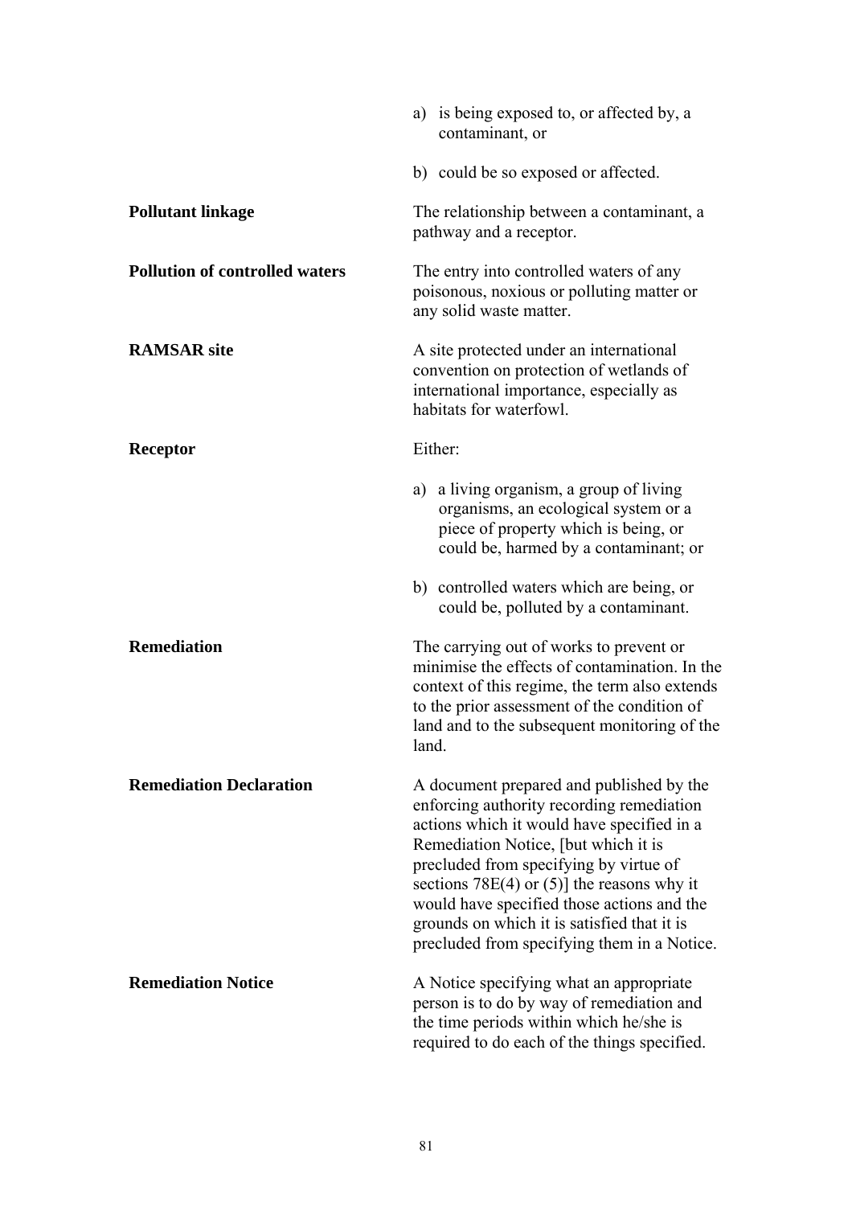| | |
|---|---|
| | a) is being exposed to, or affected by, a contaminant, or<br><br>b) could be so exposed or affected. |
| **Pollutant linkage** | The relationship between a contaminant, a pathway and a receptor. |
| **Pollution of controlled waters** | The entry into controlled waters of any poisonous, noxious or polluting matter or any solid waste matter. |
| **RAMSAR site** | A site protected under an international convention on protection of wetlands of international importance, especially as habitats for waterfowl. |
| **Receptor** | Either:<br><br>a) a living organism, a group of living organisms, an ecological system or a piece of property which is being, or could be, harmed by a contaminant; or<br><br>b) controlled waters which are being, or could be, polluted by a contaminant. |
| **Remediation** | The carrying out of works to prevent or minimise the effects of contamination. In the context of this regime, the term also extends to the prior assessment of the condition of land and to the subsequent monitoring of the land. |
| **Remediation Declaration** | A document prepared and published by the enforcing authority recording remediation actions which it would have specified in a Remediation Notice, [but which it is precluded from specifying by virtue of sections 78E(4) or (5)] the reasons why it would have specified those actions and the grounds on which it is satisfied that it is precluded from specifying them in a Notice. |
| **Remediation Notice** | A Notice specifying what an appropriate person is to do by way of remediation and the time periods within which he/she is required to do each of the things specified. |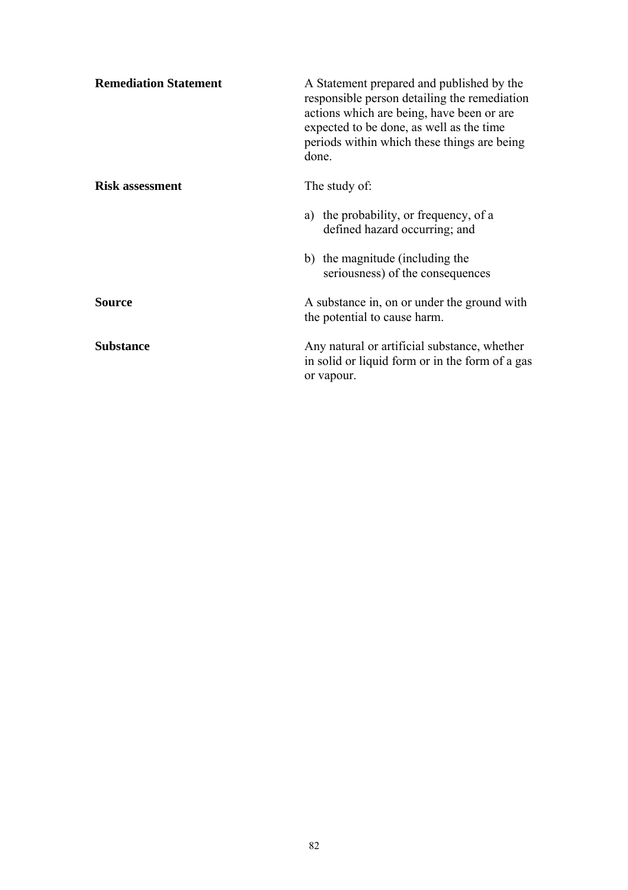| | |
|---|---|
| **Remediation Statement** | A Statement prepared and published by the responsible person detailing the remediation actions which are being, have been or are expected to be done, as well as the time periods within which these things are being done. |
| **Risk assessment** | The study of:<br><br>a) the probability, or frequency, of a defined hazard occurring; and<br><br>b) the magnitude (including the seriousness) of the consequences |
| **Source** | A substance in, on or under the ground with the potential to cause harm. |
| **Substance** | Any natural or artificial substance, whether in solid or liquid form or in the form of a gas or vapour. |